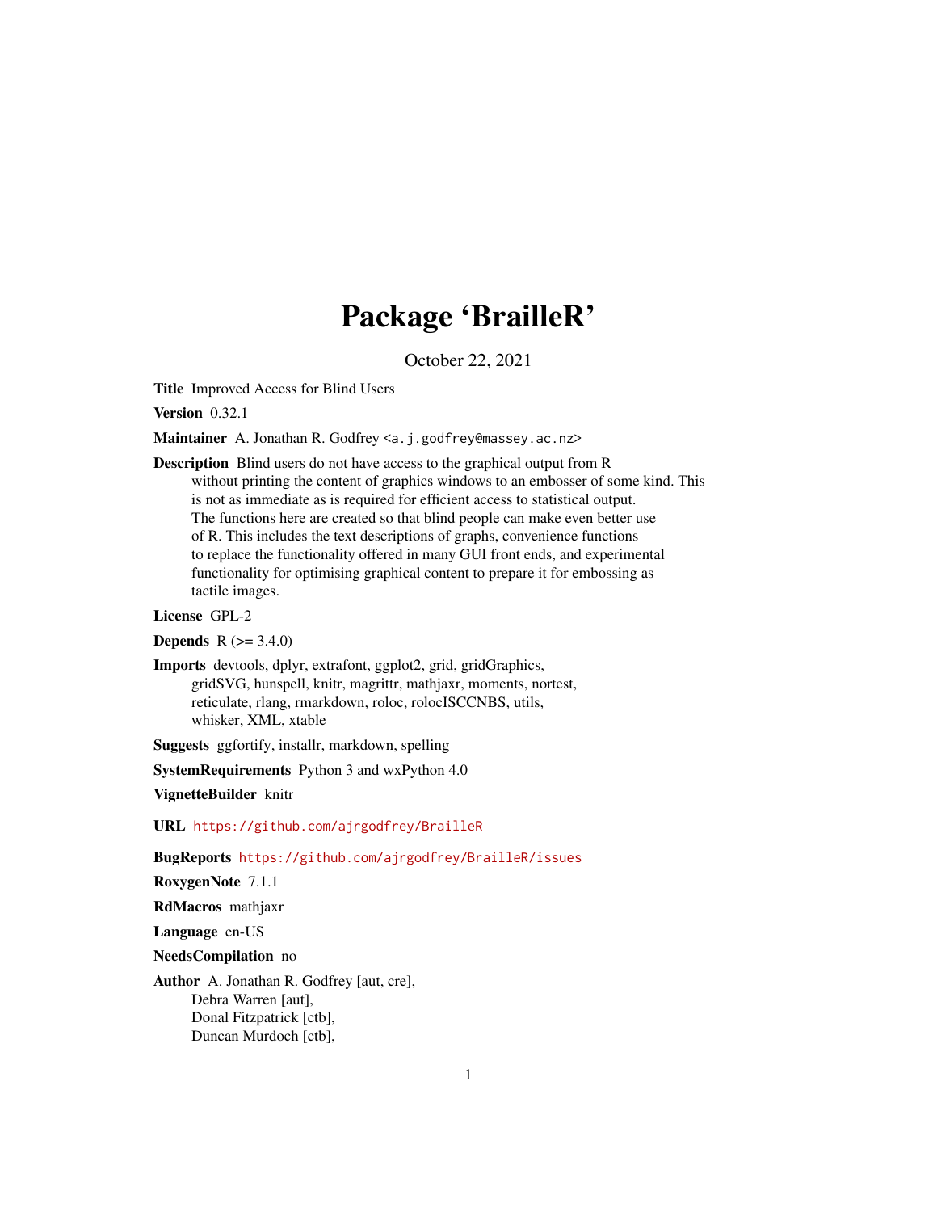# Package 'BrailleR'

October 22, 2021

**Title** Improved Access for Blind Users

**Version** 0.32.1

**Maintainer** A. Jonathan R. Godfrey <a.j.godfrey@massey.ac.nz>

**Description** Blind users do not have access to the graphical output from R without printing the content of graphics windows to an embosser of some kind. This is not as immediate as is required for efficient access to statistical output. The functions here are created so that blind people can make even better use of R. This includes the text descriptions of graphs, convenience functions to replace the functionality offered in many GUI front ends, and experimental functionality for optimising graphical content to prepare it for embossing as tactile images.

**License** GPL-2

**Depends** R (>= 3.4.0)

**Imports** devtools, dplyr, extrafont, ggplot2, grid, gridGraphics, gridSVG, hunspell, knitr, magrittr, mathjaxr, moments, nortest, reticulate, rlang, rmarkdown, roloc, rolocISCCNBS, utils, whisker, XML, xtable

**Suggests** ggfortify, installr, markdown, spelling

**SystemRequirements** Python 3 and wxPython 4.0

**VignetteBuilder** knitr

**URL** https://github.com/ajrgodfrey/BrailleR

**BugReports** https://github.com/ajrgodfrey/BrailleR/issues

**RoxygenNote** 7.1.1

**RdMacros** mathjaxr

**Language** en-US

**NeedsCompilation** no

**Author** A. Jonathan R. Godfrey [aut, cre],
Debra Warren [aut],
Donal Fitzpatrick [ctb],
Duncan Murdoch [ctb],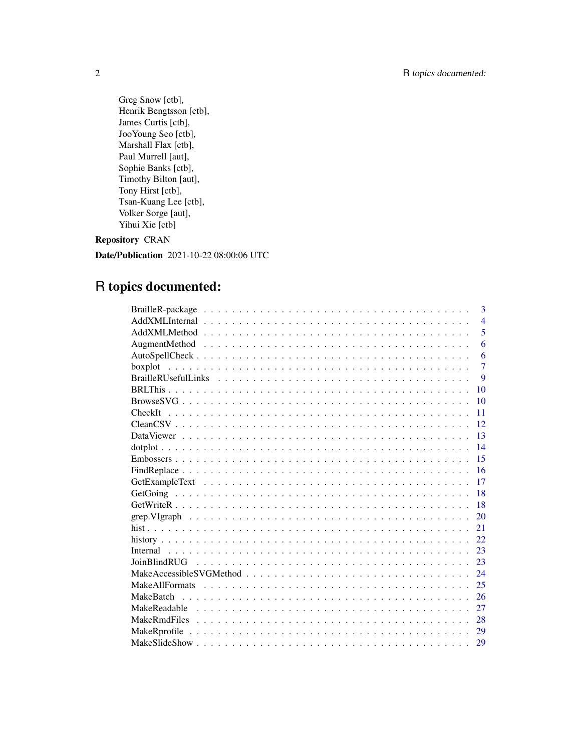Greg Snow [ctb],
Henrik Bengtsson [ctb],
James Curtis [ctb],
JooYoung Seo [ctb],
Marshall Flax [ctb],
Paul Murrell [aut],
Sophie Banks [ctb],
Timothy Bilton [aut],
Tony Hirst [ctb],
Tsan-Kuang Lee [ctb],
Volker Sorge [aut],
Yihui Xie [ctb]

**Repository** CRAN

**Date/Publication** 2021-10-22 08:00:06 UTC

# R topics documented:

| | |
|---|---|
| BrailleR-package | 3 |
| AddXMLInternal | 4 |
| AddXMLMethod | 5 |
| AugmentMethod | 6 |
| AutoSpellCheck | 6 |
| boxplot | 7 |
| BrailleRUsefulLinks | 9 |
| BRLThis | 10 |
| BrowseSVG | 10 |
| CheckIt | 11 |
| CleanCSV | 12 |
| DataViewer | 13 |
| dotplot | 14 |
| Embossers | 15 |
| FindReplace | 16 |
| GetExampleText | 17 |
| GetGoing | 18 |
| GetWriteR | 18 |
| grep.VIgraph | 20 |
| hist | 21 |
| history | 22 |
| Internal | 23 |
| JoinBlindRUG | 23 |
| MakeAccessibleSVGMethod | 24 |
| MakeAllFormats | 25 |
| MakeBatch | 26 |
| MakeReadable | 27 |
| MakeRmdFiles | 28 |
| MakeRprofile | 29 |
| MakeSlideShow | 29 |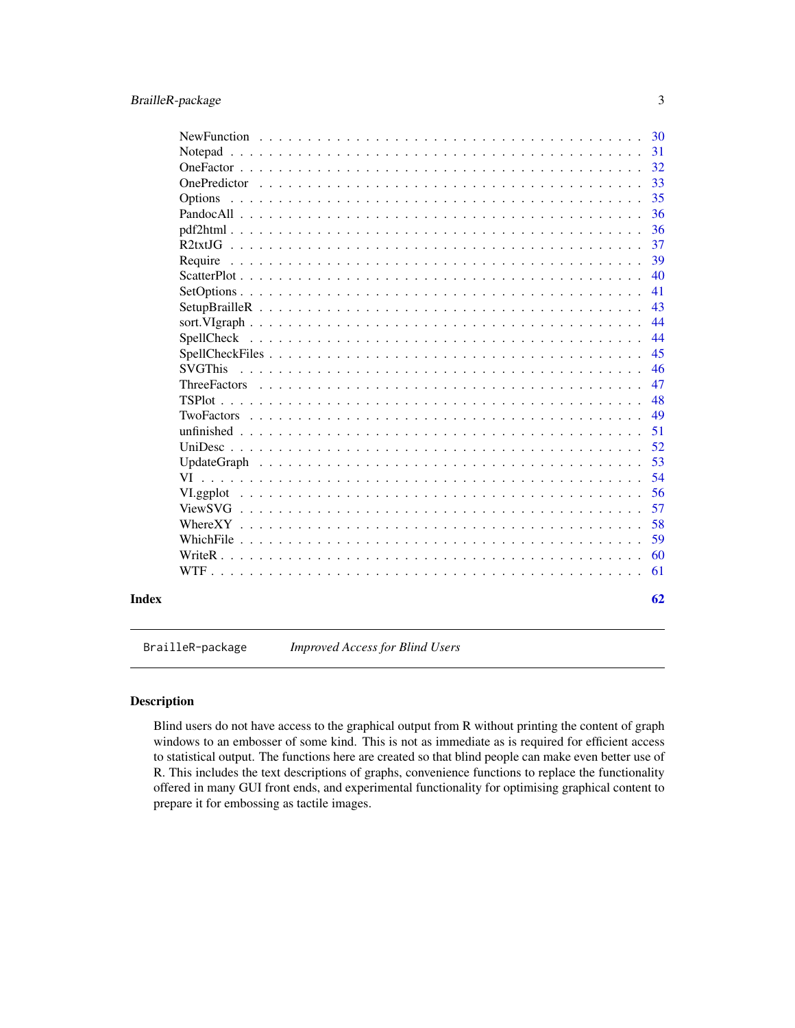| | |
|---|---|
| NewFunction | 30 |
| Notepad | 31 |
| OneFactor | 32 |
| OnePredictor | 33 |
| Options | 35 |
| PandocAll | 36 |
| pdf2html | 36 |
| R2txtJG | 37 |
| Require | 39 |
| ScatterPlot | 40 |
| SetOptions | 41 |
| SetupBrailleR | 43 |
| sort.VIgraph | 44 |
| SpellCheck | 44 |
| SpellCheckFiles | 45 |
| SVGThis | 46 |
| ThreeFactors | 47 |
| TSPlot | 48 |
| TwoFactors | 49 |
| unfinished | 51 |
| UniDesc | 52 |
| UpdateGraph | 53 |
| VI | 54 |
| VI.ggplot | 56 |
| ViewSVG | 57 |
| WhereXY | 58 |
| WhichFile | 59 |
| WriteR | 60 |
| WTF | 61 |

**Index** **62**

---

`BrailleR-package` *Improved Access for Blind Users*

---

## Description

Blind users do not have access to the graphical output from R without printing the content of graph windows to an embosser of some kind. This is not as immediate as is required for efficient access to statistical output. The functions here are created so that blind people can make even better use of R. This includes the text descriptions of graphs, convenience functions to replace the functionality offered in many GUI front ends, and experimental functionality for optimising graphical content to prepare it for embossing as tactile images.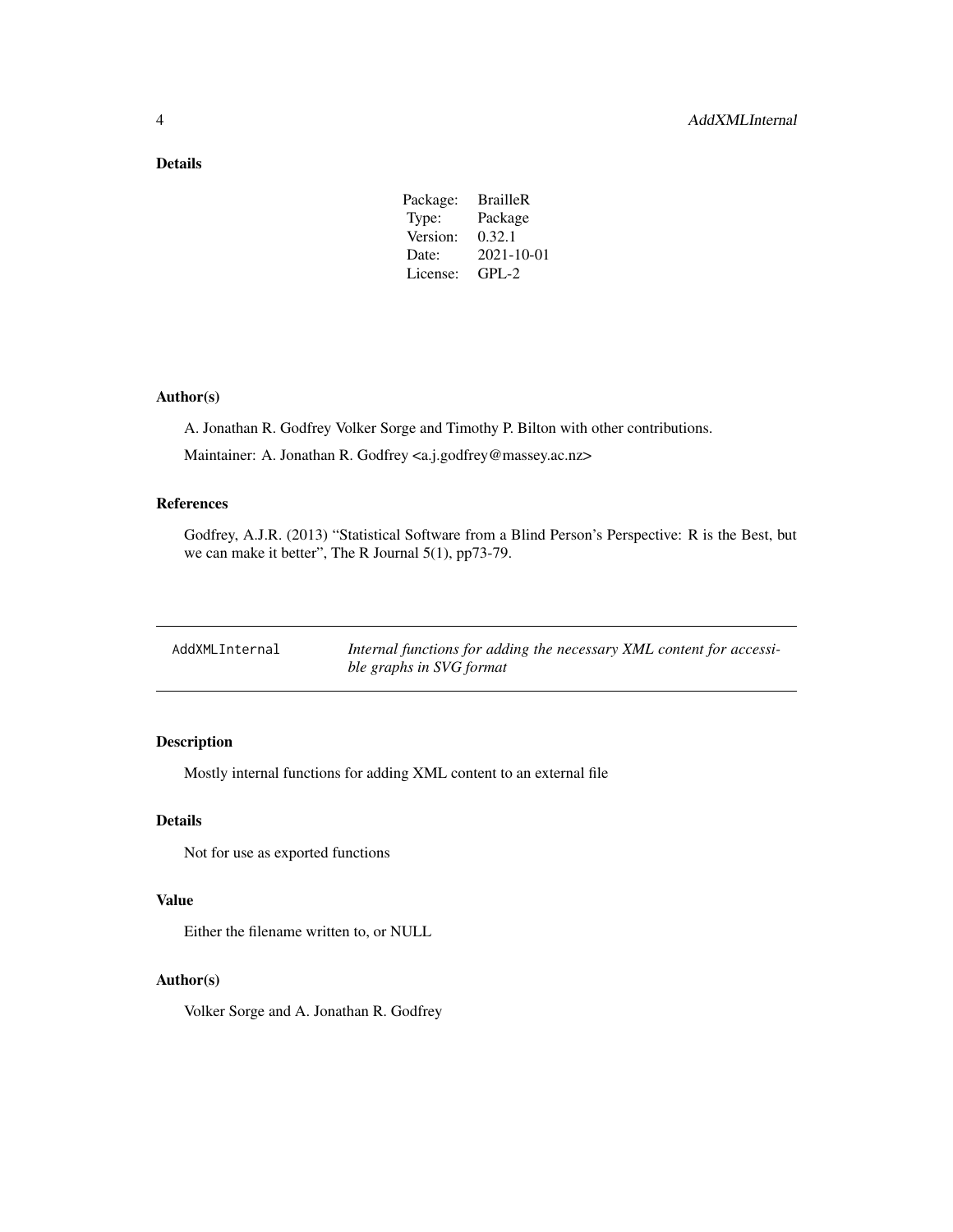## Details

| | |
|---|---|
| Package: | BrailleR |
| Type: | Package |
| Version: | 0.32.1 |
| Date: | 2021-10-01 |
| License: | GPL-2 |

## Author(s)

A. Jonathan R. Godfrey Volker Sorge and Timothy P. Bilton with other contributions.

Maintainer: A. Jonathan R. Godfrey <a.j.godfrey@massey.ac.nz>

## References

Godfrey, A.J.R. (2013) "Statistical Software from a Blind Person's Perspective: R is the Best, but we can make it better", The R Journal 5(1), pp73-79.

---

# AddXMLInternal — *Internal functions for adding the necessary XML content for accessible graphs in SVG format*

---

## Description

Mostly internal functions for adding XML content to an external file

## Details

Not for use as exported functions

## Value

Either the filename written to, or NULL

## Author(s)

Volker Sorge and A. Jonathan R. Godfrey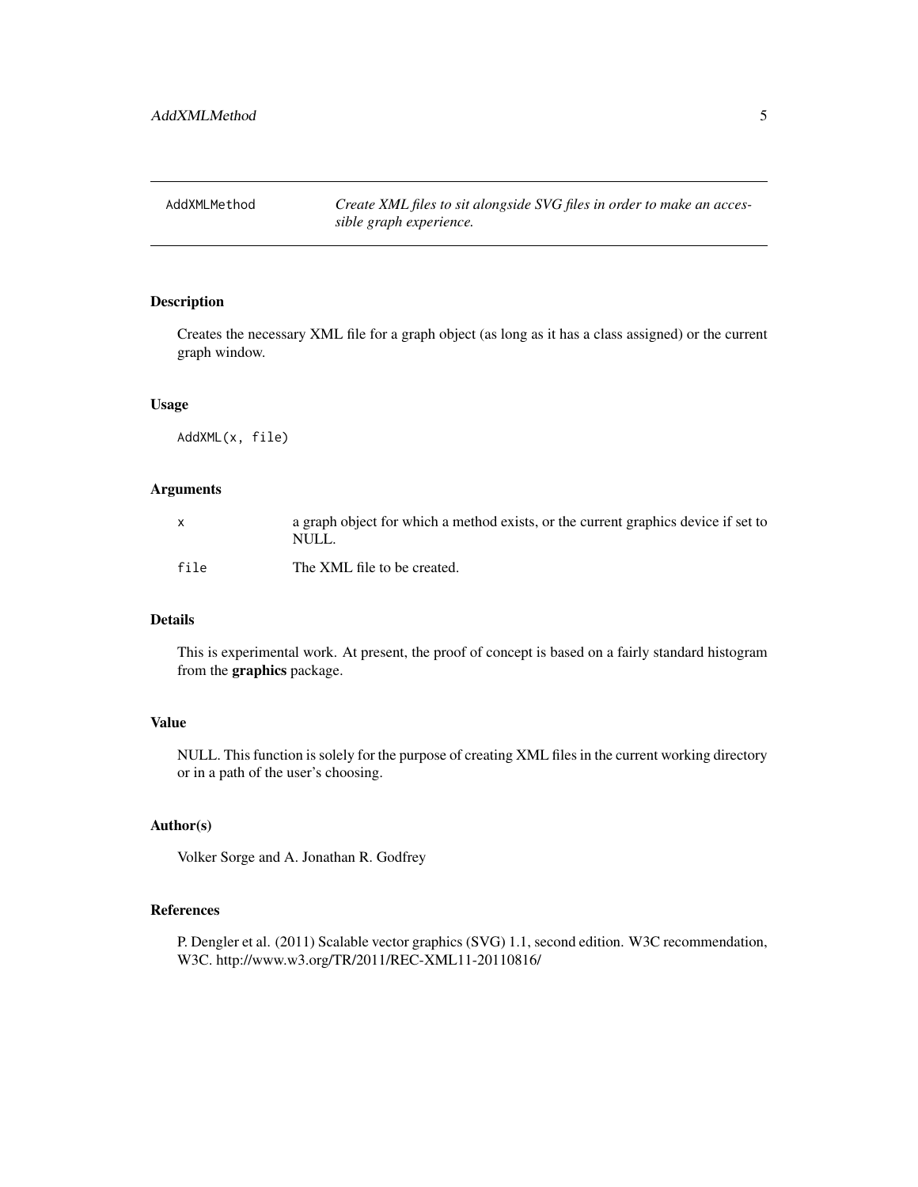AddXMLMethod    *Create XML files to sit alongside SVG files in order to make an accessible graph experience.*

### Description

Creates the necessary XML file for a graph object (as long as it has a class assigned) or the current graph window.

### Usage

```
AddXML(x, file)
```

### Arguments

| | |
|---|---|
| `x` | a graph object for which a method exists, or the current graphics device if set to NULL. |
| `file` | The XML file to be created. |

### Details

This is experimental work. At present, the proof of concept is based on a fairly standard histogram from the **graphics** package.

### Value

NULL. This function is solely for the purpose of creating XML files in the current working directory or in a path of the user's choosing.

### Author(s)

Volker Sorge and A. Jonathan R. Godfrey

### References

P. Dengler et al. (2011) Scalable vector graphics (SVG) 1.1, second edition. W3C recommendation, W3C. http://www.w3.org/TR/2011/REC-XML11-20110816/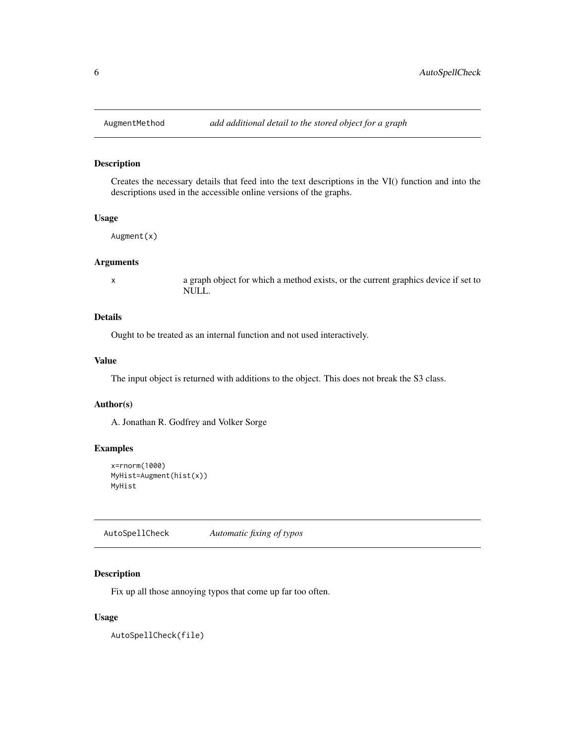## AugmentMethod *add additional detail to the stored object for a graph*

### Description

Creates the necessary details that feed into the text descriptions in the VI() function and into the descriptions used in the accessible online versions of the graphs.

### Usage

```
Augment(x)
```

### Arguments

| | |
|---|---|
| x | a graph object for which a method exists, or the current graphics device if set to NULL. |

### Details

Ought to be treated as an internal function and not used interactively.

### Value

The input object is returned with additions to the object. This does not break the S3 class.

### Author(s)

A. Jonathan R. Godfrey and Volker Sorge

### Examples

```
x=rnorm(1000)
MyHist=Augment(hist(x))
MyHist
```

## AutoSpellCheck *Automatic fixing of typos*

### Description

Fix up all those annoying typos that come up far too often.

### Usage

```
AutoSpellCheck(file)
```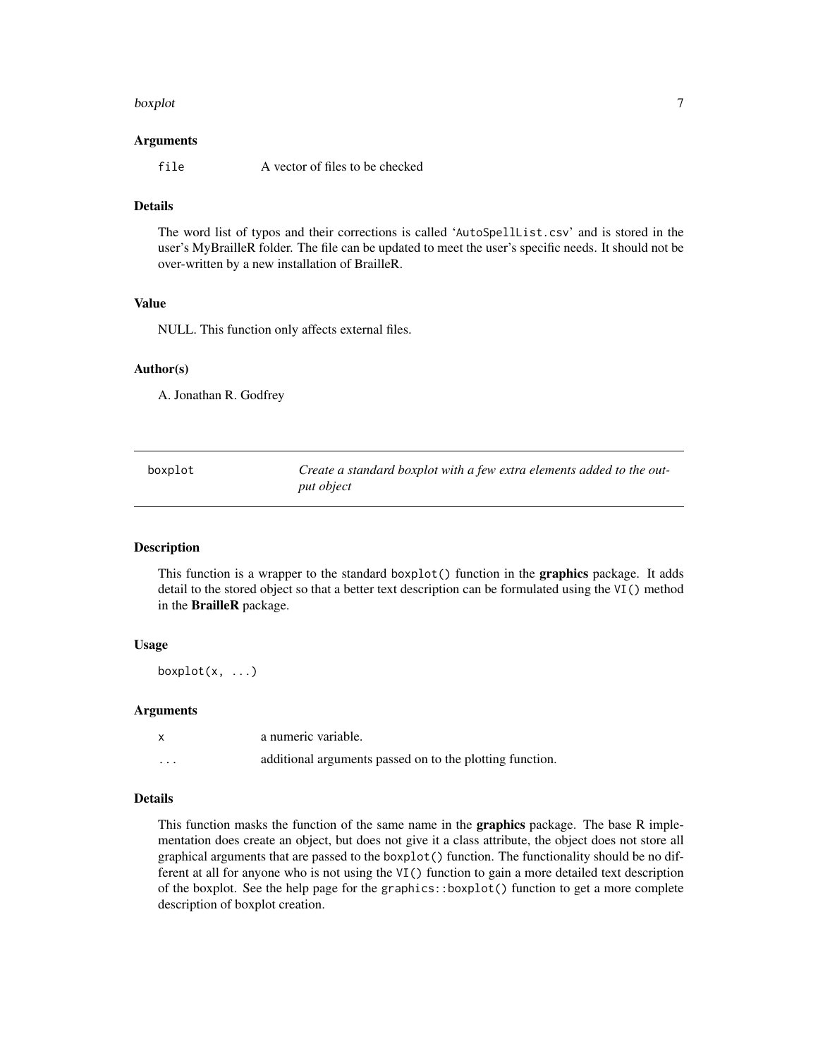### Arguments

`file` A vector of files to be checked

### Details

The word list of typos and their corrections is called 'AutoSpellList.csv' and is stored in the user's MyBrailleR folder. The file can be updated to meet the user's specific needs. It should not be over-written by a new installation of BrailleR.

### Value

NULL. This function only affects external files.

### Author(s)

A. Jonathan R. Godfrey

---

## boxplot — *Create a standard boxplot with a few extra elements added to the output object*

### Description

This function is a wrapper to the standard `boxplot()` function in the **graphics** package. It adds detail to the stored object so that a better text description can be formulated using the `VI()` method in the **BrailleR** package.

### Usage

```
boxplot(x, ...)
```

### Arguments

| | |
|---|---|
| `x` | a numeric variable. |
| `...` | additional arguments passed on to the plotting function. |

### Details

This function masks the function of the same name in the **graphics** package. The base R implementation does create an object, but does not give it a class attribute, the object does not store all graphical arguments that are passed to the `boxplot()` function. The functionality should be no different at all for anyone who is not using the `VI()` function to gain a more detailed text description of the boxplot. See the help page for the `graphics::boxplot()` function to get a more complete description of boxplot creation.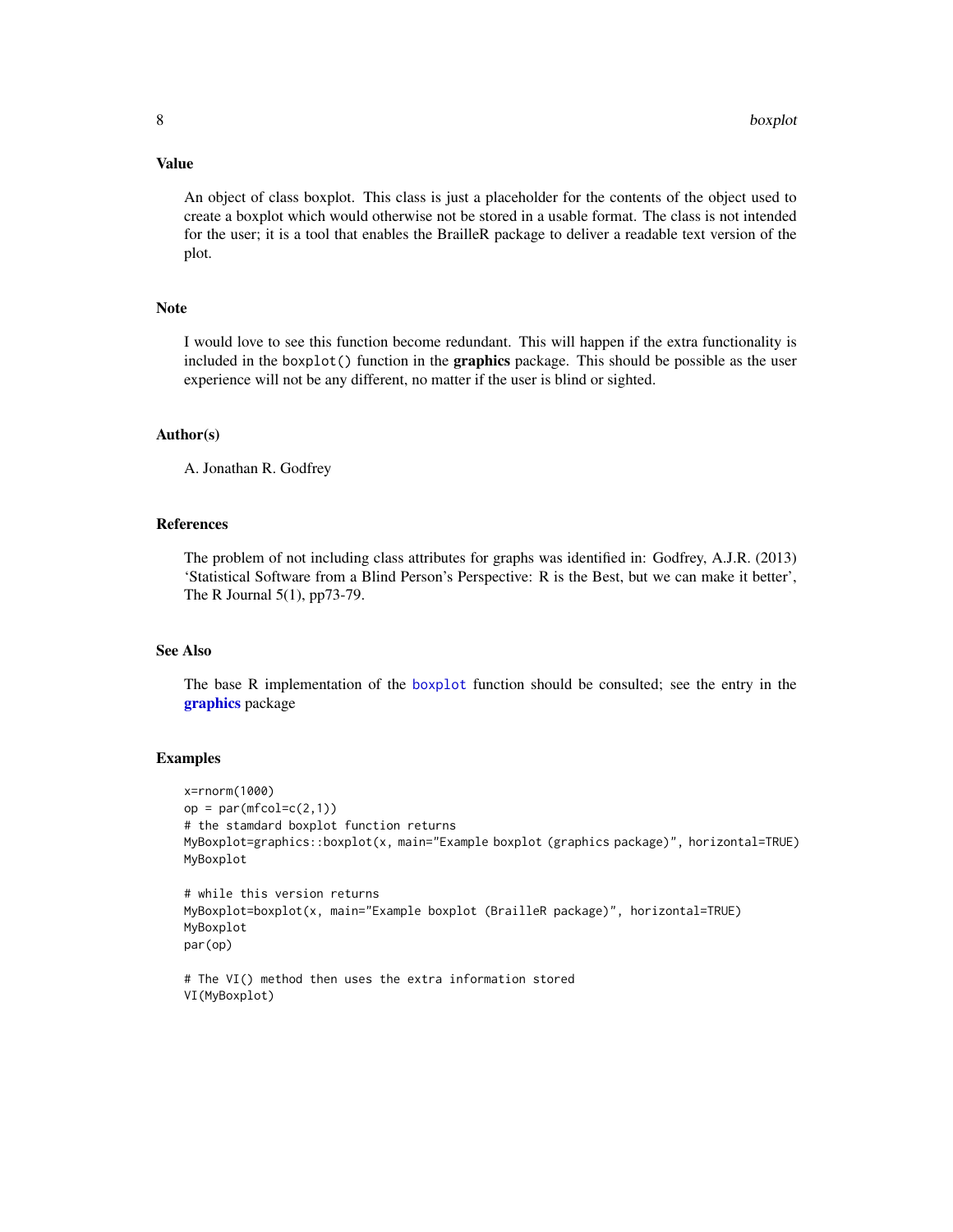### Value

An object of class boxplot. This class is just a placeholder for the contents of the object used to create a boxplot which would otherwise not be stored in a usable format. The class is not intended for the user; it is a tool that enables the BrailleR package to deliver a readable text version of the plot.

### Note

I would love to see this function become redundant. This will happen if the extra functionality is included in the boxplot() function in the **graphics** package. This should be possible as the user experience will not be any different, no matter if the user is blind or sighted.

### Author(s)

A. Jonathan R. Godfrey

### References

The problem of not including class attributes for graphs was identified in: Godfrey, A.J.R. (2013) 'Statistical Software from a Blind Person's Perspective: R is the Best, but we can make it better', The R Journal 5(1), pp73-79.

### See Also

The base R implementation of the boxplot function should be consulted; see the entry in the **graphics** package

### Examples

```
x=rnorm(1000)
op = par(mfcol=c(2,1))
# the stamdard boxplot function returns
MyBoxplot=graphics::boxplot(x, main="Example boxplot (graphics package)", horizontal=TRUE)
MyBoxplot

# while this version returns
MyBoxplot=boxplot(x, main="Example boxplot (BrailleR package)", horizontal=TRUE)
MyBoxplot
par(op)

# The VI() method then uses the extra information stored
VI(MyBoxplot)
```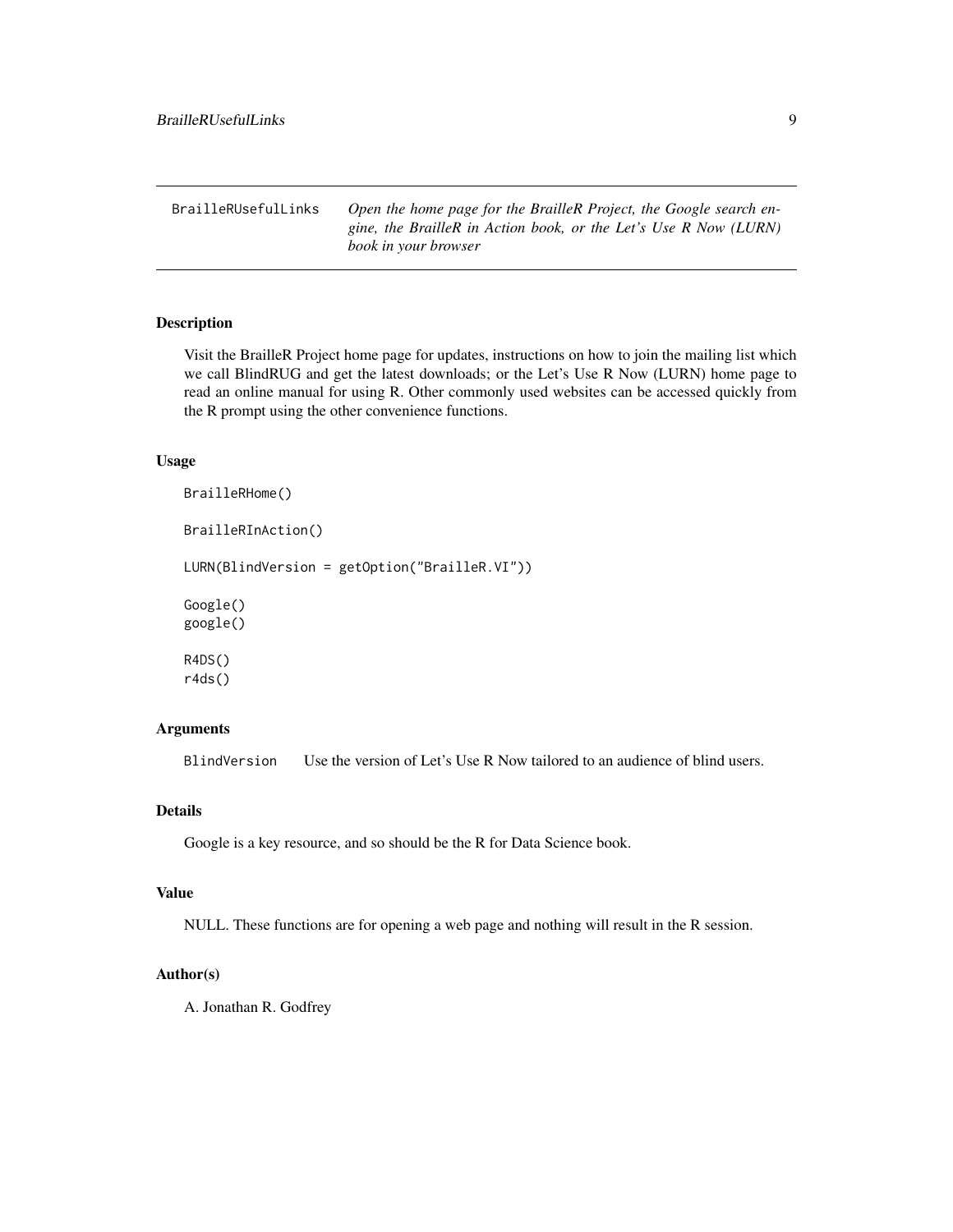BrailleRUsefulLinks *Open the home page for the BrailleR Project, the Google search engine, the BrailleR in Action book, or the Let's Use R Now (LURN) book in your browser*

## Description

Visit the BrailleR Project home page for updates, instructions on how to join the mailing list which we call BlindRUG and get the latest downloads; or the Let's Use R Now (LURN) home page to read an online manual for using R. Other commonly used websites can be accessed quickly from the R prompt using the other convenience functions.

## Usage

```
BrailleRHome()

BrailleRInAction()

LURN(BlindVersion = getOption("BrailleR.VI"))

Google()
google()

R4DS()
r4ds()
```

## Arguments

| | |
|---|---|
| BlindVersion | Use the version of Let's Use R Now tailored to an audience of blind users. |

## Details

Google is a key resource, and so should be the R for Data Science book.

## Value

NULL. These functions are for opening a web page and nothing will result in the R session.

## Author(s)

A. Jonathan R. Godfrey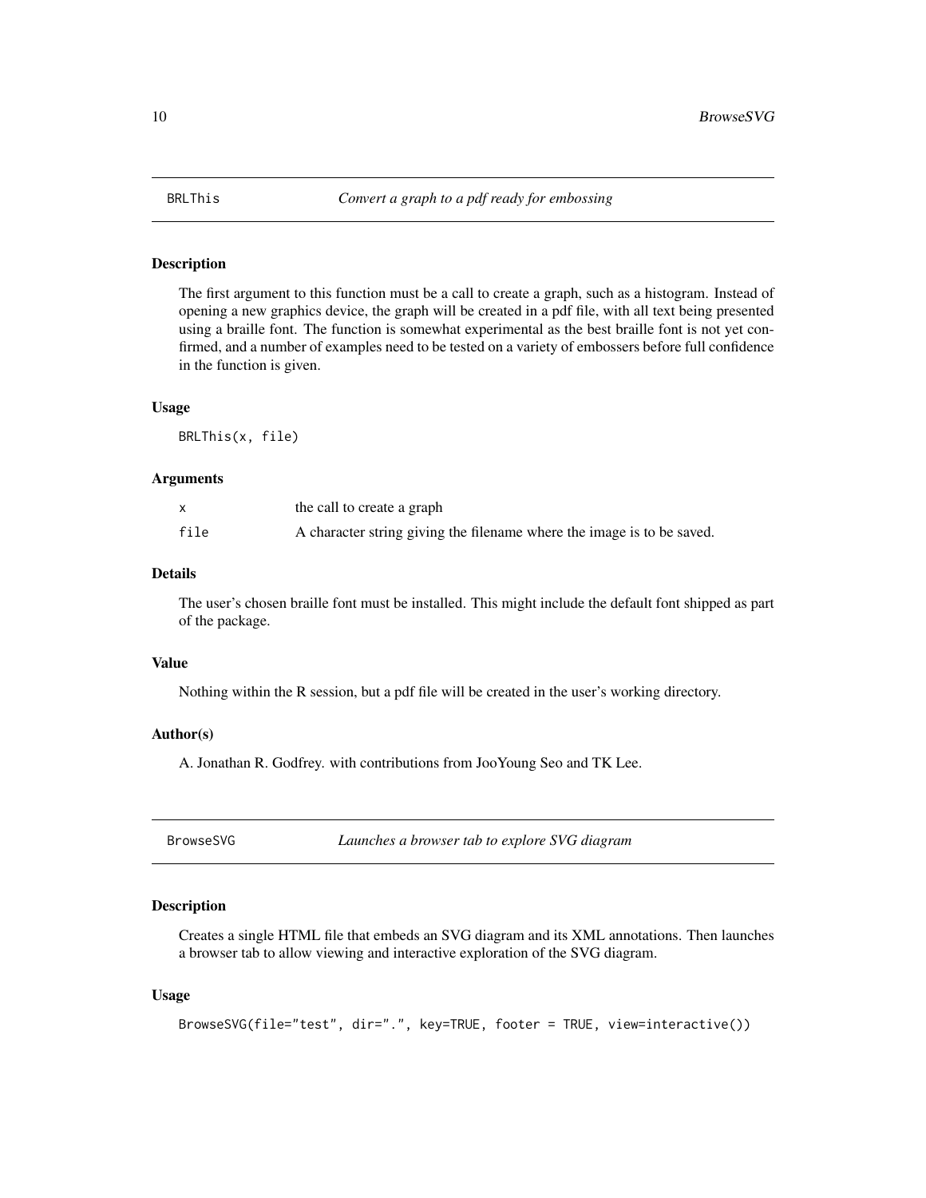## BRLThis — *Convert a graph to a pdf ready for embossing*

### Description

The first argument to this function must be a call to create a graph, such as a histogram. Instead of opening a new graphics device, the graph will be created in a pdf file, with all text being presented using a braille font. The function is somewhat experimental as the best braille font is not yet confirmed, and a number of examples need to be tested on a variety of embossers before full confidence in the function is given.

### Usage

```
BRLThis(x, file)
```

### Arguments

| | |
|---|---|
| `x` | the call to create a graph |
| `file` | A character string giving the filename where the image is to be saved. |

### Details

The user's chosen braille font must be installed. This might include the default font shipped as part of the package.

### Value

Nothing within the R session, but a pdf file will be created in the user's working directory.

### Author(s)

A. Jonathan R. Godfrey. with contributions from JooYoung Seo and TK Lee.

## BrowseSVG — *Launches a browser tab to explore SVG diagram*

### Description

Creates a single HTML file that embeds an SVG diagram and its XML annotations. Then launches a browser tab to allow viewing and interactive exploration of the SVG diagram.

### Usage

```
BrowseSVG(file="test", dir=".", key=TRUE, footer = TRUE, view=interactive())
```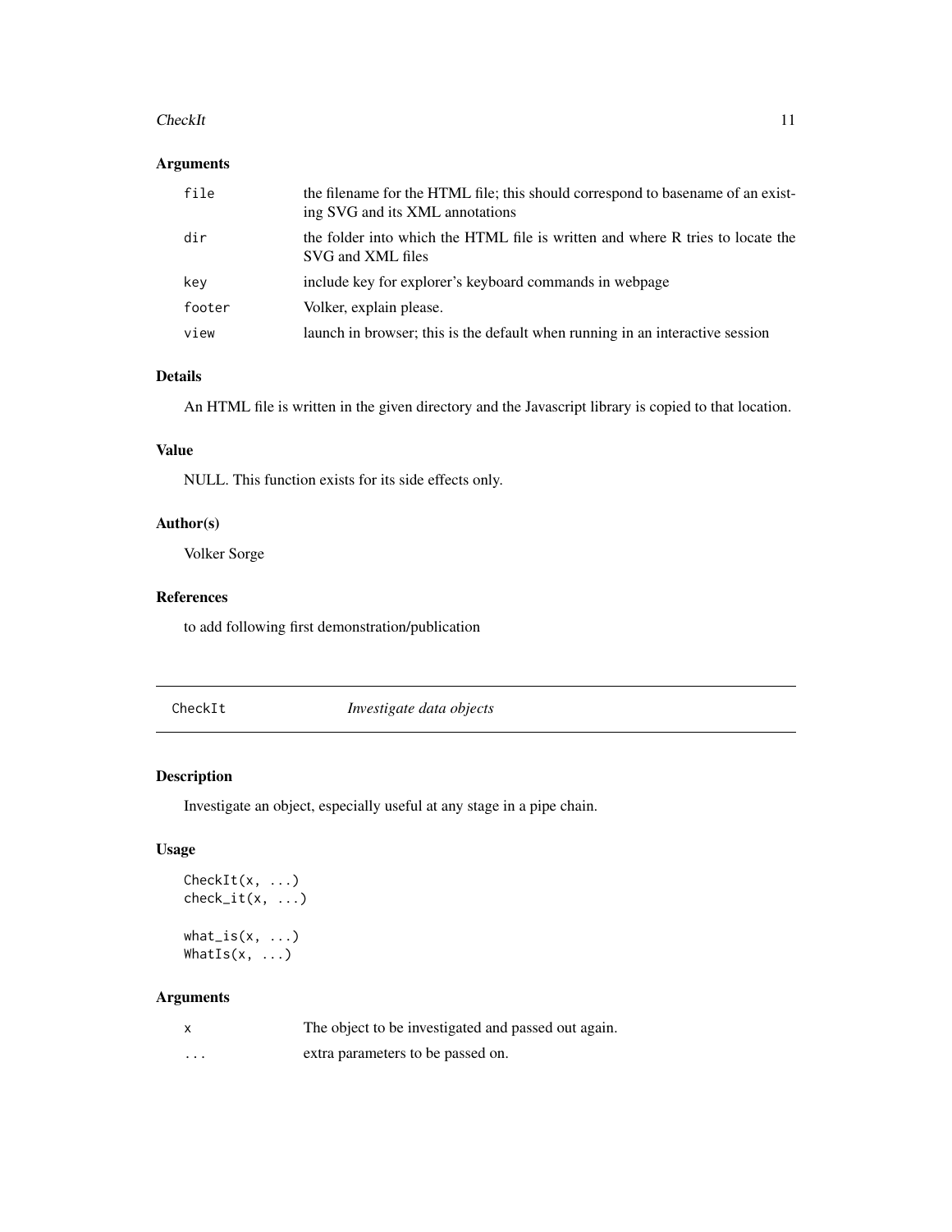### Arguments

| | |
|---|---|
| `file` | the filename for the HTML file; this should correspond to basename of an existing SVG and its XML annotations |
| `dir` | the folder into which the HTML file is written and where R tries to locate the SVG and XML files |
| `key` | include key for explorer's keyboard commands in webpage |
| `footer` | Volker, explain please. |
| `view` | launch in browser; this is the default when running in an interactive session |

### Details

An HTML file is written in the given directory and the Javascript library is copied to that location.

### Value

NULL. This function exists for its side effects only.

### Author(s)

Volker Sorge

### References

to add following first demonstration/publication

---

## `CheckIt` *Investigate data objects*

---

### Description

Investigate an object, especially useful at any stage in a pipe chain.

### Usage

```
CheckIt(x, ...)
check_it(x, ...)

what_is(x, ...)
WhatIs(x, ...)
```

### Arguments

| | |
|---|---|
| `x` | The object to be investigated and passed out again. |
| `...` | extra parameters to be passed on. |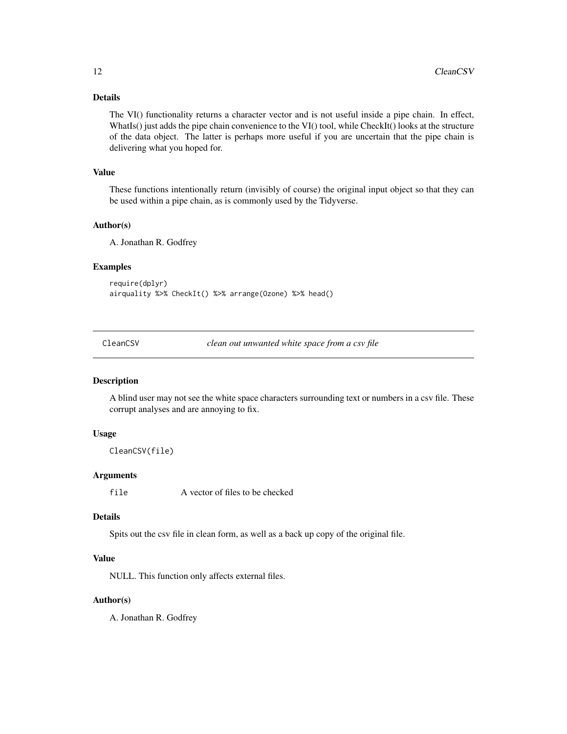### Details

The VI() functionality returns a character vector and is not useful inside a pipe chain. In effect, WhatIs() just adds the pipe chain convenience to the VI() tool, while CheckIt() looks at the structure of the data object. The latter is perhaps more useful if you are uncertain that the pipe chain is delivering what you hoped for.

### Value

These functions intentionally return (invisibly of course) the original input object so that they can be used within a pipe chain, as is commonly used by the Tidyverse.

### Author(s)

A. Jonathan R. Godfrey

### Examples

```
require(dplyr)
airquality %>% CheckIt() %>% arrange(Ozone) %>% head()
```

---

## CleanCSV *clean out unwanted white space from a csv file*

---

### Description

A blind user may not see the white space characters surrounding text or numbers in a csv file. These corrupt analyses and are annoying to fix.

### Usage

```
CleanCSV(file)
```

### Arguments

| | |
|---|---|
| `file` | A vector of files to be checked |

### Details

Spits out the csv file in clean form, as well as a back up copy of the original file.

### Value

NULL. This function only affects external files.

### Author(s)

A. Jonathan R. Godfrey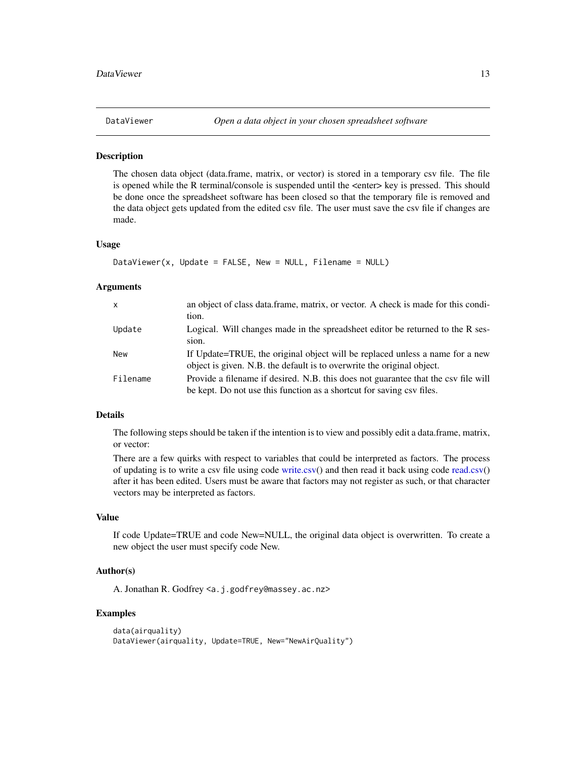## DataViewer — *Open a data object in your chosen spreadsheet software*

### Description

The chosen data object (data.frame, matrix, or vector) is stored in a temporary csv file. The file is opened while the R terminal/console is suspended until the <enter> key is pressed. This should be done once the spreadsheet software has been closed so that the temporary file is removed and the data object gets updated from the edited csv file. The user must save the csv file if changes are made.

### Usage

```
DataViewer(x, Update = FALSE, New = NULL, Filename = NULL)
```

### Arguments

| | |
|---|---|
| `x` | an object of class data.frame, matrix, or vector. A check is made for this condition. |
| `Update` | Logical. Will changes made in the spreadsheet editor be returned to the R session. |
| `New` | If Update=TRUE, the original object will be replaced unless a name for a new object is given. N.B. the default is to overwrite the original object. |
| `Filename` | Provide a filename if desired. N.B. this does not guarantee that the csv file will be kept. Do not use this function as a shortcut for saving csv files. |

### Details

The following steps should be taken if the intention is to view and possibly edit a data.frame, matrix, or vector:

There are a few quirks with respect to variables that could be interpreted as factors. The process of updating is to write a csv file using code write.csv() and then read it back using code read.csv() after it has been edited. Users must be aware that factors may not register as such, or that character vectors may be interpreted as factors.

### Value

If code Update=TRUE and code New=NULL, the original data object is overwritten. To create a new object the user must specify code New.

### Author(s)

A. Jonathan R. Godfrey <a.j.godfrey@massey.ac.nz>

### Examples

```
data(airquality)
DataViewer(airquality, Update=TRUE, New="NewAirQuality")
```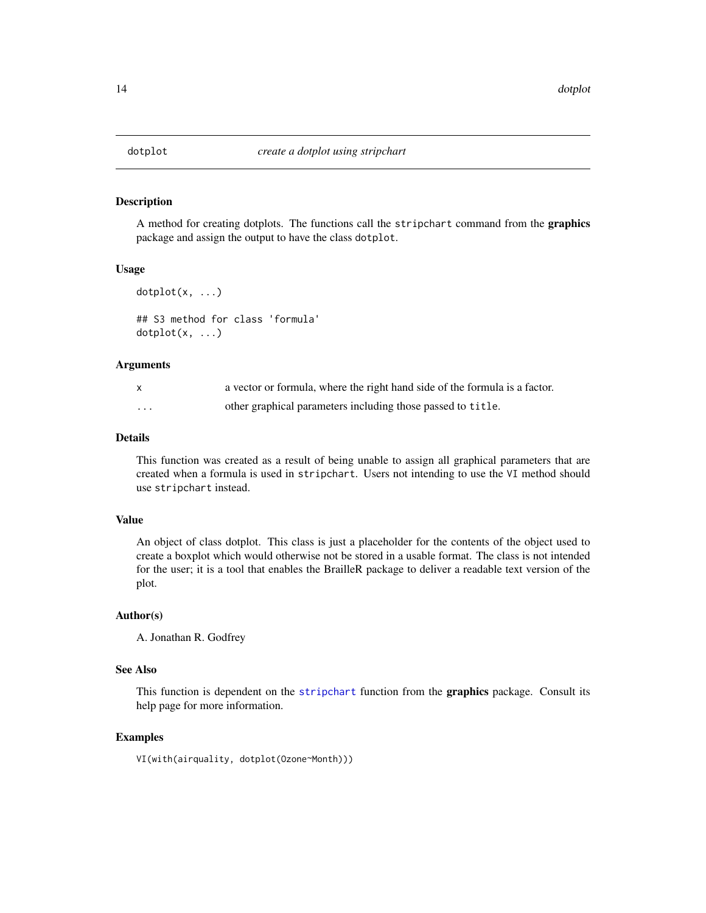# dotplot — *create a dotplot using stripchart*

## Description

A method for creating dotplots. The functions call the `stripchart` command from the **graphics** package and assign the output to have the class `dotplot`.

## Usage

```
dotplot(x, ...)

## S3 method for class 'formula'
dotplot(x, ...)
```

## Arguments

| | |
|---|---|
| `x` | a vector or formula, where the right hand side of the formula is a factor. |
| `...` | other graphical parameters including those passed to `title`. |

## Details

This function was created as a result of being unable to assign all graphical parameters that are created when a formula is used in `stripchart`. Users not intending to use the `VI` method should use `stripchart` instead.

## Value

An object of class dotplot. This class is just a placeholder for the contents of the object used to create a boxplot which would otherwise not be stored in a usable format. The class is not intended for the user; it is a tool that enables the BrailleR package to deliver a readable text version of the plot.

## Author(s)

A. Jonathan R. Godfrey

## See Also

This function is dependent on the `stripchart` function from the **graphics** package. Consult its help page for more information.

## Examples

```
VI(with(airquality, dotplot(Ozone~Month)))
```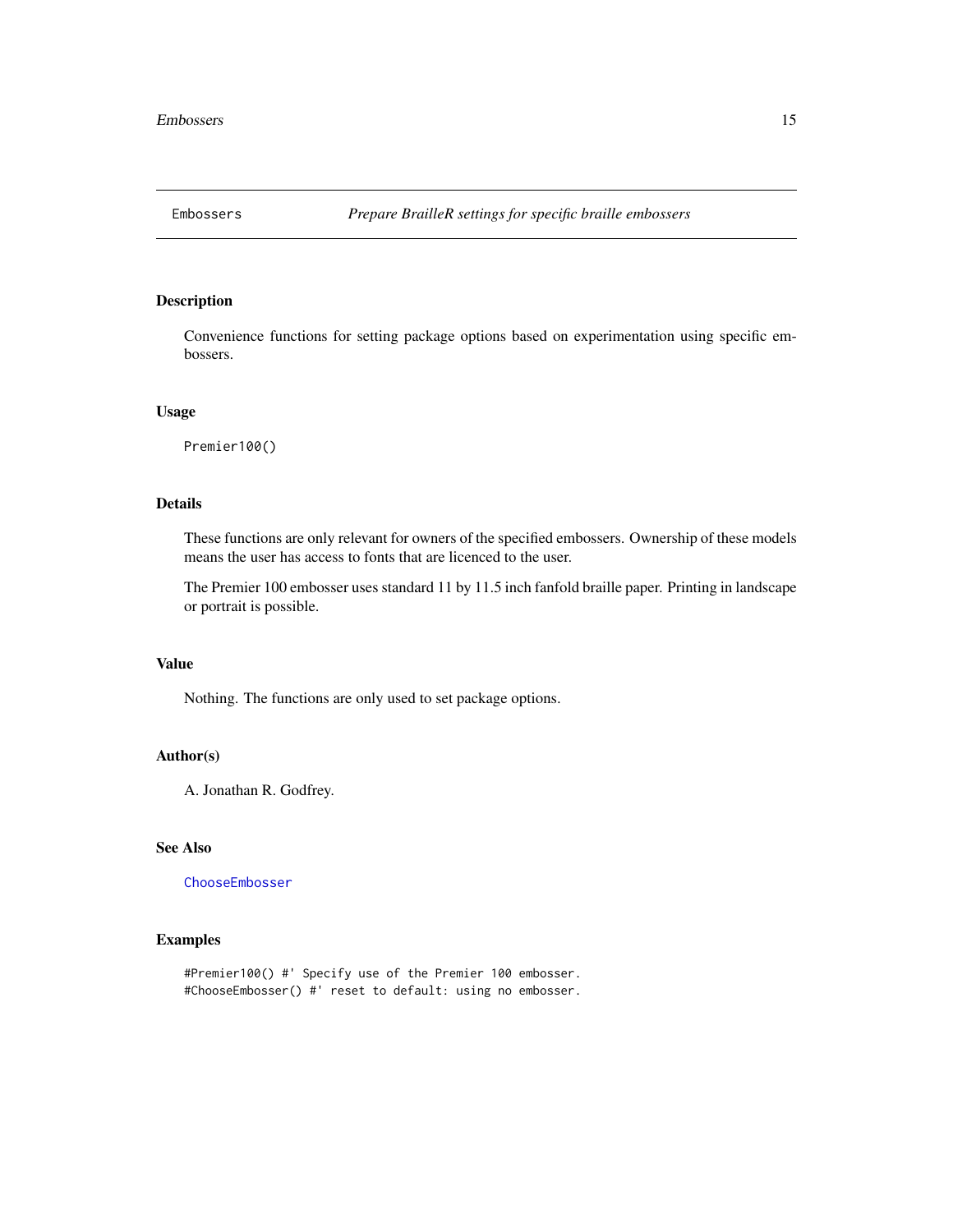Embossers *Prepare BrailleR settings for specific braille embossers*

## Description

Convenience functions for setting package options based on experimentation using specific embossers.

## Usage

```
Premier100()
```

## Details

These functions are only relevant for owners of the specified embossers. Ownership of these models means the user has access to fonts that are licenced to the user.

The Premier 100 embosser uses standard 11 by 11.5 inch fanfold braille paper. Printing in landscape or portrait is possible.

## Value

Nothing. The functions are only used to set package options.

## Author(s)

A. Jonathan R. Godfrey.

## See Also

ChooseEmbosser

## Examples

```
#Premier100() #' Specify use of the Premier 100 embosser.
#ChooseEmbosser() #' reset to default: using no embosser.
```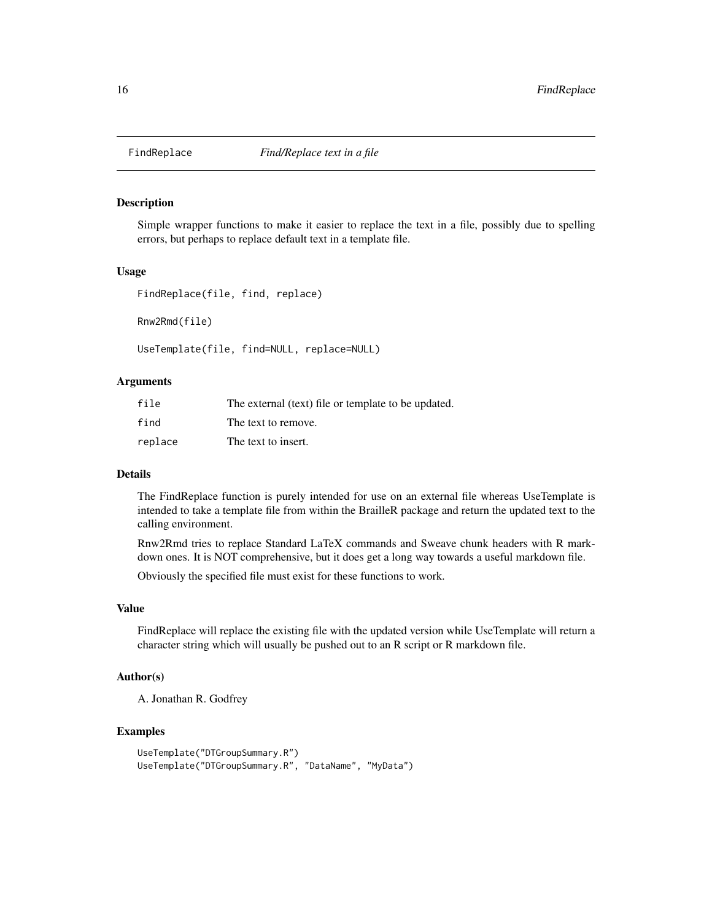## FindReplace *Find/Replace text in a file*

### Description

Simple wrapper functions to make it easier to replace the text in a file, possibly due to spelling errors, but perhaps to replace default text in a template file.

### Usage

```
FindReplace(file, find, replace)

Rnw2Rmd(file)

UseTemplate(file, find=NULL, replace=NULL)
```

### Arguments

| | |
|---|---|
| file | The external (text) file or template to be updated. |
| find | The text to remove. |
| replace | The text to insert. |

### Details

The FindReplace function is purely intended for use on an external file whereas UseTemplate is intended to take a template file from within the BrailleR package and return the updated text to the calling environment.

Rnw2Rmd tries to replace Standard LaTeX commands and Sweave chunk headers with R markdown ones. It is NOT comprehensive, but it does get a long way towards a useful markdown file.

Obviously the specified file must exist for these functions to work.

### Value

FindReplace will replace the existing file with the updated version while UseTemplate will return a character string which will usually be pushed out to an R script or R markdown file.

### Author(s)

A. Jonathan R. Godfrey

### Examples

```
UseTemplate("DTGroupSummary.R")
UseTemplate("DTGroupSummary.R", "DataName", "MyData")
```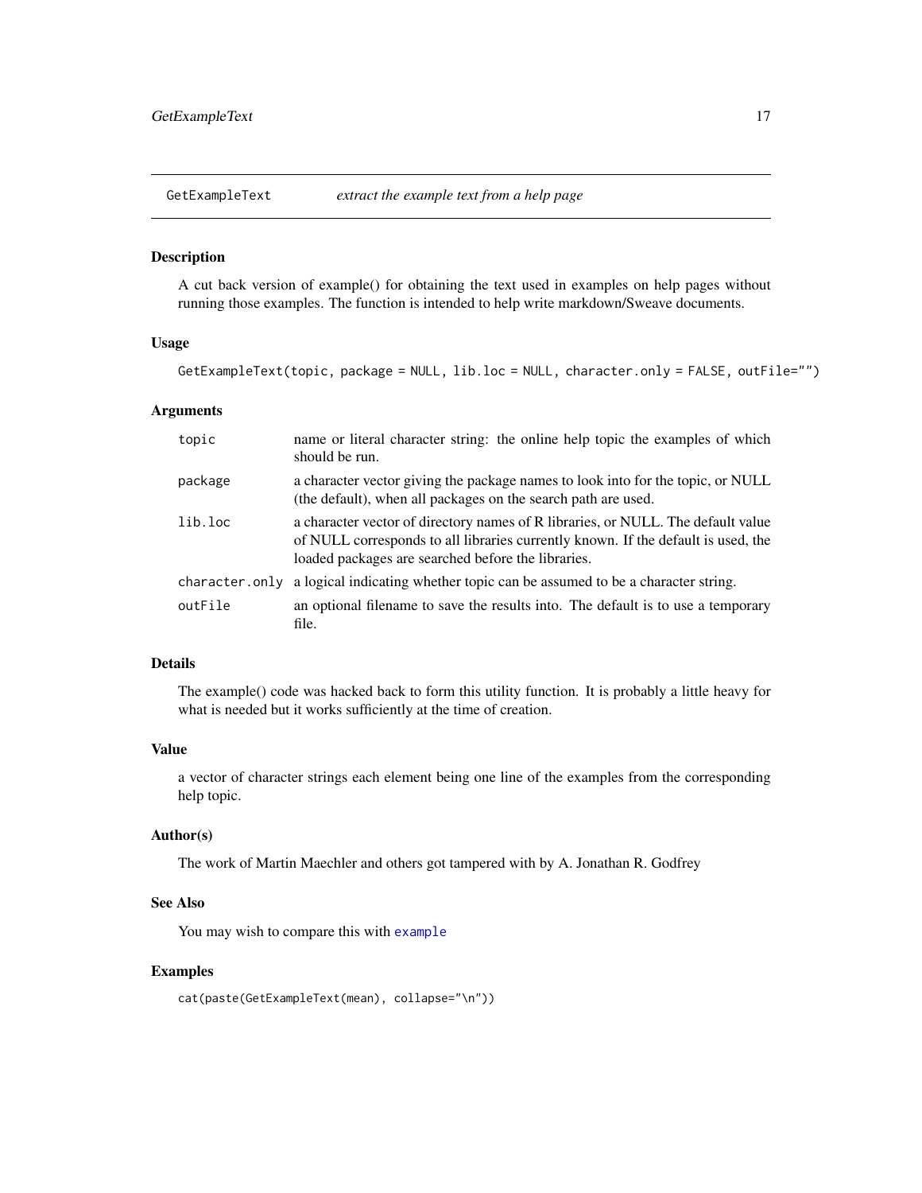## GetExampleText *extract the example text from a help page*

### Description

A cut back version of example() for obtaining the text used in examples on help pages without running those examples. The function is intended to help write markdown/Sweave documents.

### Usage

```
GetExampleText(topic, package = NULL, lib.loc = NULL, character.only = FALSE, outFile="")
```

### Arguments

| | |
|---|---|
| `topic` | name or literal character string: the online help topic the examples of which should be run. |
| `package` | a character vector giving the package names to look into for the topic, or NULL (the default), when all packages on the search path are used. |
| `lib.loc` | a character vector of directory names of R libraries, or NULL. The default value of NULL corresponds to all libraries currently known. If the default is used, the loaded packages are searched before the libraries. |
| `character.only` | a logical indicating whether topic can be assumed to be a character string. |
| `outFile` | an optional filename to save the results into. The default is to use a temporary file. |

### Details

The example() code was hacked back to form this utility function. It is probably a little heavy for what is needed but it works sufficiently at the time of creation.

### Value

a vector of character strings each element being one line of the examples from the corresponding help topic.

### Author(s)

The work of Martin Maechler and others got tampered with by A. Jonathan R. Godfrey

### See Also

You may wish to compare this with `example`

### Examples

```
cat(paste(GetExampleText(mean), collapse="\n"))
```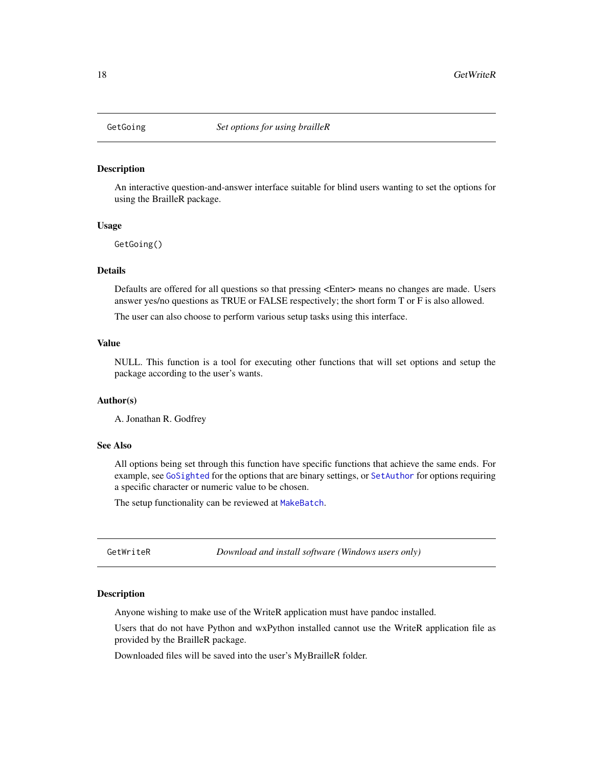## GetGoing — *Set options for using brailleR*

### Description

An interactive question-and-answer interface suitable for blind users wanting to set the options for using the BrailleR package.

### Usage

```
GetGoing()
```

### Details

Defaults are offered for all questions so that pressing <Enter> means no changes are made. Users answer yes/no questions as TRUE or FALSE respectively; the short form T or F is also allowed.

The user can also choose to perform various setup tasks using this interface.

### Value

NULL. This function is a tool for executing other functions that will set options and setup the package according to the user's wants.

### Author(s)

A. Jonathan R. Godfrey

### See Also

All options being set through this function have specific functions that achieve the same ends. For example, see `GoSighted` for the options that are binary settings, or `SetAuthor` for options requiring a specific character or numeric value to be chosen.

The setup functionality can be reviewed at `MakeBatch`.

## GetWriteR — *Download and install software (Windows users only)*

### Description

Anyone wishing to make use of the WriteR application must have pandoc installed.

Users that do not have Python and wxPython installed cannot use the WriteR application file as provided by the BrailleR package.

Downloaded files will be saved into the user's MyBrailleR folder.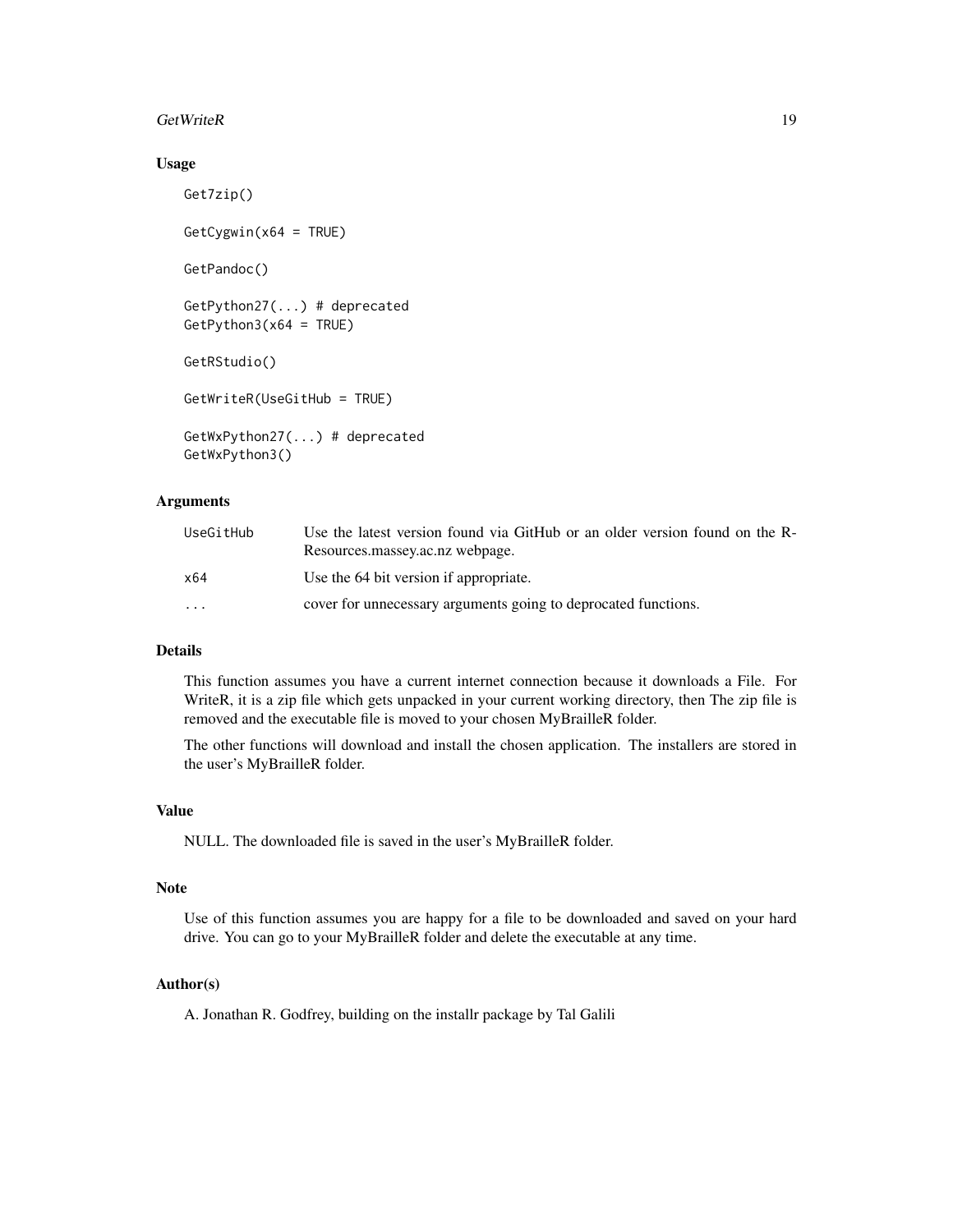### Usage

```
Get7zip()

GetCygwin(x64 = TRUE)

GetPandoc()

GetPython27(...) # deprecated
GetPython3(x64 = TRUE)

GetRStudio()

GetWriteR(UseGitHub = TRUE)

GetWxPython27(...) # deprecated
GetWxPython3()
```

### Arguments

| | |
|---|---|
| `UseGitHub` | Use the latest version found via GitHub or an older version found on the R-Resources.massey.ac.nz webpage. |
| `x64` | Use the 64 bit version if appropriate. |
| `...` | cover for unnecessary arguments going to deprocated functions. |

### Details

This function assumes you have a current internet connection because it downloads a File. For WriteR, it is a zip file which gets unpacked in your current working directory, then The zip file is removed and the executable file is moved to your chosen MyBrailleR folder.

The other functions will download and install the chosen application. The installers are stored in the user's MyBrailleR folder.

### Value

NULL. The downloaded file is saved in the user's MyBrailleR folder.

### Note

Use of this function assumes you are happy for a file to be downloaded and saved on your hard drive. You can go to your MyBrailleR folder and delete the executable at any time.

### Author(s)

A. Jonathan R. Godfrey, building on the installr package by Tal Galili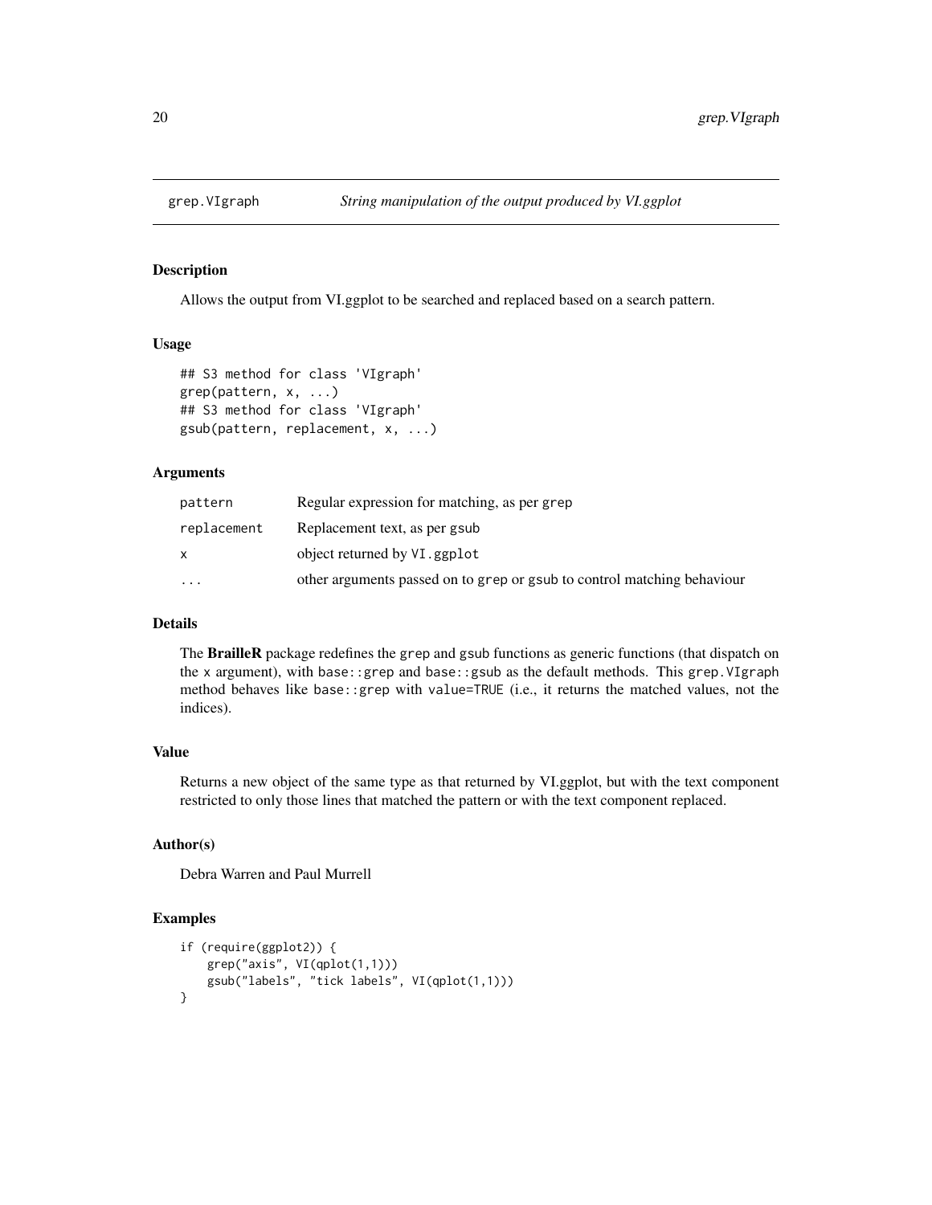# grep.VIgraph — *String manipulation of the output produced by VI.ggplot*

## Description

Allows the output from VI.ggplot to be searched and replaced based on a search pattern.

## Usage

```
## S3 method for class 'VIgraph'
grep(pattern, x, ...)
## S3 method for class 'VIgraph'
gsub(pattern, replacement, x, ...)
```

## Arguments

| | |
|---|---|
| `pattern` | Regular expression for matching, as per `grep` |
| `replacement` | Replacement text, as per `gsub` |
| `x` | object returned by `VI.ggplot` |
| `...` | other arguments passed on to `grep` or `gsub` to control matching behaviour |

## Details

The **BrailleR** package redefines the `grep` and `gsub` functions as generic functions (that dispatch on the `x` argument), with `base::grep` and `base::gsub` as the default methods. This `grep.VIgraph` method behaves like `base::grep` with `value=TRUE` (i.e., it returns the matched values, not the indices).

## Value

Returns a new object of the same type as that returned by VI.ggplot, but with the text component restricted to only those lines that matched the pattern or with the text component replaced.

## Author(s)

Debra Warren and Paul Murrell

## Examples

```
if (require(ggplot2)) {
    grep("axis", VI(qplot(1,1)))
    gsub("labels", "tick labels", VI(qplot(1,1)))
}
```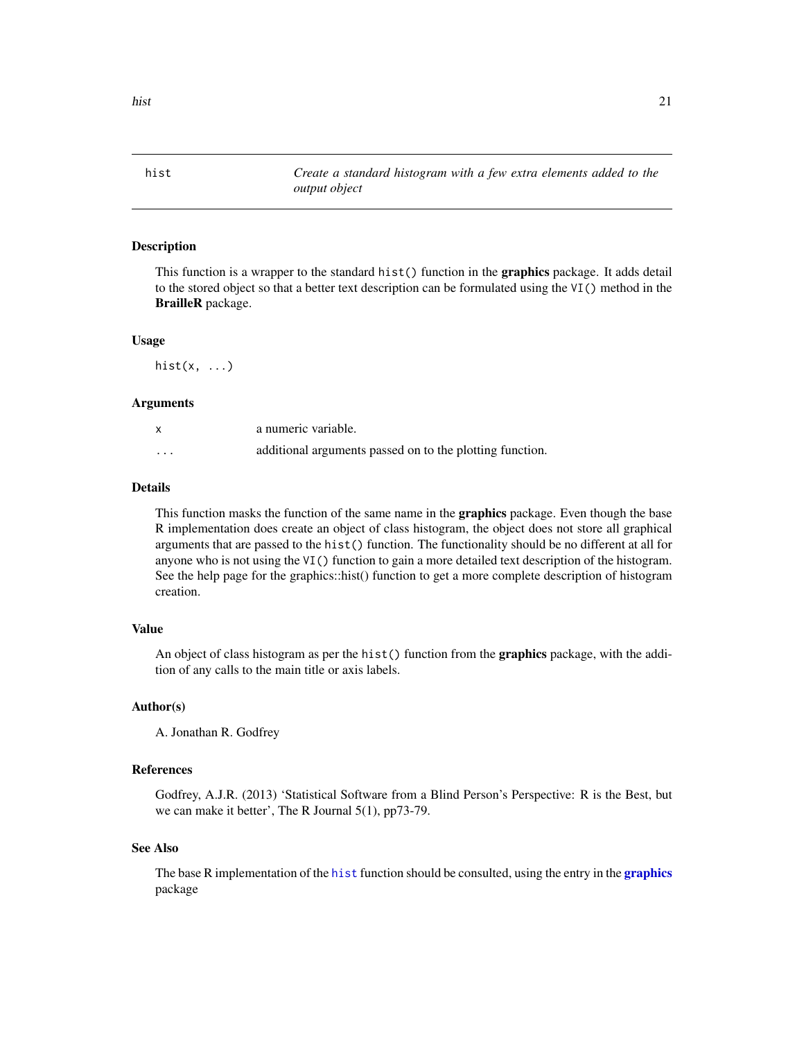## hist — *Create a standard histogram with a few extra elements added to the output object*

### Description

This function is a wrapper to the standard `hist()` function in the **graphics** package. It adds detail to the stored object so that a better text description can be formulated using the `VI()` method in the **BrailleR** package.

### Usage

```
hist(x, ...)
```

### Arguments

| | |
|---|---|
| `x` | a numeric variable. |
| `...` | additional arguments passed on to the plotting function. |

### Details

This function masks the function of the same name in the **graphics** package. Even though the base R implementation does create an object of class histogram, the object does not store all graphical arguments that are passed to the `hist()` function. The functionality should be no different at all for anyone who is not using the `VI()` function to gain a more detailed text description of the histogram. See the help page for the graphics::hist() function to get a more complete description of histogram creation.

### Value

An object of class histogram as per the `hist()` function from the **graphics** package, with the addition of any calls to the main title or axis labels.

### Author(s)

A. Jonathan R. Godfrey

### References

Godfrey, A.J.R. (2013) 'Statistical Software from a Blind Person's Perspective: R is the Best, but we can make it better', The R Journal 5(1), pp73-79.

### See Also

The base R implementation of the `hist` function should be consulted, using the entry in the **graphics** package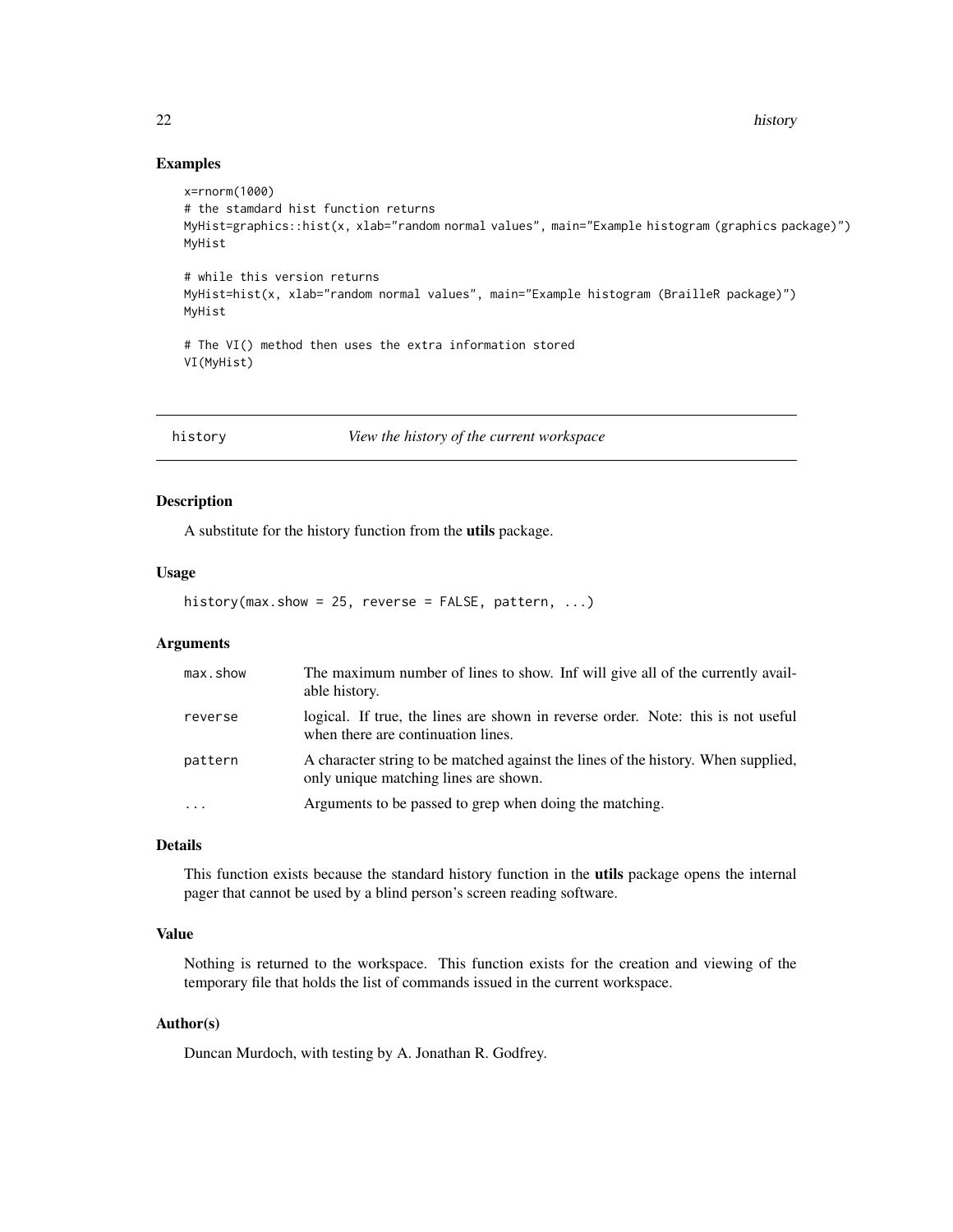## Examples

```
x=rnorm(1000)
# the stamdard hist function returns
MyHist=graphics::hist(x, xlab="random normal values", main="Example histogram (graphics package)")
MyHist

# while this version returns
MyHist=hist(x, xlab="random normal values", main="Example histogram (BrailleR package)")
MyHist

# The VI() method then uses the extra information stored
VI(MyHist)
```

---

# history — *View the history of the current workspace*

---

## Description

A substitute for the history function from the **utils** package.

## Usage

```
history(max.show = 25, reverse = FALSE, pattern, ...)
```

## Arguments

| | |
|---|---|
| `max.show` | The maximum number of lines to show. Inf will give all of the currently available history. |
| `reverse` | logical. If true, the lines are shown in reverse order. Note: this is not useful when there are continuation lines. |
| `pattern` | A character string to be matched against the lines of the history. When supplied, only unique matching lines are shown. |
| `...` | Arguments to be passed to grep when doing the matching. |

## Details

This function exists because the standard history function in the **utils** package opens the internal pager that cannot be used by a blind person's screen reading software.

## Value

Nothing is returned to the workspace. This function exists for the creation and viewing of the temporary file that holds the list of commands issued in the current workspace.

## Author(s)

Duncan Murdoch, with testing by A. Jonathan R. Godfrey.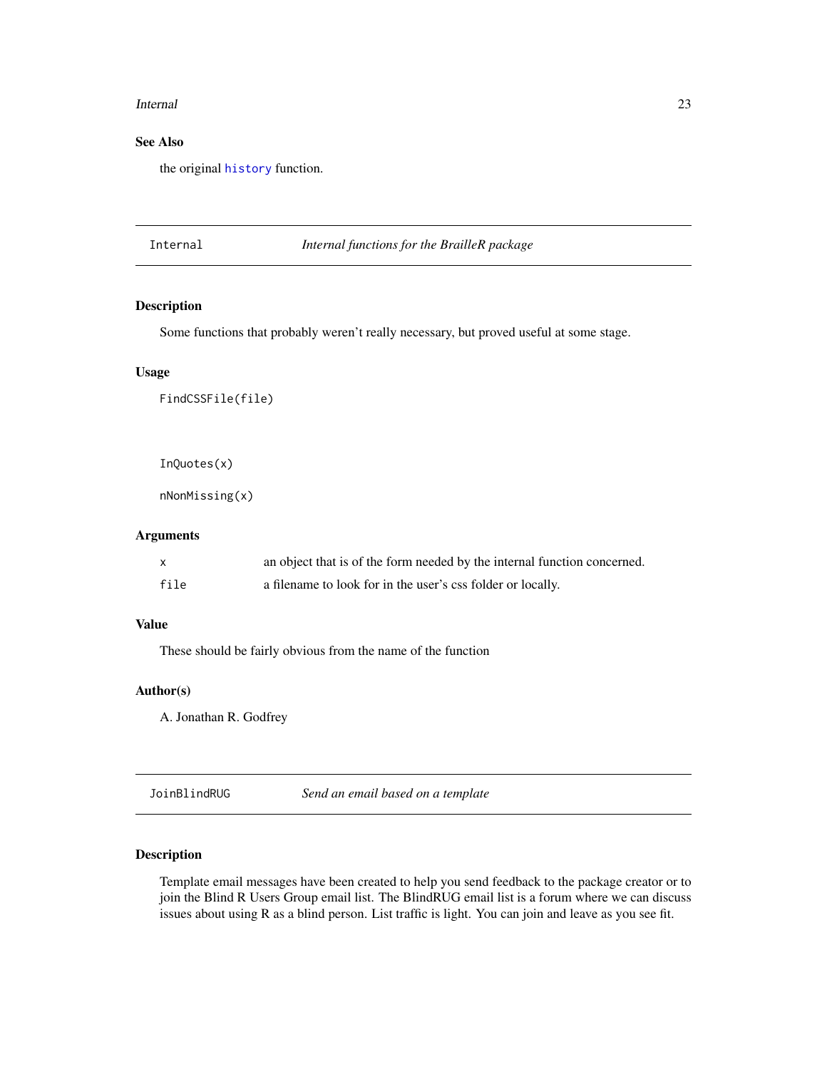### See Also

the original `history` function.

---

## Internal *Internal functions for the BrailleR package*

### Description

Some functions that probably weren't really necessary, but proved useful at some stage.

### Usage

```
FindCSSFile(file)



InQuotes(x)

nNonMissing(x)
```

### Arguments

| | |
|---|---|
| `x` | an object that is of the form needed by the internal function concerned. |
| `file` | a filename to look for in the user's css folder or locally. |

### Value

These should be fairly obvious from the name of the function

### Author(s)

A. Jonathan R. Godfrey

---

## JoinBlindRUG *Send an email based on a template*

### Description

Template email messages have been created to help you send feedback to the package creator or to join the Blind R Users Group email list. The BlindRUG email list is a forum where we can discuss issues about using R as a blind person. List traffic is light. You can join and leave as you see fit.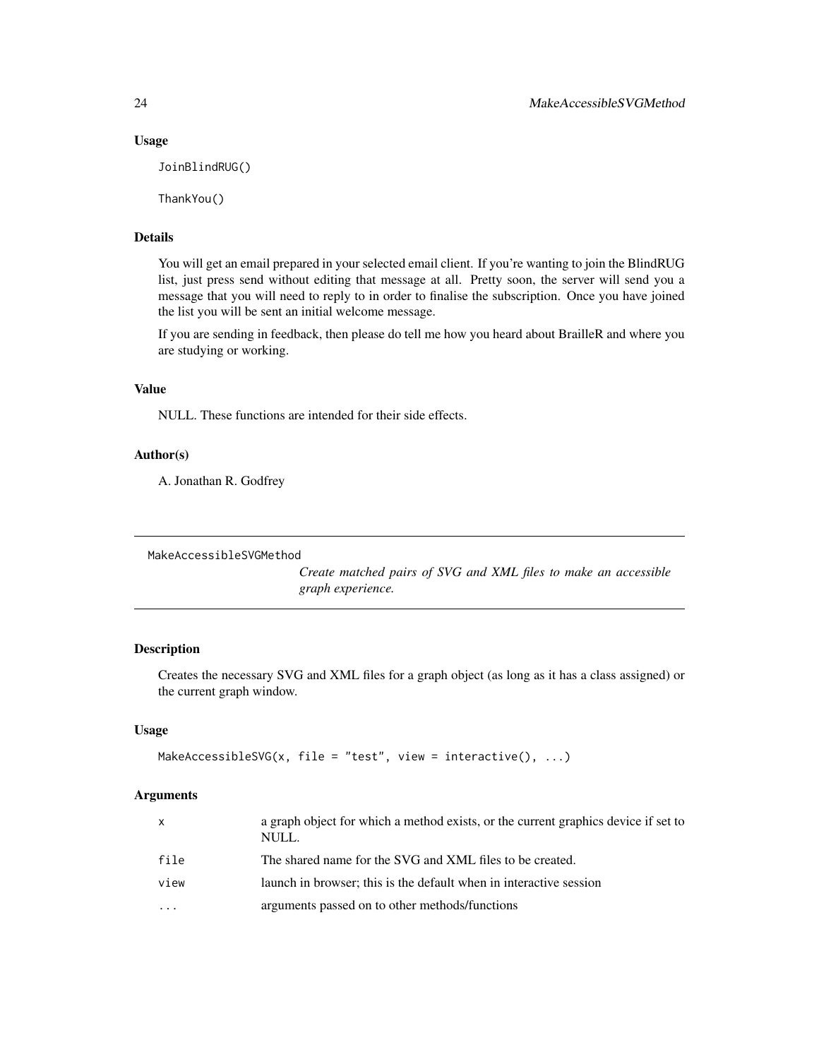### Usage

```
JoinBlindRUG()

ThankYou()
```

### Details

You will get an email prepared in your selected email client. If you're wanting to join the BlindRUG list, just press send without editing that message at all. Pretty soon, the server will send you a message that you will need to reply to in order to finalise the subscription. Once you have joined the list you will be sent an initial welcome message.

If you are sending in feedback, then please do tell me how you heard about BrailleR and where you are studying or working.

### Value

NULL. These functions are intended for their side effects.

### Author(s)

A. Jonathan R. Godfrey

---

## MakeAccessibleSVGMethod

*Create matched pairs of SVG and XML files to make an accessible graph experience.*

---

### Description

Creates the necessary SVG and XML files for a graph object (as long as it has a class assigned) or the current graph window.

### Usage

```
MakeAccessibleSVG(x, file = "test", view = interactive(), ...)
```

### Arguments

| | |
|---|---|
| `x` | a graph object for which a method exists, or the current graphics device if set to NULL. |
| `file` | The shared name for the SVG and XML files to be created. |
| `view` | launch in browser; this is the default when in interactive session |
| `...` | arguments passed on to other methods/functions |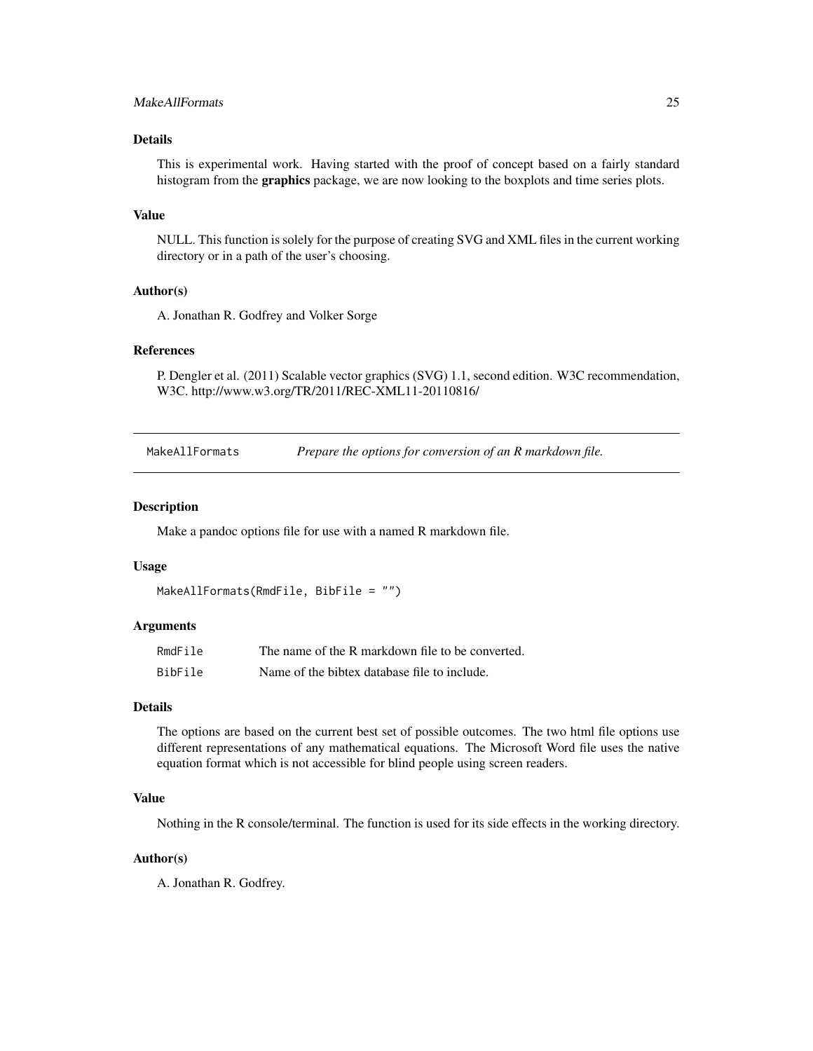### Details

This is experimental work. Having started with the proof of concept based on a fairly standard histogram from the **graphics** package, we are now looking to the boxplots and time series plots.

### Value

NULL. This function is solely for the purpose of creating SVG and XML files in the current working directory or in a path of the user's choosing.

### Author(s)

A. Jonathan R. Godfrey and Volker Sorge

### References

P. Dengler et al. (2011) Scalable vector graphics (SVG) 1.1, second edition. W3C recommendation, W3C. http://www.w3.org/TR/2011/REC-XML11-20110816/

---

## MakeAllFormats — *Prepare the options for conversion of an R markdown file.*

---

### Description

Make a pandoc options file for use with a named R markdown file.

### Usage

```
MakeAllFormats(RmdFile, BibFile = "")
```

### Arguments

| | |
|---|---|
| RmdFile | The name of the R markdown file to be converted. |
| BibFile | Name of the bibtex database file to include. |

### Details

The options are based on the current best set of possible outcomes. The two html file options use different representations of any mathematical equations. The Microsoft Word file uses the native equation format which is not accessible for blind people using screen readers.

### Value

Nothing in the R console/terminal. The function is used for its side effects in the working directory.

### Author(s)

A. Jonathan R. Godfrey.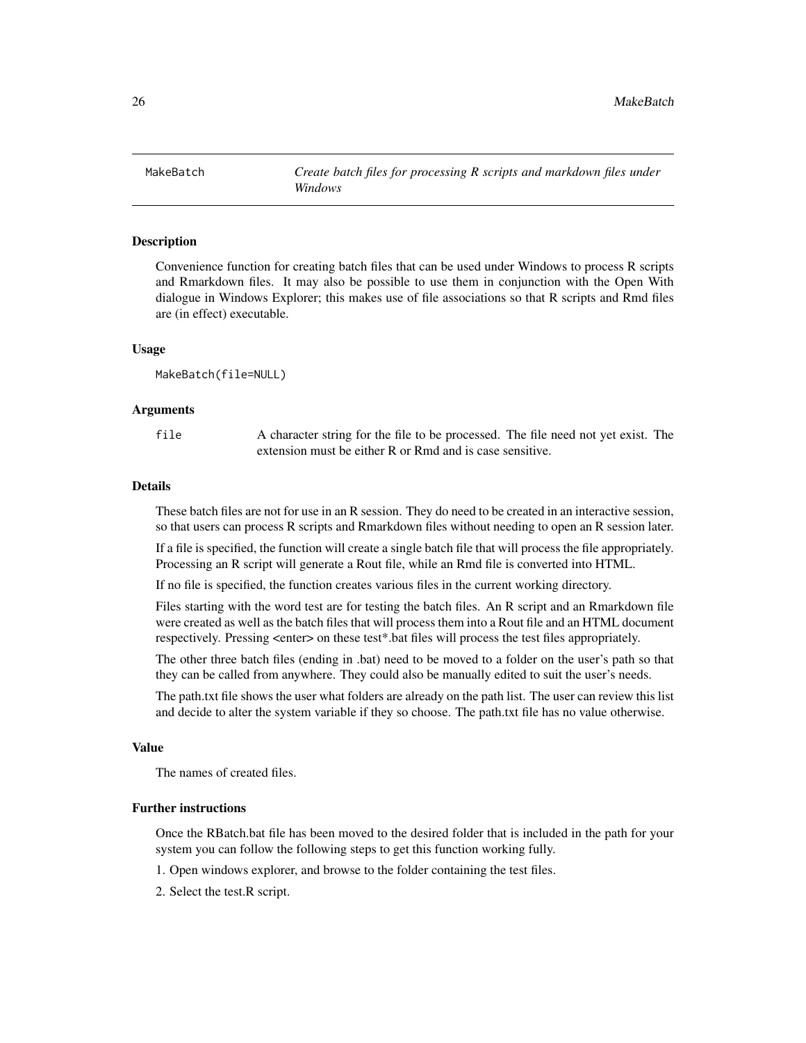# MakeBatch — *Create batch files for processing R scripts and markdown files under Windows*

## Description

Convenience function for creating batch files that can be used under Windows to process R scripts and Rmarkdown files. It may also be possible to use them in conjunction with the Open With dialogue in Windows Explorer; this makes use of file associations so that R scripts and Rmd files are (in effect) executable.

## Usage

```
MakeBatch(file=NULL)
```

## Arguments

| | |
|---|---|
| `file` | A character string for the file to be processed. The file need not yet exist. The extension must be either R or Rmd and is case sensitive. |

## Details

These batch files are not for use in an R session. They do need to be created in an interactive session, so that users can process R scripts and Rmarkdown files without needing to open an R session later.

If a file is specified, the function will create a single batch file that will process the file appropriately. Processing an R script will generate a Rout file, while an Rmd file is converted into HTML.

If no file is specified, the function creates various files in the current working directory.

Files starting with the word test are for testing the batch files. An R script and an Rmarkdown file were created as well as the batch files that will process them into a Rout file and an HTML document respectively. Pressing <enter> on these test*.bat files will process the test files appropriately.

The other three batch files (ending in .bat) need to be moved to a folder on the user's path so that they can be called from anywhere. They could also be manually edited to suit the user's needs.

The path.txt file shows the user what folders are already on the path list. The user can review this list and decide to alter the system variable if they so choose. The path.txt file has no value otherwise.

## Value

The names of created files.

## Further instructions

Once the RBatch.bat file has been moved to the desired folder that is included in the path for your system you can follow the following steps to get this function working fully.

1. Open windows explorer, and browse to the folder containing the test files.

2. Select the test.R script.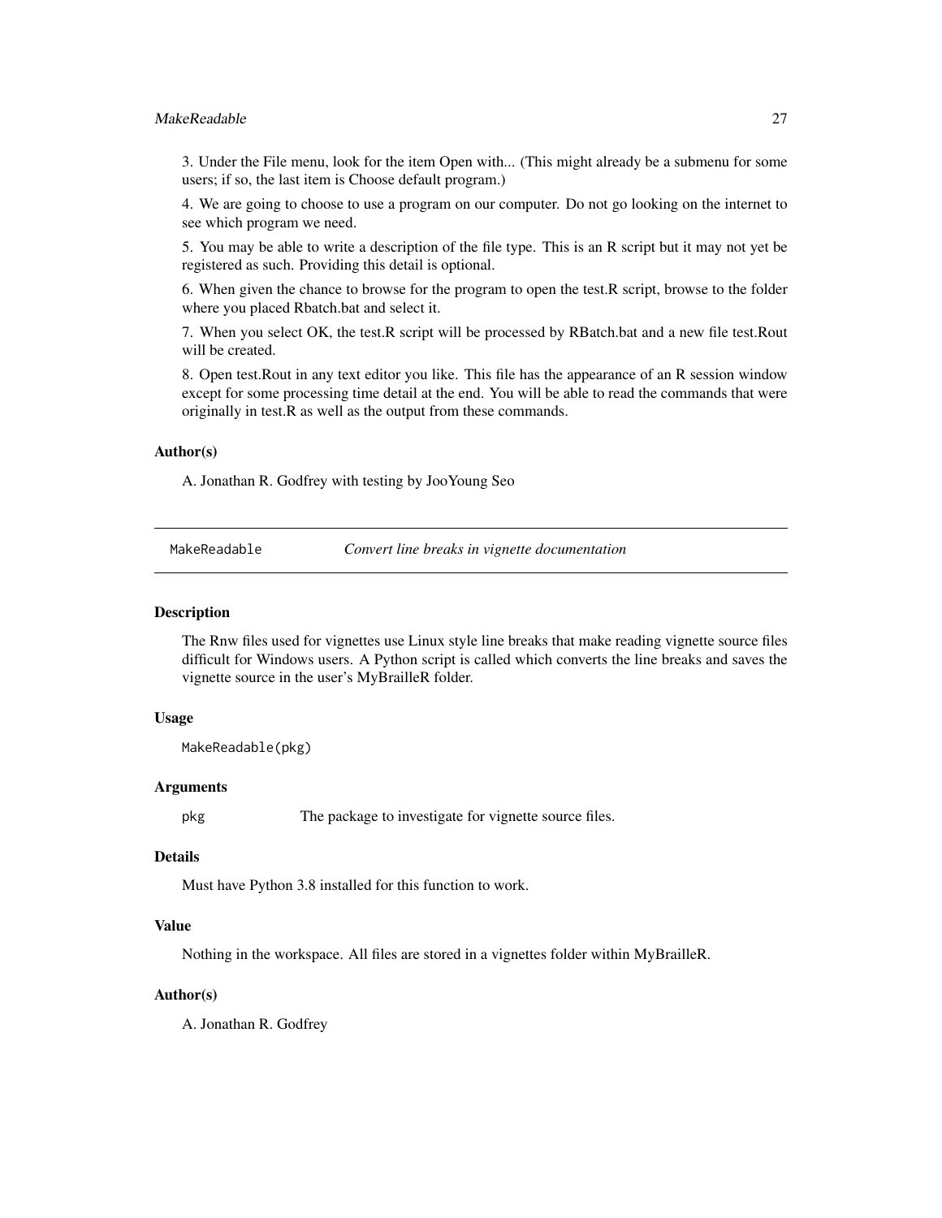3. Under the File menu, look for the item Open with... (This might already be a submenu for some users; if so, the last item is Choose default program.)

4. We are going to choose to use a program on our computer. Do not go looking on the internet to see which program we need.

5. You may be able to write a description of the file type. This is an R script but it may not yet be registered as such. Providing this detail is optional.

6. When given the chance to browse for the program to open the test.R script, browse to the folder where you placed Rbatch.bat and select it.

7. When you select OK, the test.R script will be processed by RBatch.bat and a new file test.Rout will be created.

8. Open test.Rout in any text editor you like. This file has the appearance of an R session window except for some processing time detail at the end. You will be able to read the commands that were originally in test.R as well as the output from these commands.

### Author(s)

A. Jonathan R. Godfrey with testing by JooYoung Seo

---

## MakeReadable — *Convert line breaks in vignette documentation*

### Description

The Rnw files used for vignettes use Linux style line breaks that make reading vignette source files difficult for Windows users. A Python script is called which converts the line breaks and saves the vignette source in the user's MyBrailleR folder.

### Usage

```
MakeReadable(pkg)
```

### Arguments

| | |
|---|---|
| pkg | The package to investigate for vignette source files. |

### Details

Must have Python 3.8 installed for this function to work.

### Value

Nothing in the workspace. All files are stored in a vignettes folder within MyBrailleR.

### Author(s)

A. Jonathan R. Godfrey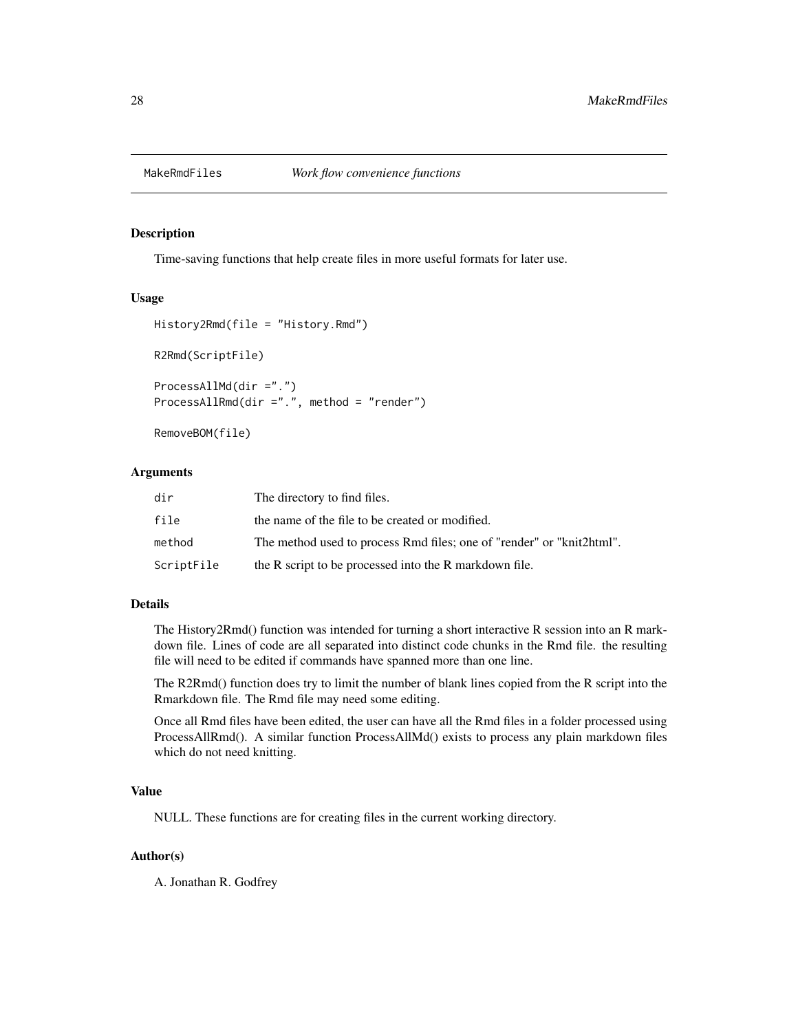MakeRmdFiles *Work flow convenience functions*

## Description

Time-saving functions that help create files in more useful formats for later use.

## Usage

```
History2Rmd(file = "History.Rmd")

R2Rmd(ScriptFile)

ProcessAllMd(dir =".")
ProcessAllRmd(dir =".", method = "render")

RemoveBOM(file)
```

## Arguments

| | |
|---|---|
| dir | The directory to find files. |
| file | the name of the file to be created or modified. |
| method | The method used to process Rmd files; one of "render" or "knit2html". |
| ScriptFile | the R script to be processed into the R markdown file. |

## Details

The History2Rmd() function was intended for turning a short interactive R session into an R markdown file. Lines of code are all separated into distinct code chunks in the Rmd file. the resulting file will need to be edited if commands have spanned more than one line.

The R2Rmd() function does try to limit the number of blank lines copied from the R script into the Rmarkdown file. The Rmd file may need some editing.

Once all Rmd files have been edited, the user can have all the Rmd files in a folder processed using ProcessAllRmd(). A similar function ProcessAllMd() exists to process any plain markdown files which do not need knitting.

## Value

NULL. These functions are for creating files in the current working directory.

## Author(s)

A. Jonathan R. Godfrey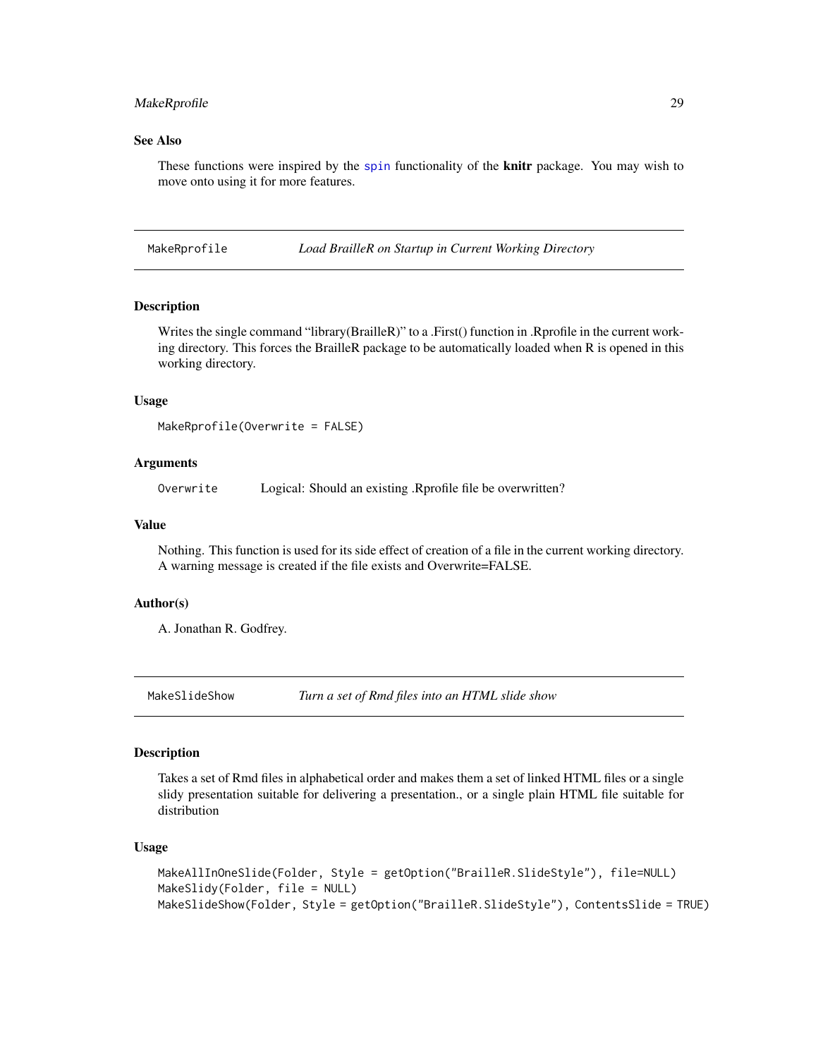### See Also

These functions were inspired by the spin functionality of the **knitr** package. You may wish to move onto using it for more features.

---

## MakeRprofile — *Load BrailleR on Startup in Current Working Directory*

---

### Description

Writes the single command "library(BrailleR)" to a .First() function in .Rprofile in the current working directory. This forces the BrailleR package to be automatically loaded when R is opened in this working directory.

### Usage

```
MakeRprofile(Overwrite = FALSE)
```

### Arguments

`Overwrite` Logical: Should an existing .Rprofile file be overwritten?

### Value

Nothing. This function is used for its side effect of creation of a file in the current working directory. A warning message is created if the file exists and Overwrite=FALSE.

### Author(s)

A. Jonathan R. Godfrey.

---

## MakeSlideShow — *Turn a set of Rmd files into an HTML slide show*

---

### Description

Takes a set of Rmd files in alphabetical order and makes them a set of linked HTML files or a single slidy presentation suitable for delivering a presentation., or a single plain HTML file suitable for distribution

### Usage

```
MakeAllInOneSlide(Folder, Style = getOption("BrailleR.SlideStyle"), file=NULL)
MakeSlidy(Folder, file = NULL)
MakeSlideShow(Folder, Style = getOption("BrailleR.SlideStyle"), ContentsSlide = TRUE)
```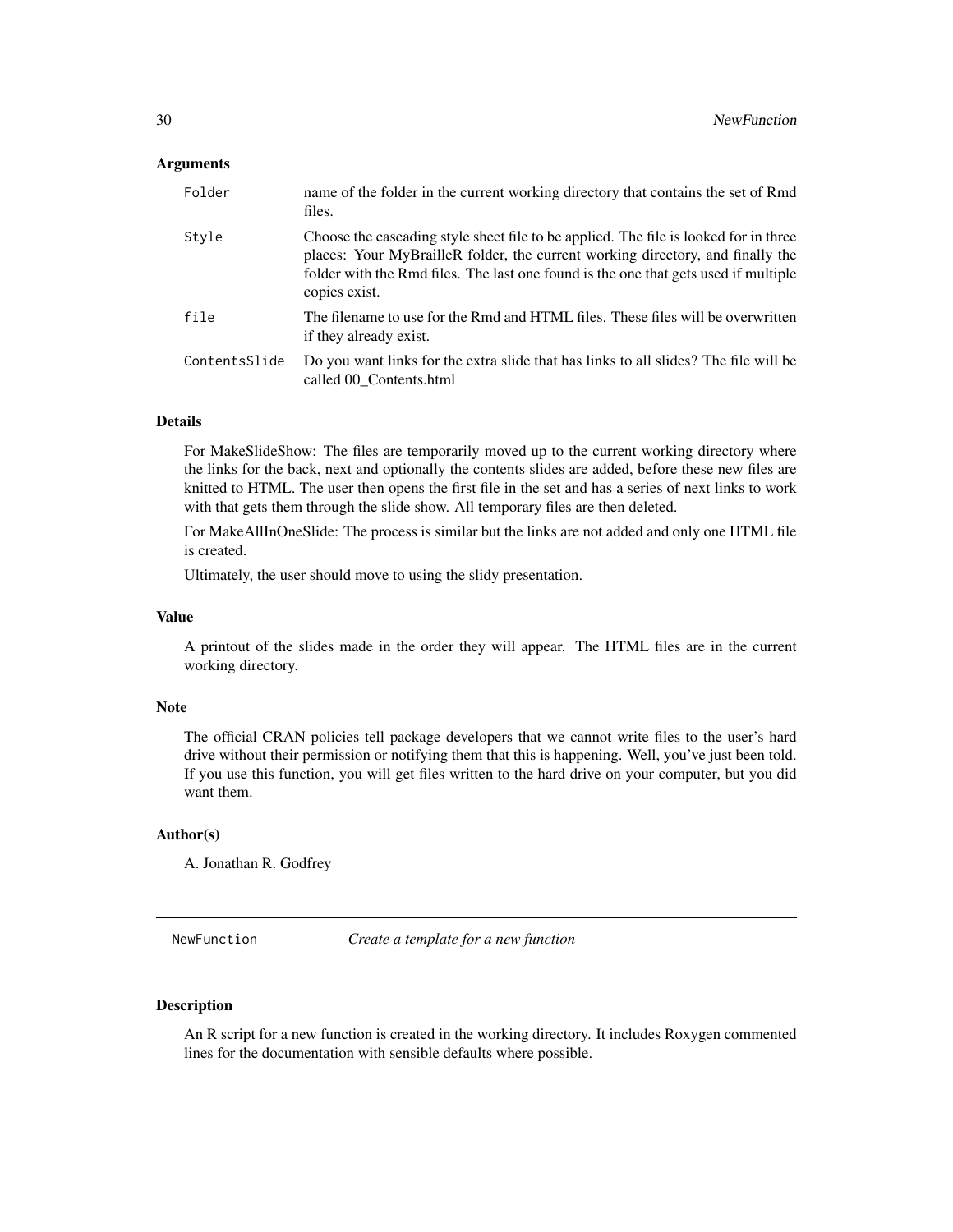### Arguments

| | |
|---|---|
| `Folder` | name of the folder in the current working directory that contains the set of Rmd files. |
| `Style` | Choose the cascading style sheet file to be applied. The file is looked for in three places: Your MyBrailleR folder, the current working directory, and finally the folder with the Rmd files. The last one found is the one that gets used if multiple copies exist. |
| `file` | The filename to use for the Rmd and HTML files. These files will be overwritten if they already exist. |
| `ContentsSlide` | Do you want links for the extra slide that has links to all slides? The file will be called 00_Contents.html |

### Details

For MakeSlideShow: The files are temporarily moved up to the current working directory where the links for the back, next and optionally the contents slides are added, before these new files are knitted to HTML. The user then opens the first file in the set and has a series of next links to work with that gets them through the slide show. All temporary files are then deleted.

For MakeAllInOneSlide: The process is similar but the links are not added and only one HTML file is created.

Ultimately, the user should move to using the slidy presentation.

### Value

A printout of the slides made in the order they will appear. The HTML files are in the current working directory.

### Note

The official CRAN policies tell package developers that we cannot write files to the user's hard drive without their permission or notifying them that this is happening. Well, you've just been told. If you use this function, you will get files written to the hard drive on your computer, but you did want them.

### Author(s)

A. Jonathan R. Godfrey

---

## `NewFunction` *Create a template for a new function*

---

### Description

An R script for a new function is created in the working directory. It includes Roxygen commented lines for the documentation with sensible defaults where possible.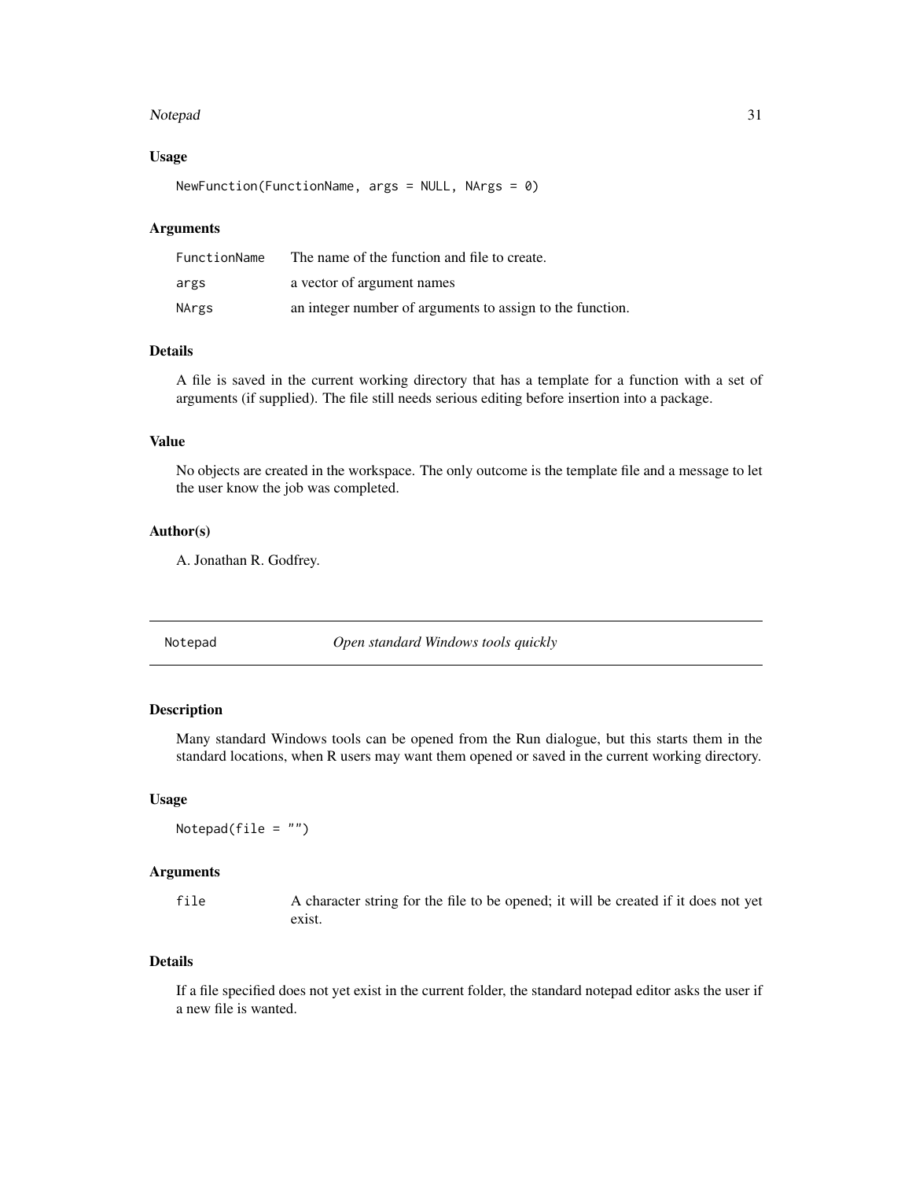### Usage

```
NewFunction(FunctionName, args = NULL, NArgs = 0)
```

### Arguments

| | |
|---|---|
| FunctionName | The name of the function and file to create. |
| args | a vector of argument names |
| NArgs | an integer number of arguments to assign to the function. |

### Details

A file is saved in the current working directory that has a template for a function with a set of arguments (if supplied). The file still needs serious editing before insertion into a package.

### Value

No objects are created in the workspace. The only outcome is the template file and a message to let the user know the job was completed.

### Author(s)

A. Jonathan R. Godfrey.

---

## Notepad — *Open standard Windows tools quickly*

---

### Description

Many standard Windows tools can be opened from the Run dialogue, but this starts them in the standard locations, when R users may want them opened or saved in the current working directory.

### Usage

```
Notepad(file = "")
```

### Arguments

| | |
|---|---|
| file | A character string for the file to be opened; it will be created if it does not yet exist. |

### Details

If a file specified does not yet exist in the current folder, the standard notepad editor asks the user if a new file is wanted.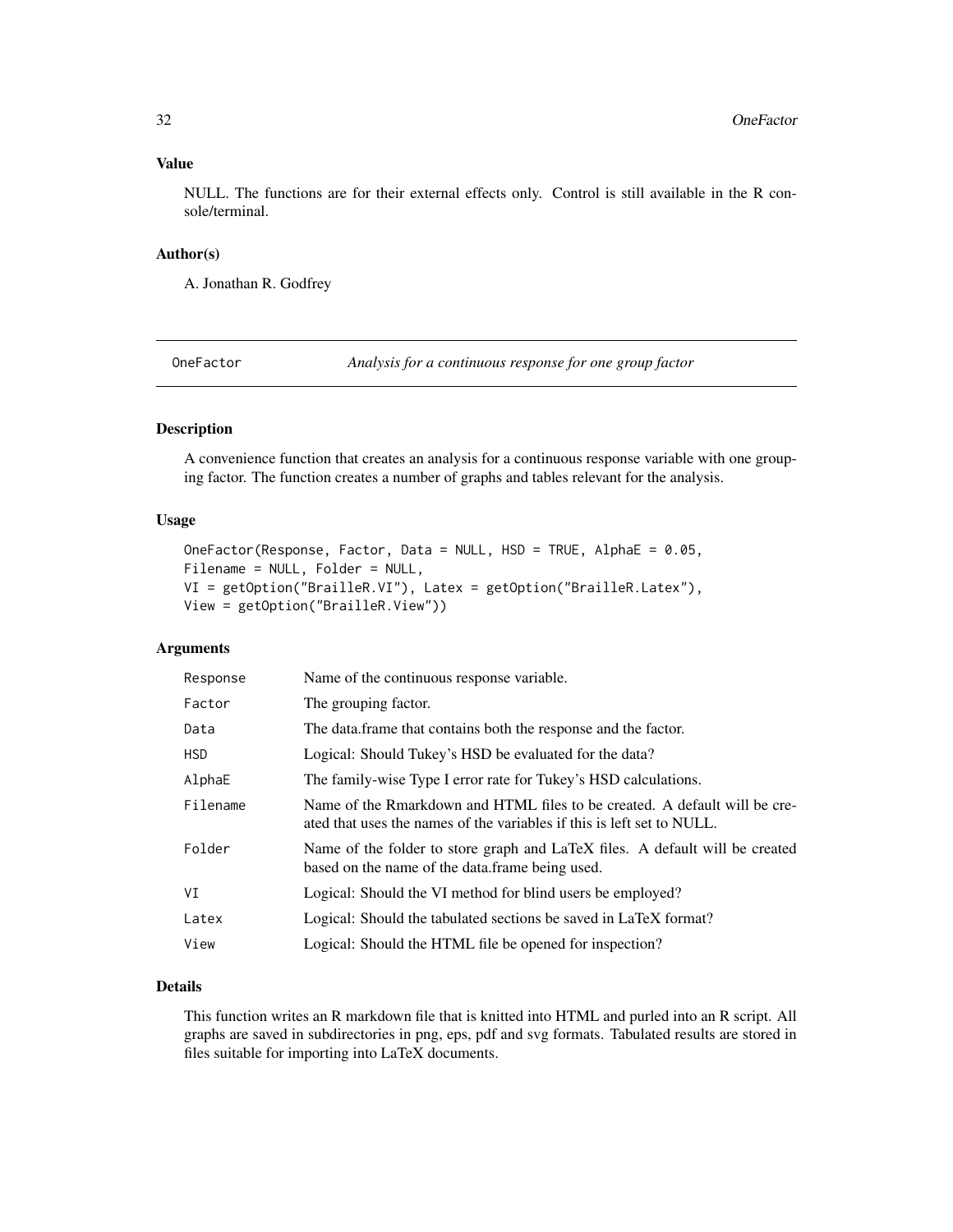### Value

NULL. The functions are for their external effects only. Control is still available in the R console/terminal.

### Author(s)

A. Jonathan R. Godfrey

---

## OneFactor *Analysis for a continuous response for one group factor*

---

### Description

A convenience function that creates an analysis for a continuous response variable with one grouping factor. The function creates a number of graphs and tables relevant for the analysis.

### Usage

```
OneFactor(Response, Factor, Data = NULL, HSD = TRUE, AlphaE = 0.05,
Filename = NULL, Folder = NULL,
VI = getOption("BrailleR.VI"), Latex = getOption("BrailleR.Latex"),
View = getOption("BrailleR.View"))
```

### Arguments

| | |
|---|---|
| `Response` | Name of the continuous response variable. |
| `Factor` | The grouping factor. |
| `Data` | The data.frame that contains both the response and the factor. |
| `HSD` | Logical: Should Tukey's HSD be evaluated for the data? |
| `AlphaE` | The family-wise Type I error rate for Tukey's HSD calculations. |
| `Filename` | Name of the Rmarkdown and HTML files to be created. A default will be created that uses the names of the variables if this is left set to NULL. |
| `Folder` | Name of the folder to store graph and LaTeX files. A default will be created based on the name of the data.frame being used. |
| `VI` | Logical: Should the VI method for blind users be employed? |
| `Latex` | Logical: Should the tabulated sections be saved in LaTeX format? |
| `View` | Logical: Should the HTML file be opened for inspection? |

### Details

This function writes an R markdown file that is knitted into HTML and purled into an R script. All graphs are saved in subdirectories in png, eps, pdf and svg formats. Tabulated results are stored in files suitable for importing into LaTeX documents.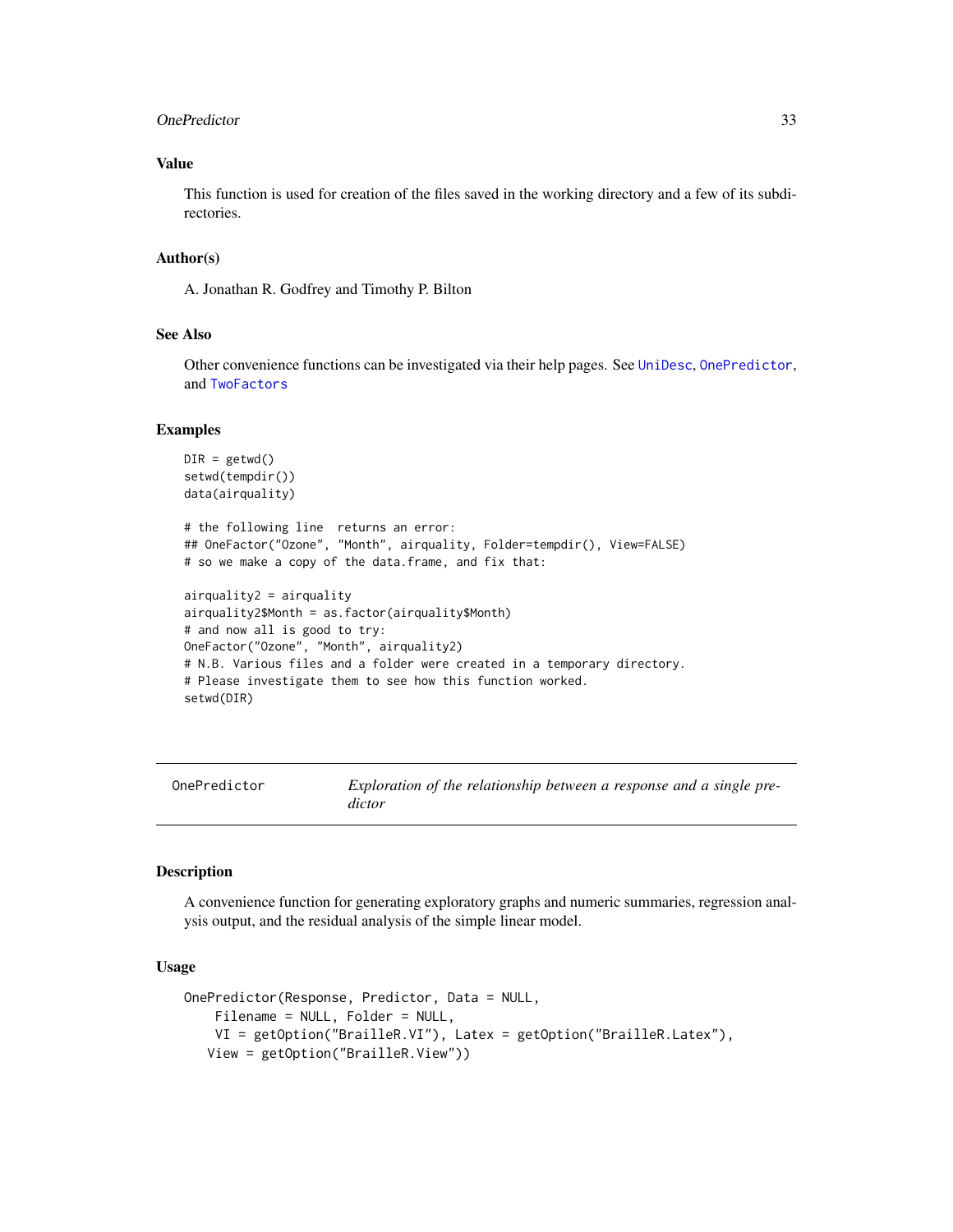### Value

This function is used for creation of the files saved in the working directory and a few of its subdirectories.

### Author(s)

A. Jonathan R. Godfrey and Timothy P. Bilton

### See Also

Other convenience functions can be investigated via their help pages. See `UniDesc`, `OnePredictor`, and `TwoFactors`

### Examples

```
DIR = getwd()
setwd(tempdir())
data(airquality)

# the following line  returns an error:
## OneFactor("Ozone", "Month", airquality, Folder=tempdir(), View=FALSE)
# so we make a copy of the data.frame, and fix that:

airquality2 = airquality
airquality2$Month = as.factor(airquality$Month)
# and now all is good to try:
OneFactor("Ozone", "Month", airquality2)
# N.B. Various files and a folder were created in a temporary directory.
# Please investigate them to see how this function worked.
setwd(DIR)
```

---

## OnePredictor — *Exploration of the relationship between a response and a single predictor*

### Description

A convenience function for generating exploratory graphs and numeric summaries, regression analysis output, and the residual analysis of the simple linear model.

### Usage

```
OnePredictor(Response, Predictor, Data = NULL,
    Filename = NULL, Folder = NULL,
    VI = getOption("BrailleR.VI"), Latex = getOption("BrailleR.Latex"),
   View = getOption("BrailleR.View"))
```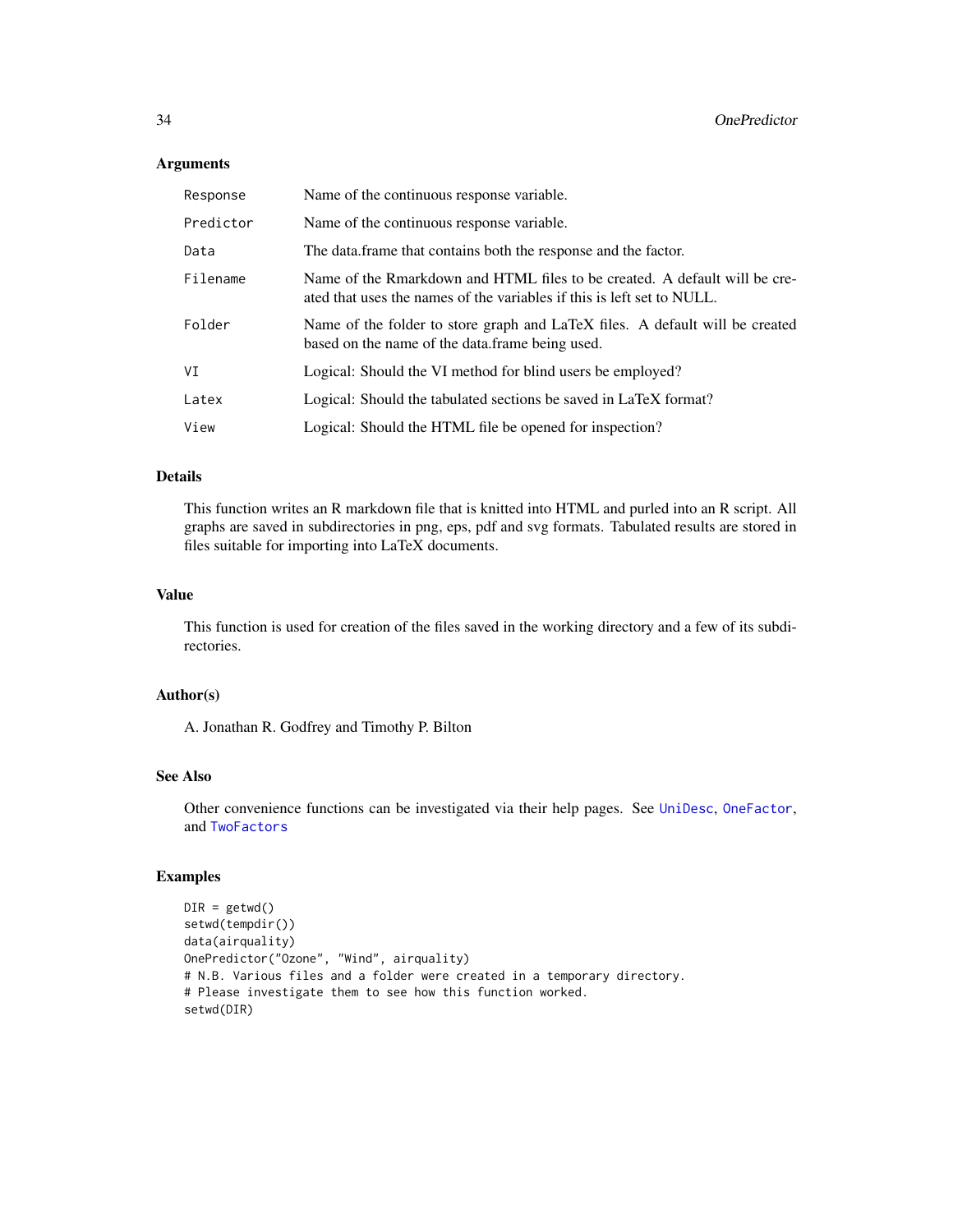## Arguments

| | |
|---|---|
| `Response` | Name of the continuous response variable. |
| `Predictor` | Name of the continuous response variable. |
| `Data` | The data.frame that contains both the response and the factor. |
| `Filename` | Name of the Rmarkdown and HTML files to be created. A default will be created that uses the names of the variables if this is left set to NULL. |
| `Folder` | Name of the folder to store graph and LaTeX files. A default will be created based on the name of the data.frame being used. |
| `VI` | Logical: Should the VI method for blind users be employed? |
| `Latex` | Logical: Should the tabulated sections be saved in LaTeX format? |
| `View` | Logical: Should the HTML file be opened for inspection? |

## Details

This function writes an R markdown file that is knitted into HTML and purled into an R script. All graphs are saved in subdirectories in png, eps, pdf and svg formats. Tabulated results are stored in files suitable for importing into LaTeX documents.

## Value

This function is used for creation of the files saved in the working directory and a few of its subdirectories.

## Author(s)

A. Jonathan R. Godfrey and Timothy P. Bilton

## See Also

Other convenience functions can be investigated via their help pages. See `UniDesc`, `OneFactor`, and `TwoFactors`

## Examples

```
DIR = getwd()
setwd(tempdir())
data(airquality)
OnePredictor("Ozone", "Wind", airquality)
# N.B. Various files and a folder were created in a temporary directory.
# Please investigate them to see how this function worked.
setwd(DIR)
```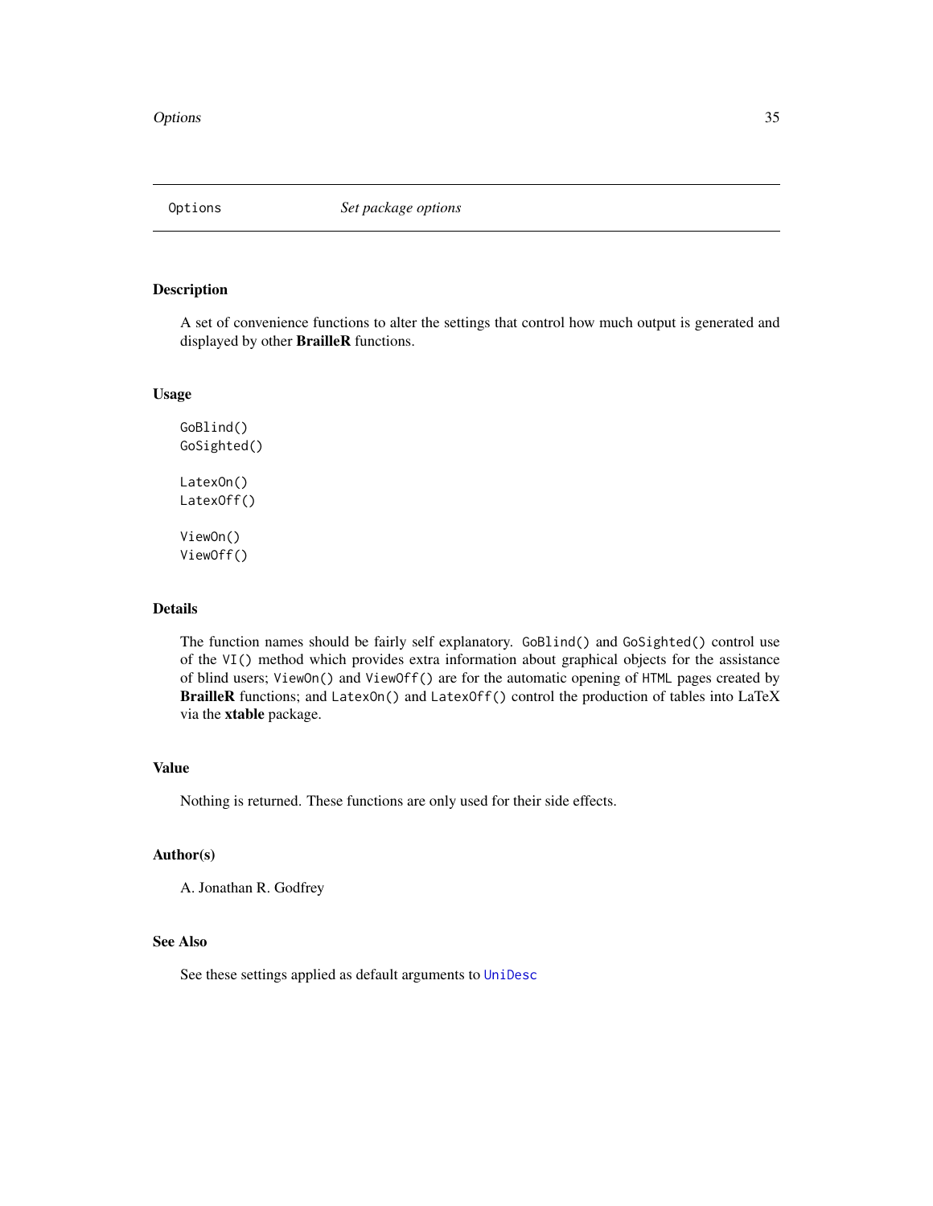Options *Set package options*

## Description

A set of convenience functions to alter the settings that control how much output is generated and displayed by other **BrailleR** functions.

## Usage

```
GoBlind()
GoSighted()

LatexOn()
LatexOff()

ViewOn()
ViewOff()
```

## Details

The function names should be fairly self explanatory. `GoBlind()` and `GoSighted()` control use of the `VI()` method which provides extra information about graphical objects for the assistance of blind users; `ViewOn()` and `ViewOff()` are for the automatic opening of `HTML` pages created by **BrailleR** functions; and `LatexOn()` and `LatexOff()` control the production of tables into LaTeX via the **xtable** package.

## Value

Nothing is returned. These functions are only used for their side effects.

## Author(s)

A. Jonathan R. Godfrey

## See Also

See these settings applied as default arguments to `UniDesc`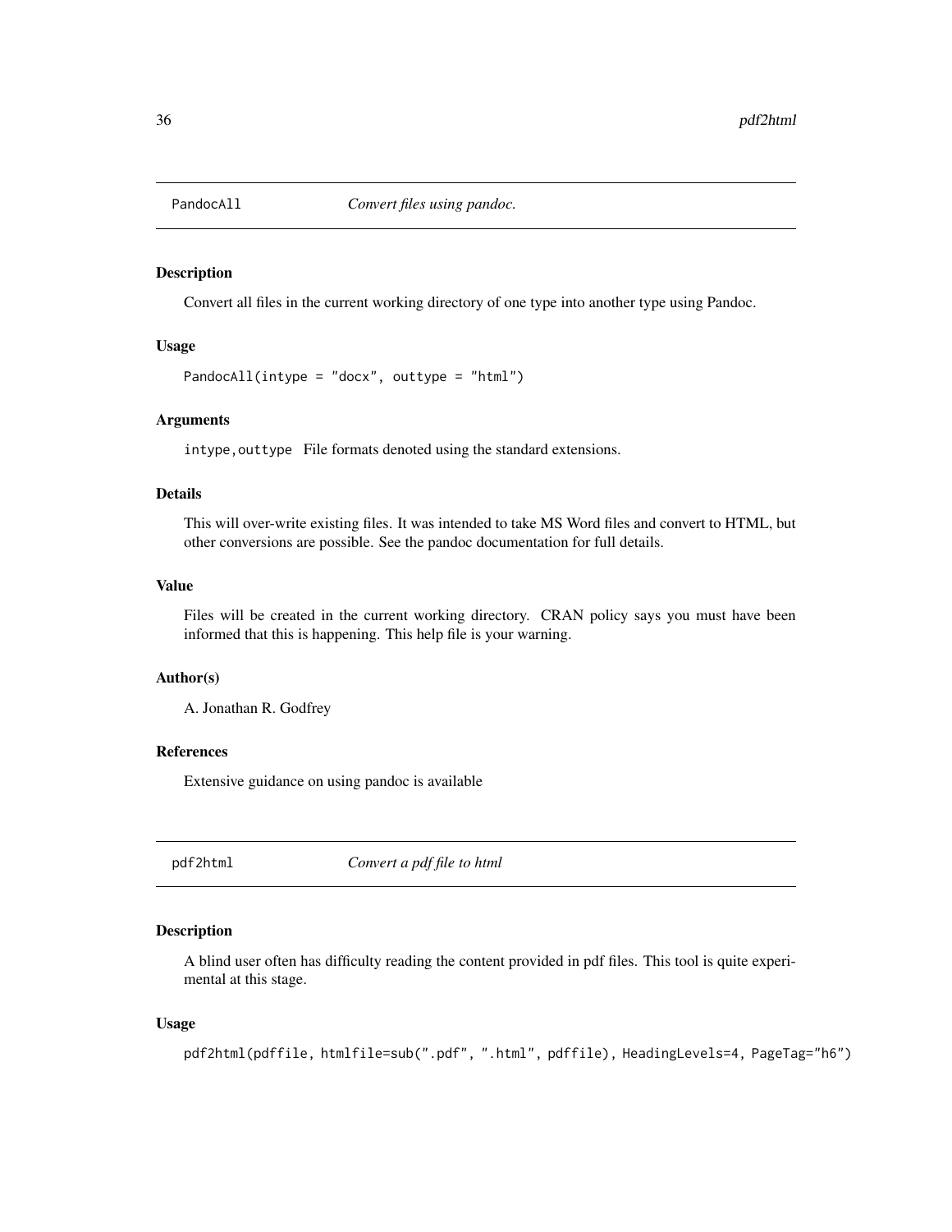## PandocAll *Convert files using pandoc.*

### Description

Convert all files in the current working directory of one type into another type using Pandoc.

### Usage

```
PandocAll(intype = "docx", outtype = "html")
```

### Arguments

`intype,outtype` File formats denoted using the standard extensions.

### Details

This will over-write existing files. It was intended to take MS Word files and convert to HTML, but other conversions are possible. See the pandoc documentation for full details.

### Value

Files will be created in the current working directory. CRAN policy says you must have been informed that this is happening. This help file is your warning.

### Author(s)

A. Jonathan R. Godfrey

### References

Extensive guidance on using pandoc is available

## pdf2html *Convert a pdf file to html*

### Description

A blind user often has difficulty reading the content provided in pdf files. This tool is quite experimental at this stage.

### Usage

```
pdf2html(pdffile, htmlfile=sub(".pdf", ".html", pdffile), HeadingLevels=4, PageTag="h6")
```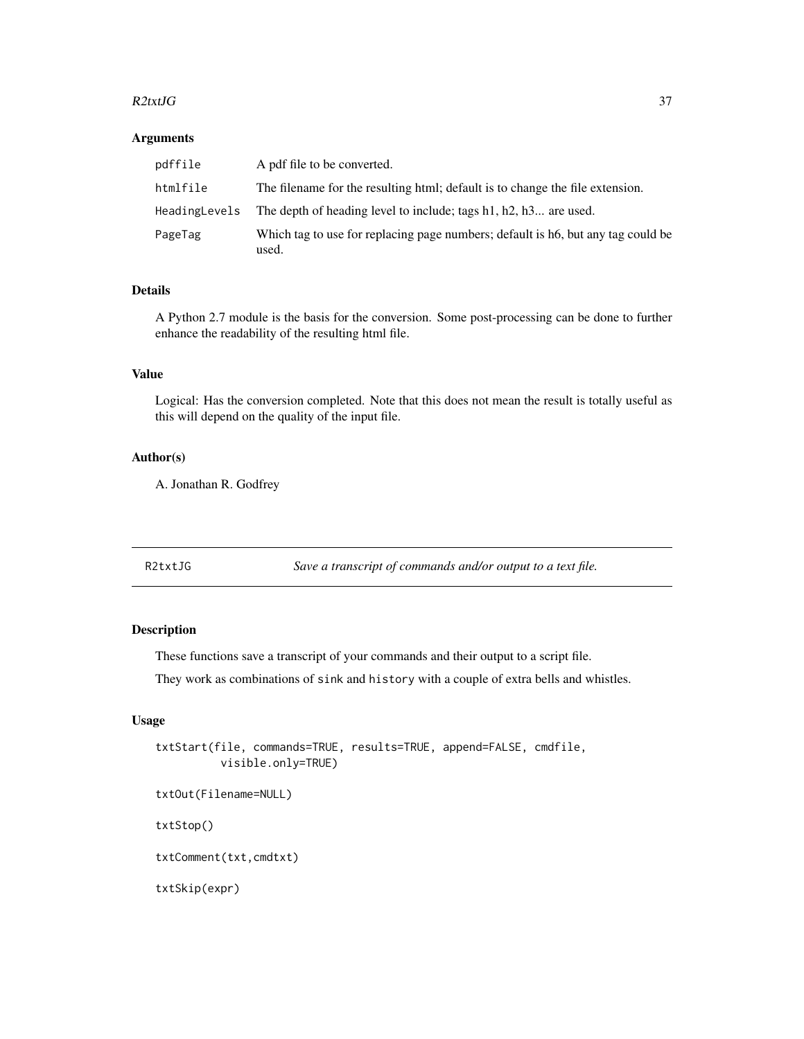### Arguments

| | |
|---|---|
| pdffile | A pdf file to be converted. |
| htmlfile | The filename for the resulting html; default is to change the file extension. |
| HeadingLevels | The depth of heading level to include; tags h1, h2, h3... are used. |
| PageTag | Which tag to use for replacing page numbers; default is h6, but any tag could be used. |

### Details

A Python 2.7 module is the basis for the conversion. Some post-processing can be done to further enhance the readability of the resulting html file.

### Value

Logical: Has the conversion completed. Note that this does not mean the result is totally useful as this will depend on the quality of the input file.

### Author(s)

A. Jonathan R. Godfrey

---

## R2txtJG *Save a transcript of commands and/or output to a text file.*

---

### Description

These functions save a transcript of your commands and their output to a script file.

They work as combinations of `sink` and `history` with a couple of extra bells and whistles.

### Usage

```
txtStart(file, commands=TRUE, results=TRUE, append=FALSE, cmdfile,
         visible.only=TRUE)

txtOut(Filename=NULL)

txtStop()

txtComment(txt,cmdtxt)

txtSkip(expr)
```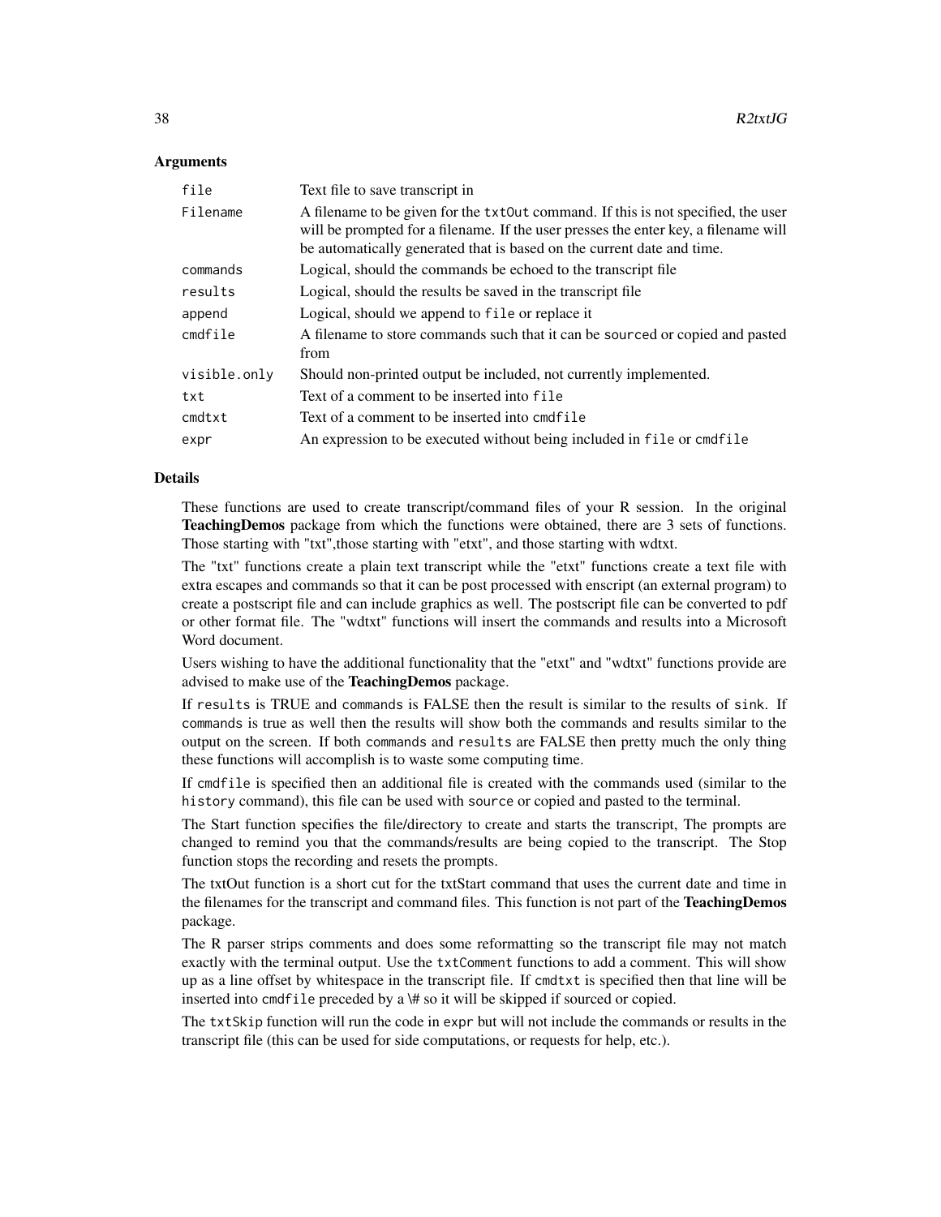## Arguments

| | |
|---|---|
| `file` | Text file to save transcript in |
| `Filename` | A filename to be given for the `txtOut` command. If this is not specified, the user will be prompted for a filename. If the user presses the enter key, a filename will be automatically generated that is based on the current date and time. |
| `commands` | Logical, should the commands be echoed to the transcript file |
| `results` | Logical, should the results be saved in the transcript file |
| `append` | Logical, should we append to `file` or replace it |
| `cmdfile` | A filename to store commands such that it can be `source`d or copied and pasted from |
| `visible.only` | Should non-printed output be included, not currently implemented. |
| `txt` | Text of a comment to be inserted into `file` |
| `cmdtxt` | Text of a comment to be inserted into `cmdfile` |
| `expr` | An expression to be executed without being included in `file` or `cmdfile` |

## Details

These functions are used to create transcript/command files of your R session. In the original **TeachingDemos** package from which the functions were obtained, there are 3 sets of functions. Those starting with "txt",those starting with "etxt", and those starting with wdtxt.

The "txt" functions create a plain text transcript while the "etxt" functions create a text file with extra escapes and commands so that it can be post processed with enscript (an external program) to create a postscript file and can include graphics as well. The postscript file can be converted to pdf or other format file. The "wdtxt" functions will insert the commands and results into a Microsoft Word document.

Users wishing to have the additional functionality that the "etxt" and "wdtxt" functions provide are advised to make use of the **TeachingDemos** package.

If `results` is TRUE and `commands` is FALSE then the result is similar to the results of `sink`. If `commands` is true as well then the results will show both the commands and results similar to the output on the screen. If both `commands` and `results` are FALSE then pretty much the only thing these functions will accomplish is to waste some computing time.

If `cmdfile` is specified then an additional file is created with the commands used (similar to the `history` command), this file can be used with `source` or copied and pasted to the terminal.

The Start function specifies the file/directory to create and starts the transcript, The prompts are changed to remind you that the commands/results are being copied to the transcript. The Stop function stops the recording and resets the prompts.

The txtOut function is a short cut for the txtStart command that uses the current date and time in the filenames for the transcript and command files. This function is not part of the **TeachingDemos** package.

The R parser strips comments and does some reformatting so the transcript file may not match exactly with the terminal output. Use the `txtComment` functions to add a comment. This will show up as a line offset by whitespace in the transcript file. If `cmdtxt` is specified then that line will be inserted into `cmdfile` preceded by a \# so it will be skipped if sourced or copied.

The `txtSkip` function will run the code in `expr` but will not include the commands or results in the transcript file (this can be used for side computations, or requests for help, etc.).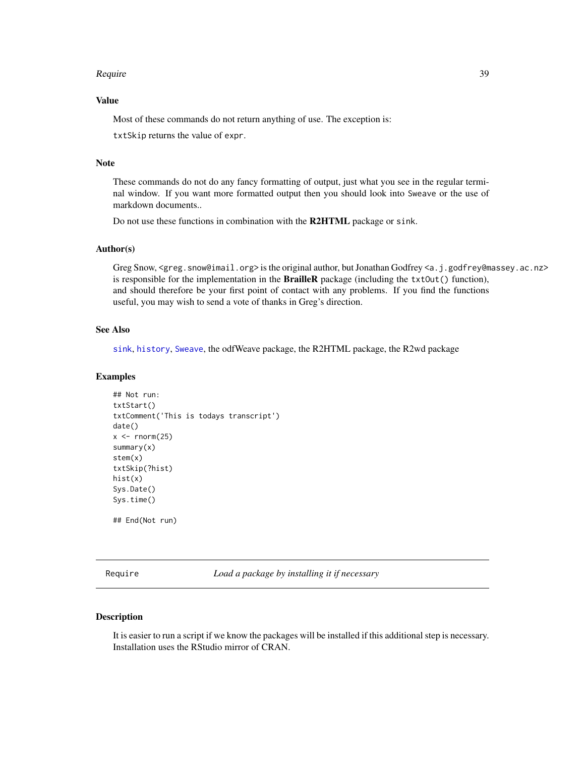### Value

Most of these commands do not return anything of use. The exception is:

`txtSkip` returns the value of `expr`.

### Note

These commands do not do any fancy formatting of output, just what you see in the regular terminal window. If you want more formatted output then you should look into `Sweave` or the use of markdown documents..

Do not use these functions in combination with the **R2HTML** package or `sink`.

### Author(s)

Greg Snow, <greg.snow@imail.org> is the original author, but Jonathan Godfrey <a.j.godfrey@massey.ac.nz> is responsible for the implementation in the **BrailleR** package (including the `txtOut()` function), and should therefore be your first point of contact with any problems. If you find the functions useful, you may wish to send a vote of thanks in Greg's direction.

### See Also

`sink`, `history`, `Sweave`, the odfWeave package, the R2HTML package, the R2wd package

### Examples

```
## Not run:
txtStart()
txtComment('This is todays transcript')
date()
x <- rnorm(25)
summary(x)
stem(x)
txtSkip(?hist)
hist(x)
Sys.Date()
Sys.time()

## End(Not run)
```

---

## Require — *Load a package by installing it if necessary*

---

### Description

It is easier to run a script if we know the packages will be installed if this additional step is necessary. Installation uses the RStudio mirror of CRAN.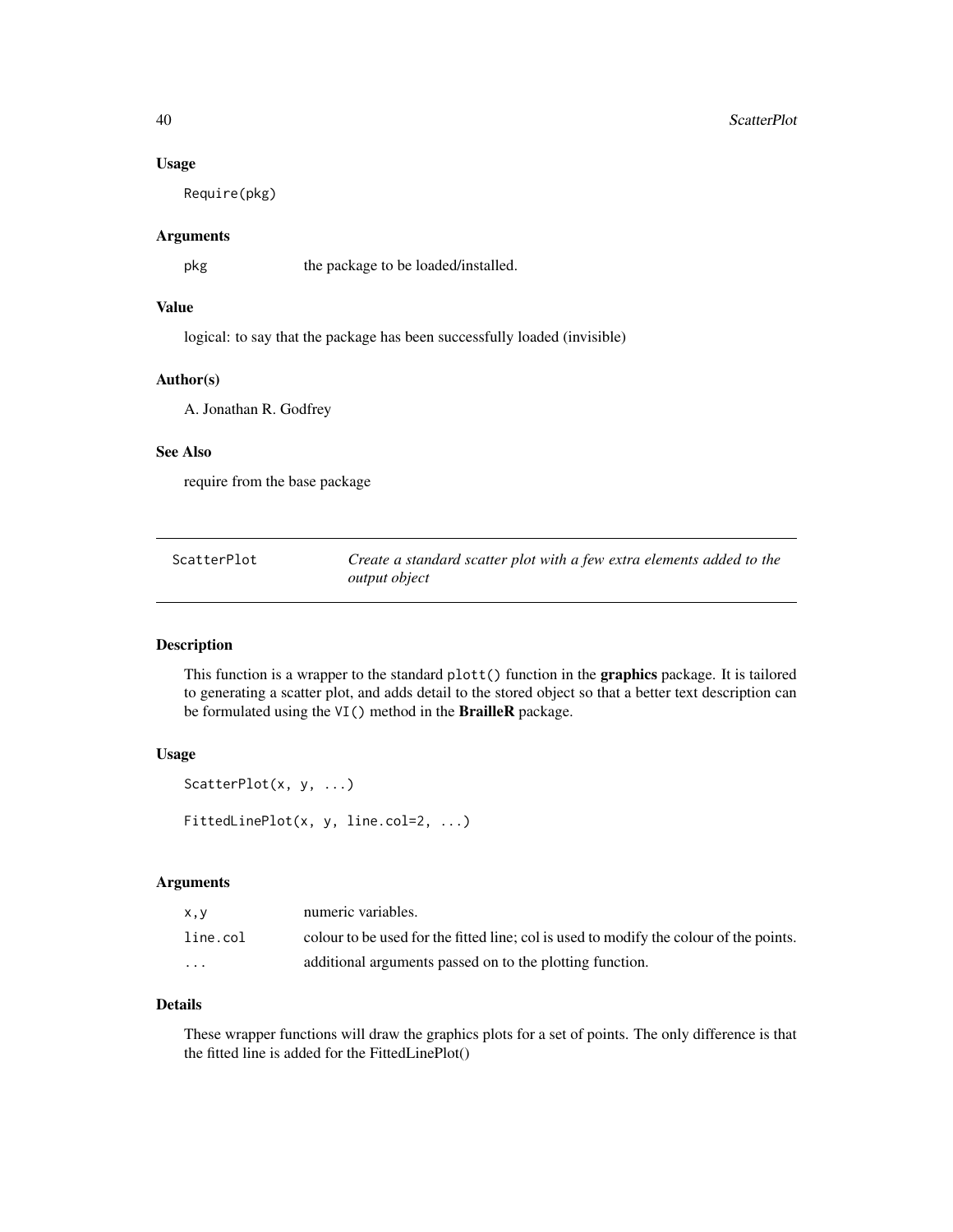### Usage

```
Require(pkg)
```

### Arguments

| | |
|---|---|
| pkg | the package to be loaded/installed. |

### Value

logical: to say that the package has been successfully loaded (invisible)

### Author(s)

A. Jonathan R. Godfrey

### See Also

require from the base package

---

## ScatterPlot — *Create a standard scatter plot with a few extra elements added to the output object*

---

### Description

This function is a wrapper to the standard `plott()` function in the **graphics** package. It is tailored to generating a scatter plot, and adds detail to the stored object so that a better text description can be formulated using the `VI()` method in the **BrailleR** package.

### Usage

```
ScatterPlot(x, y, ...)

FittedLinePlot(x, y, line.col=2, ...)
```

### Arguments

| | |
|---|---|
| x,y | numeric variables. |
| line.col | colour to be used for the fitted line; col is used to modify the colour of the points. |
| ... | additional arguments passed on to the plotting function. |

### Details

These wrapper functions will draw the graphics plots for a set of points. The only difference is that the fitted line is added for the FittedLinePlot()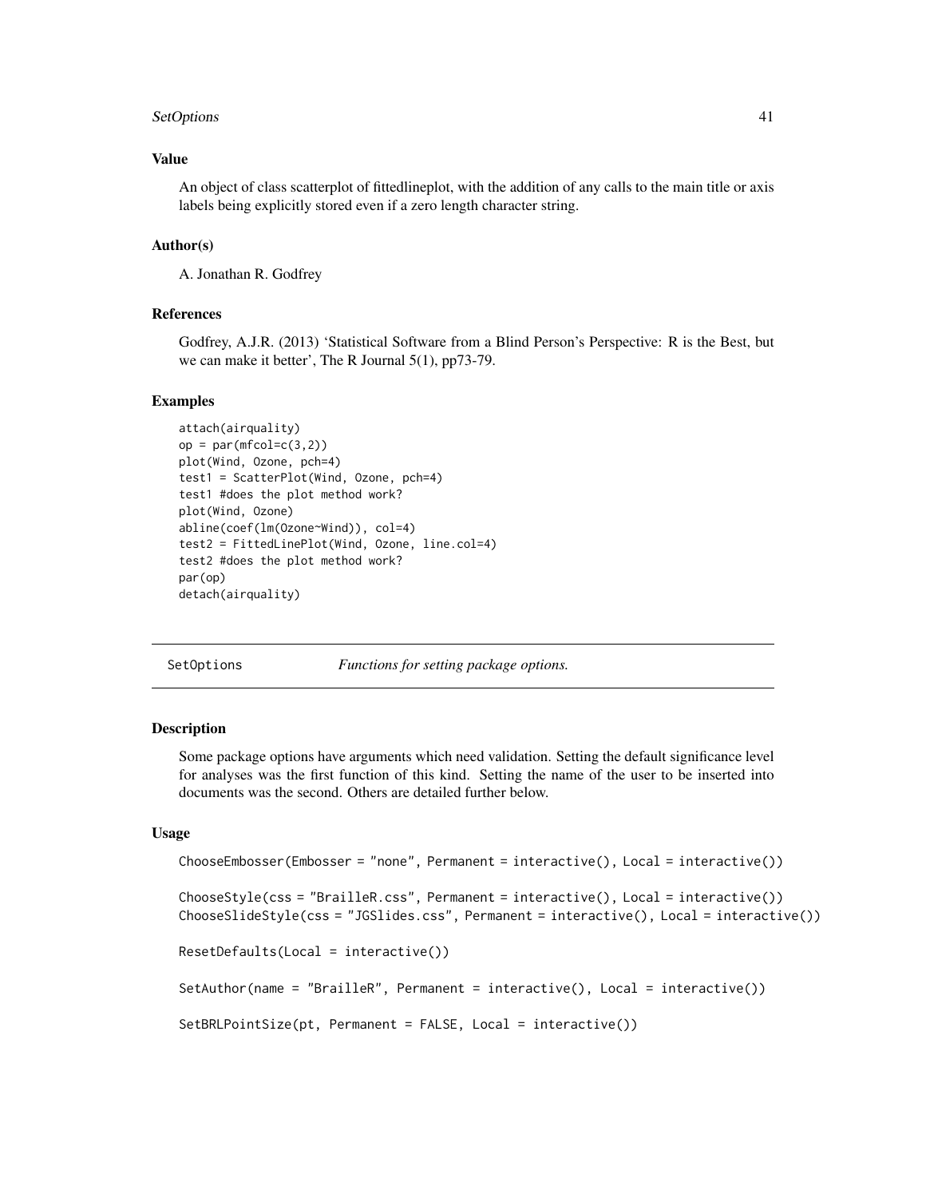### Value

An object of class scatterplot of fittedlineplot, with the addition of any calls to the main title or axis labels being explicitly stored even if a zero length character string.

### Author(s)

A. Jonathan R. Godfrey

### References

Godfrey, A.J.R. (2013) 'Statistical Software from a Blind Person's Perspective: R is the Best, but we can make it better', The R Journal 5(1), pp73-79.

### Examples

```
attach(airquality)
op = par(mfcol=c(3,2))
plot(Wind, Ozone, pch=4)
test1 = ScatterPlot(Wind, Ozone, pch=4)
test1 #does the plot method work?
plot(Wind, Ozone)
abline(coef(lm(Ozone~Wind)), col=4)
test2 = FittedLinePlot(Wind, Ozone, line.col=4)
test2 #does the plot method work?
par(op)
detach(airquality)
```

## SetOptions — *Functions for setting package options.*

### Description

Some package options have arguments which need validation. Setting the default significance level for analyses was the first function of this kind. Setting the name of the user to be inserted into documents was the second. Others are detailed further below.

### Usage

```
ChooseEmbosser(Embosser = "none", Permanent = interactive(), Local = interactive())

ChooseStyle(css = "BrailleR.css", Permanent = interactive(), Local = interactive())
ChooseSlideStyle(css = "JGSlides.css", Permanent = interactive(), Local = interactive())

ResetDefaults(Local = interactive())

SetAuthor(name = "BrailleR", Permanent = interactive(), Local = interactive())

SetBRLPointSize(pt, Permanent = FALSE, Local = interactive())
```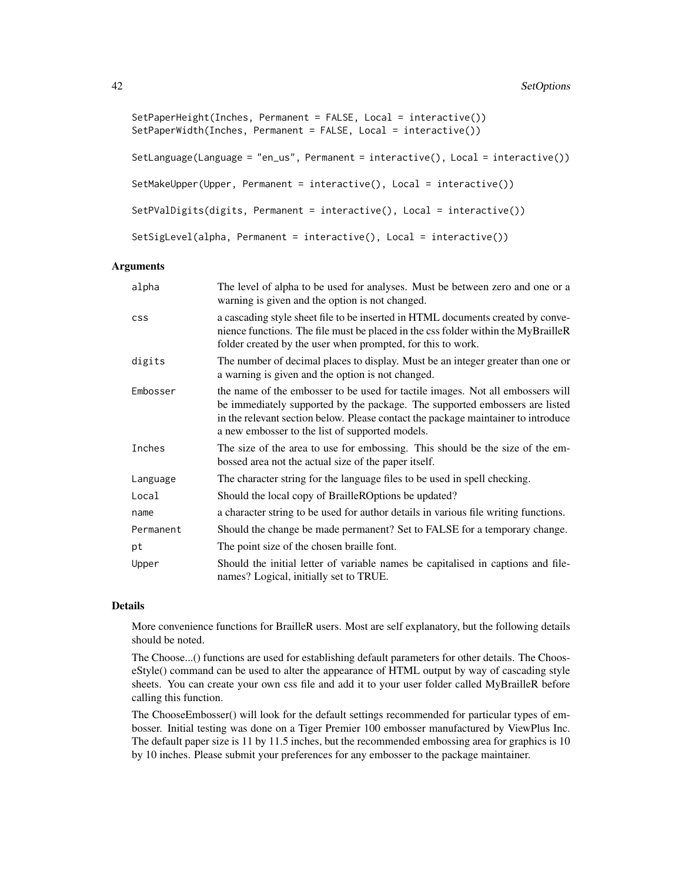```
SetPaperHeight(Inches, Permanent = FALSE, Local = interactive())
SetPaperWidth(Inches, Permanent = FALSE, Local = interactive())

SetLanguage(Language = "en_us", Permanent = interactive(), Local = interactive())

SetMakeUpper(Upper, Permanent = interactive(), Local = interactive())

SetPValDigits(digits, Permanent = interactive(), Local = interactive())

SetSigLevel(alpha, Permanent = interactive(), Local = interactive())
```

## Arguments

| | |
|---|---|
| `alpha` | The level of alpha to be used for analyses. Must be between zero and one or a warning is given and the option is not changed. |
| `css` | a cascading style sheet file to be inserted in HTML documents created by convenience functions. The file must be placed in the css folder within the MyBrailleR folder created by the user when prompted, for this to work. |
| `digits` | The number of decimal places to display. Must be an integer greater than one or a warning is given and the option is not changed. |
| `Embosser` | the name of the embosser to be used for tactile images. Not all embossers will be immediately supported by the package. The supported embossers are listed in the relevant section below. Please contact the package maintainer to introduce a new embosser to the list of supported models. |
| `Inches` | The size of the area to use for embossing. This should be the size of the embossed area not the actual size of the paper itself. |
| `Language` | The character string for the language files to be used in spell checking. |
| `Local` | Should the local copy of BrailleROptions be updated? |
| `name` | a character string to be used for author details in various file writing functions. |
| `Permanent` | Should the change be made permanent? Set to FALSE for a temporary change. |
| `pt` | The point size of the chosen braille font. |
| `Upper` | Should the initial letter of variable names be capitalised in captions and filenames? Logical, initially set to TRUE. |

## Details

More convenience functions for BrailleR users. Most are self explanatory, but the following details should be noted.

The Choose...() functions are used for establishing default parameters for other details. The ChooseStyle() command can be used to alter the appearance of HTML output by way of cascading style sheets. You can create your own css file and add it to your user folder called MyBrailleR before calling this function.

The ChooseEmbosser() will look for the default settings recommended for particular types of embosser. Initial testing was done on a Tiger Premier 100 embosser manufactured by ViewPlus Inc. The default paper size is 11 by 11.5 inches, but the recommended embossing area for graphics is 10 by 10 inches. Please submit your preferences for any embosser to the package maintainer.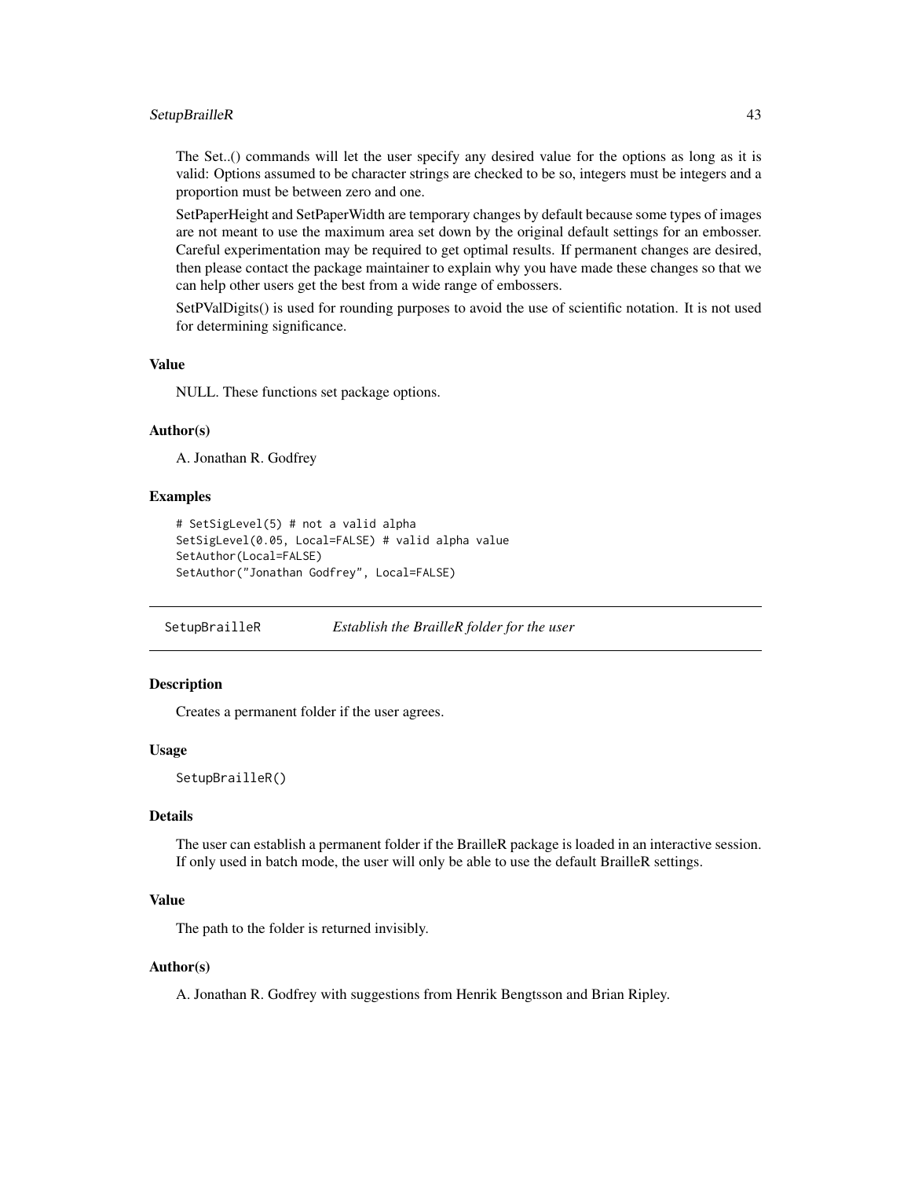The Set..() commands will let the user specify any desired value for the options as long as it is valid: Options assumed to be character strings are checked to be so, integers must be integers and a proportion must be between zero and one.

SetPaperHeight and SetPaperWidth are temporary changes by default because some types of images are not meant to use the maximum area set down by the original default settings for an embosser. Careful experimentation may be required to get optimal results. If permanent changes are desired, then please contact the package maintainer to explain why you have made these changes so that we can help other users get the best from a wide range of embossers.

SetPValDigits() is used for rounding purposes to avoid the use of scientific notation. It is not used for determining significance.

### Value

NULL. These functions set package options.

### Author(s)

A. Jonathan R. Godfrey

### Examples

```
# SetSigLevel(5) # not a valid alpha
SetSigLevel(0.05, Local=FALSE) # valid alpha value
SetAuthor(Local=FALSE)
SetAuthor("Jonathan Godfrey", Local=FALSE)
```

---

## SetupBrailleR — *Establish the BrailleR folder for the user*

---

### Description

Creates a permanent folder if the user agrees.

### Usage

```
SetupBrailleR()
```

### Details

The user can establish a permanent folder if the BrailleR package is loaded in an interactive session. If only used in batch mode, the user will only be able to use the default BrailleR settings.

### Value

The path to the folder is returned invisibly.

### Author(s)

A. Jonathan R. Godfrey with suggestions from Henrik Bengtsson and Brian Ripley.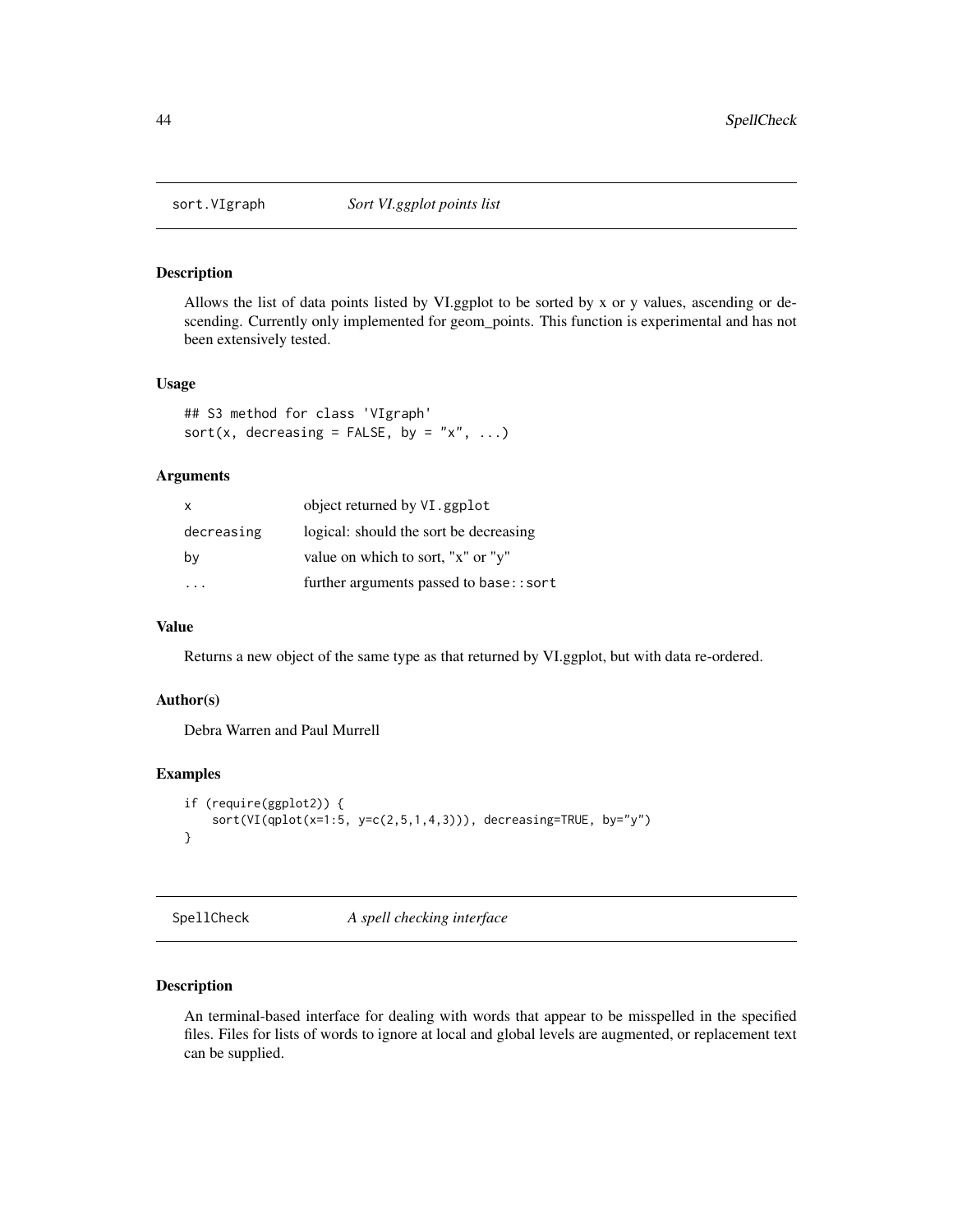## sort.VIgraph — *Sort VI.ggplot points list*

### Description

Allows the list of data points listed by VI.ggplot to be sorted by x or y values, ascending or descending. Currently only implemented for geom_points. This function is experimental and has not been extensively tested.

### Usage

```
## S3 method for class 'VIgraph'
sort(x, decreasing = FALSE, by = "x", ...)
```

### Arguments

| | |
|---|---|
| x | object returned by `VI.ggplot` |
| decreasing | logical: should the sort be decreasing |
| by | value on which to sort, "x" or "y" |
| ... | further arguments passed to `base::sort` |

### Value

Returns a new object of the same type as that returned by VI.ggplot, but with data re-ordered.

### Author(s)

Debra Warren and Paul Murrell

### Examples

```
if (require(ggplot2)) {
    sort(VI(qplot(x=1:5, y=c(2,5,1,4,3))), decreasing=TRUE, by="y")
}
```

## SpellCheck — *A spell checking interface*

### Description

An terminal-based interface for dealing with words that appear to be misspelled in the specified files. Files for lists of words to ignore at local and global levels are augmented, or replacement text can be supplied.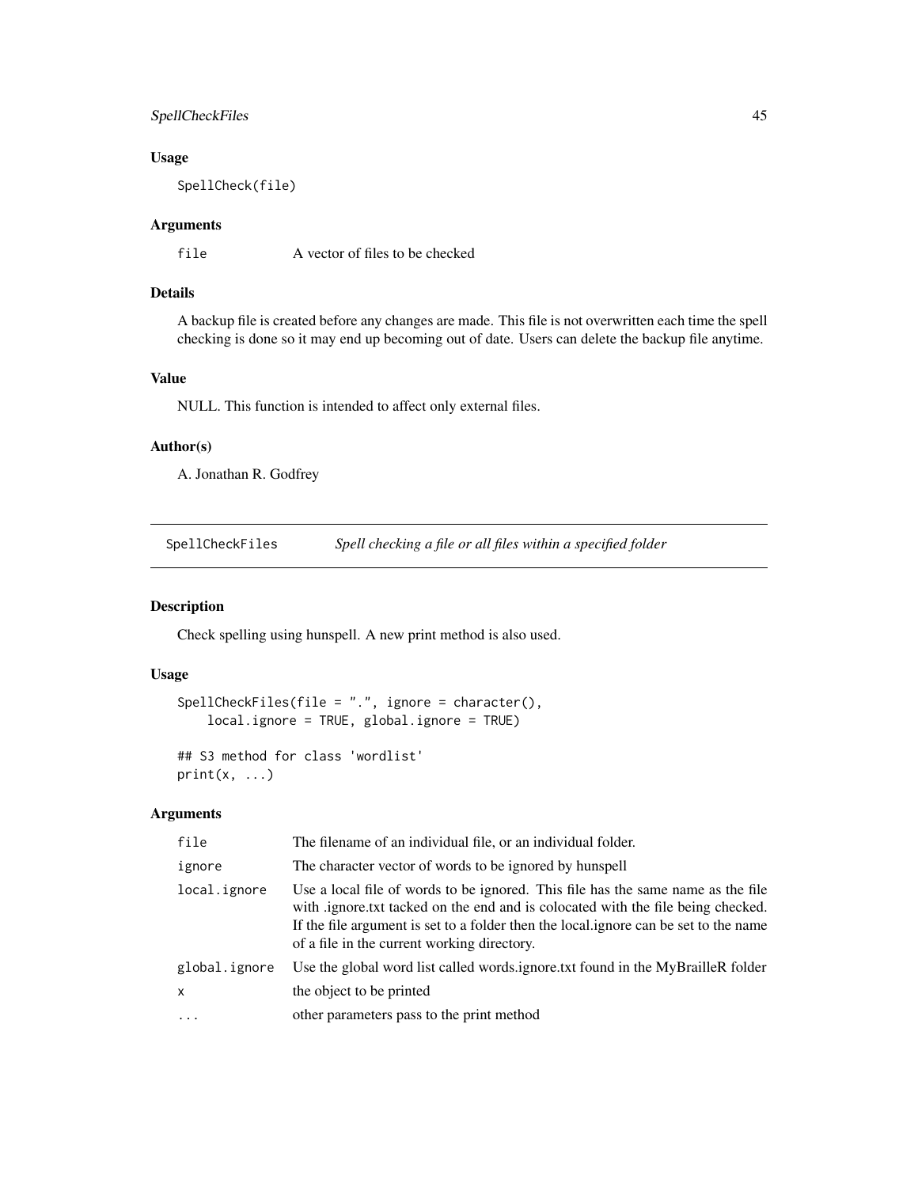### Usage

```
SpellCheck(file)
```

### Arguments

| | |
|---|---|
| `file` | A vector of files to be checked |

### Details

A backup file is created before any changes are made. This file is not overwritten each time the spell checking is done so it may end up becoming out of date. Users can delete the backup file anytime.

### Value

NULL. This function is intended to affect only external files.

### Author(s)

A. Jonathan R. Godfrey

---

## SpellCheckFiles — *Spell checking a file or all files within a specified folder*

### Description

Check spelling using hunspell. A new print method is also used.

### Usage

```
SpellCheckFiles(file = ".", ignore = character(),
    local.ignore = TRUE, global.ignore = TRUE)

## S3 method for class 'wordlist'
print(x, ...)
```

### Arguments

| | |
|---|---|
| `file` | The filename of an individual file, or an individual folder. |
| `ignore` | The character vector of words to be ignored by hunspell |
| `local.ignore` | Use a local file of words to be ignored. This file has the same name as the file with .ignore.txt tacked on the end and is colocated with the file being checked. If the file argument is set to a folder then the local.ignore can be set to the name of a file in the current working directory. |
| `global.ignore` | Use the global word list called words.ignore.txt found in the MyBrailleR folder |
| `x` | the object to be printed |
| `...` | other parameters pass to the print method |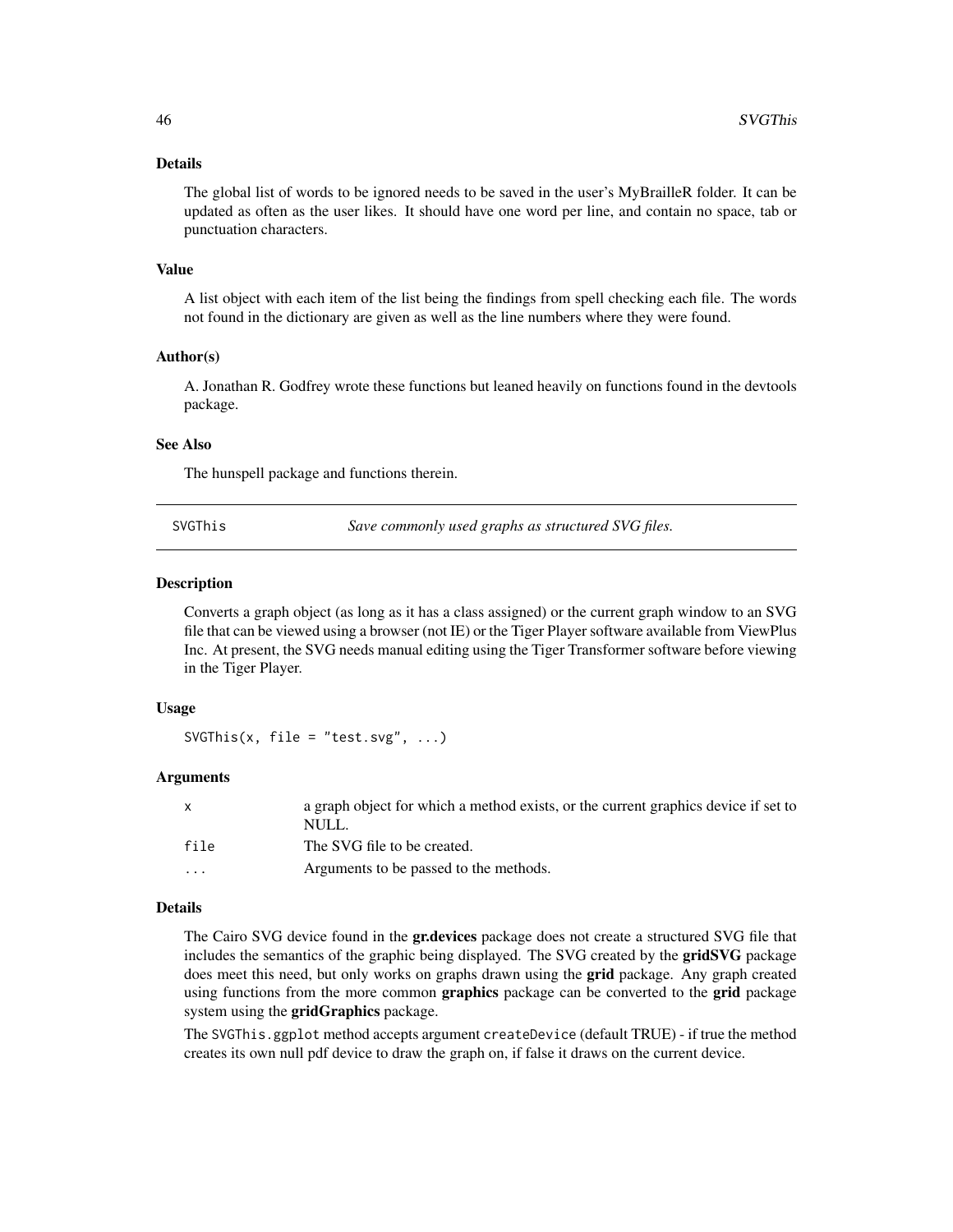### Details

The global list of words to be ignored needs to be saved in the user's MyBrailleR folder. It can be updated as often as the user likes. It should have one word per line, and contain no space, tab or punctuation characters.

### Value

A list object with each item of the list being the findings from spell checking each file. The words not found in the dictionary are given as well as the line numbers where they were found.

### Author(s)

A. Jonathan R. Godfrey wrote these functions but leaned heavily on functions found in the devtools package.

### See Also

The hunspell package and functions therein.

---

## SVGThis — *Save commonly used graphs as structured SVG files.*

---

### Description

Converts a graph object (as long as it has a class assigned) or the current graph window to an SVG file that can be viewed using a browser (not IE) or the Tiger Player software available from ViewPlus Inc. At present, the SVG needs manual editing using the Tiger Transformer software before viewing in the Tiger Player.

### Usage

```
SVGThis(x, file = "test.svg", ...)
```

### Arguments

| | |
|---|---|
| `x` | a graph object for which a method exists, or the current graphics device if set to NULL. |
| `file` | The SVG file to be created. |
| `...` | Arguments to be passed to the methods. |

### Details

The Cairo SVG device found in the **gr.devices** package does not create a structured SVG file that includes the semantics of the graphic being displayed. The SVG created by the **gridSVG** package does meet this need, but only works on graphs drawn using the **grid** package. Any graph created using functions from the more common **graphics** package can be converted to the **grid** package system using the **gridGraphics** package.

The `SVGThis.ggplot` method accepts argument `createDevice` (default TRUE) - if true the method creates its own null pdf device to draw the graph on, if false it draws on the current device.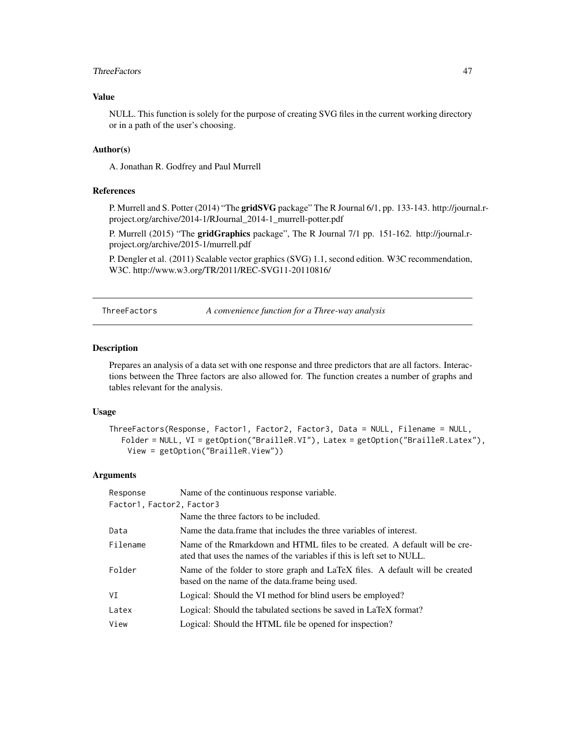### Value

NULL. This function is solely for the purpose of creating SVG files in the current working directory or in a path of the user's choosing.

### Author(s)

A. Jonathan R. Godfrey and Paul Murrell

### References

P. Murrell and S. Potter (2014) "The **gridSVG** package" The R Journal 6/1, pp. 133-143. http://journal.r-project.org/archive/2014-1/RJournal_2014-1_murrell-potter.pdf

P. Murrell (2015) "The **gridGraphics** package", The R Journal 7/1 pp. 151-162. http://journal.r-project.org/archive/2015-1/murrell.pdf

P. Dengler et al. (2011) Scalable vector graphics (SVG) 1.1, second edition. W3C recommendation, W3C. http://www.w3.org/TR/2011/REC-SVG11-20110816/

---

## ThreeFactors — *A convenience function for a Three-way analysis*

### Description

Prepares an analysis of a data set with one response and three predictors that are all factors. Interactions between the Three factors are also allowed for. The function creates a number of graphs and tables relevant for the analysis.

### Usage

```
ThreeFactors(Response, Factor1, Factor2, Factor3, Data = NULL, Filename = NULL,
   Folder = NULL, VI = getOption("BrailleR.VI"), Latex = getOption("BrailleR.Latex"),
     View = getOption("BrailleR.View"))
```

### Arguments

| Argument | Description |
|---|---|
| `Response` | Name of the continuous response variable. |
| `Factor1, Factor2, Factor3` | Name the three factors to be included. |
| `Data` | Name the data.frame that includes the three variables of interest. |
| `Filename` | Name of the Rmarkdown and HTML files to be created. A default will be created that uses the names of the variables if this is left set to NULL. |
| `Folder` | Name of the folder to store graph and LaTeX files. A default will be created based on the name of the data.frame being used. |
| `VI` | Logical: Should the VI method for blind users be employed? |
| `Latex` | Logical: Should the tabulated sections be saved in LaTeX format? |
| `View` | Logical: Should the HTML file be opened for inspection? |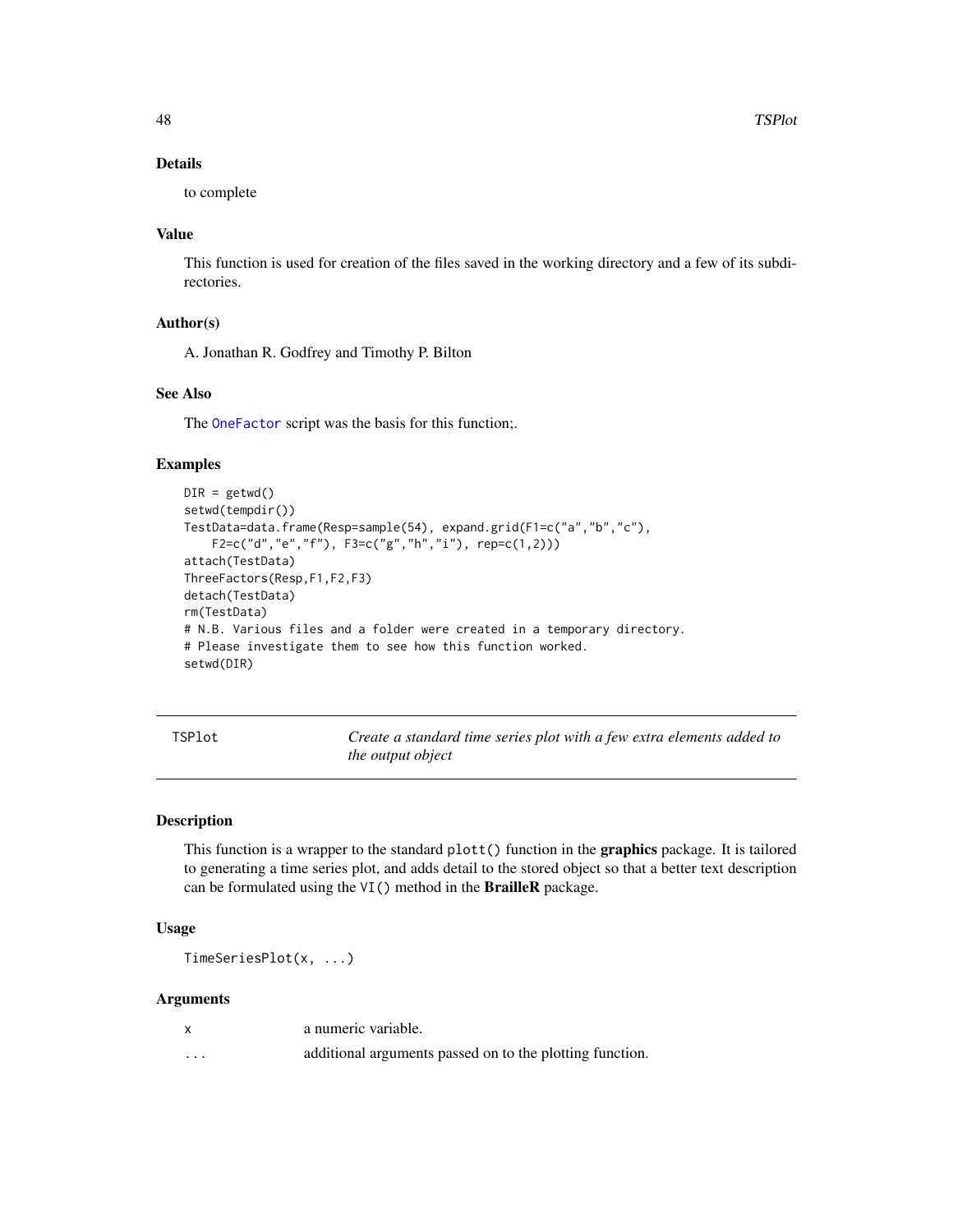### Details

to complete

### Value

This function is used for creation of the files saved in the working directory and a few of its subdirectories.

### Author(s)

A. Jonathan R. Godfrey and Timothy P. Bilton

### See Also

The OneFactor script was the basis for this function;.

### Examples

```
DIR = getwd()
setwd(tempdir())
TestData=data.frame(Resp=sample(54), expand.grid(F1=c("a","b","c"),
    F2=c("d","e","f"), F3=c("g","h","i"), rep=c(1,2)))
attach(TestData)
ThreeFactors(Resp,F1,F2,F3)
detach(TestData)
rm(TestData)
# N.B. Various files and a folder were created in a temporary directory.
# Please investigate them to see how this function worked.
setwd(DIR)
```

---

## TSPlot — *Create a standard time series plot with a few extra elements added to the output object*

### Description

This function is a wrapper to the standard `plott()` function in the **graphics** package. It is tailored to generating a time series plot, and adds detail to the stored object so that a better text description can be formulated using the `VI()` method in the **BrailleR** package.

### Usage

```
TimeSeriesPlot(x, ...)
```

### Arguments

| | |
|---|---|
| `x` | a numeric variable. |
| `...` | additional arguments passed on to the plotting function. |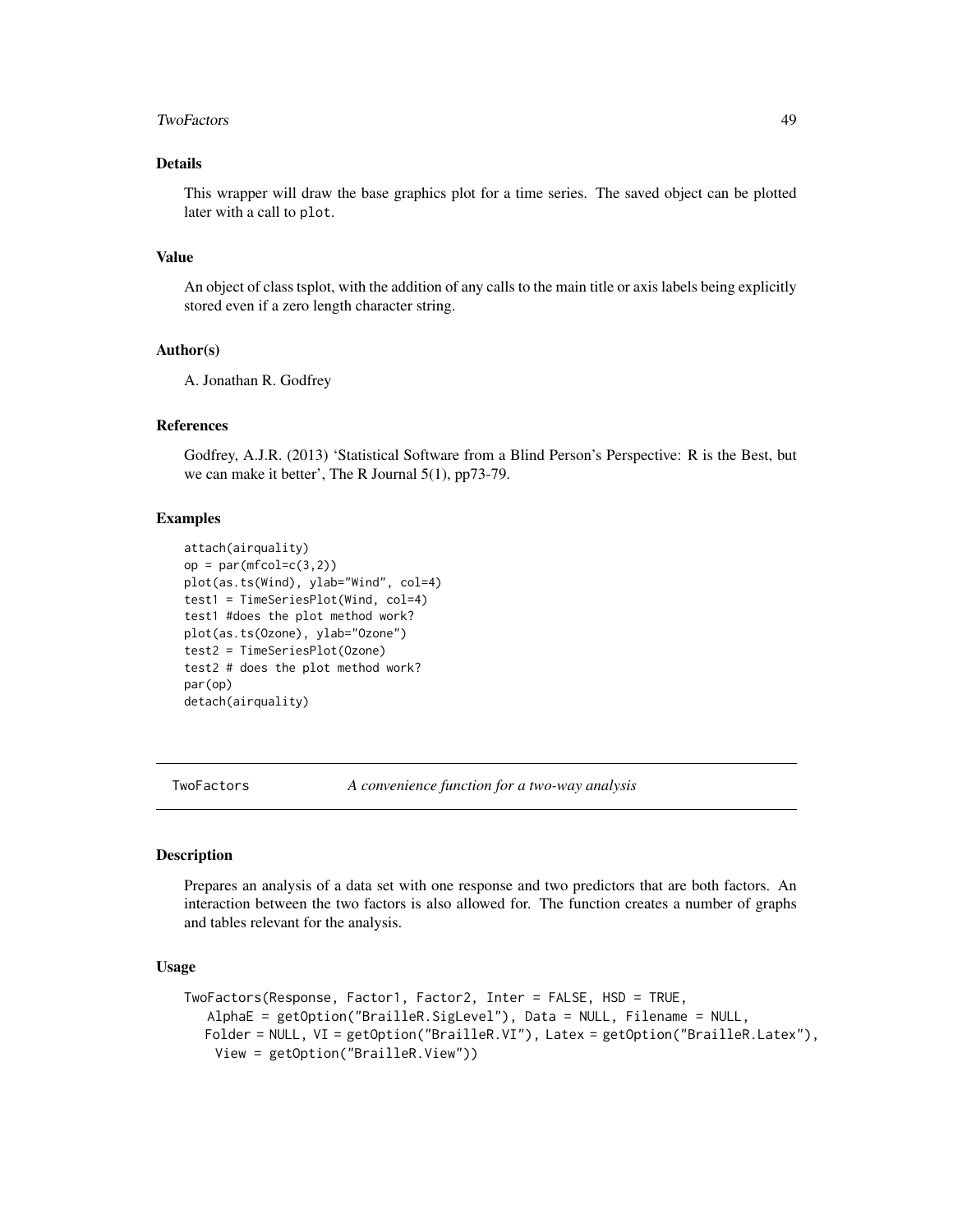### Details

This wrapper will draw the base graphics plot for a time series. The saved object can be plotted later with a call to `plot`.

### Value

An object of class tsplot, with the addition of any calls to the main title or axis labels being explicitly stored even if a zero length character string.

### Author(s)

A. Jonathan R. Godfrey

### References

Godfrey, A.J.R. (2013) 'Statistical Software from a Blind Person's Perspective: R is the Best, but we can make it better', The R Journal 5(1), pp73-79.

### Examples

```
attach(airquality)
op = par(mfcol=c(3,2))
plot(as.ts(Wind), ylab="Wind", col=4)
test1 = TimeSeriesPlot(Wind, col=4)
test1 #does the plot method work?
plot(as.ts(Ozone), ylab="Ozone")
test2 = TimeSeriesPlot(Ozone)
test2 # does the plot method work?
par(op)
detach(airquality)
```

---

## TwoFactors — *A convenience function for a two-way analysis*

### Description

Prepares an analysis of a data set with one response and two predictors that are both factors. An interaction between the two factors is also allowed for. The function creates a number of graphs and tables relevant for the analysis.

### Usage

```
TwoFactors(Response, Factor1, Factor2, Inter = FALSE, HSD = TRUE,
   AlphaE = getOption("BrailleR.SigLevel"), Data = NULL, Filename = NULL,
   Folder = NULL, VI = getOption("BrailleR.VI"), Latex = getOption("BrailleR.Latex"),
    View = getOption("BrailleR.View"))
```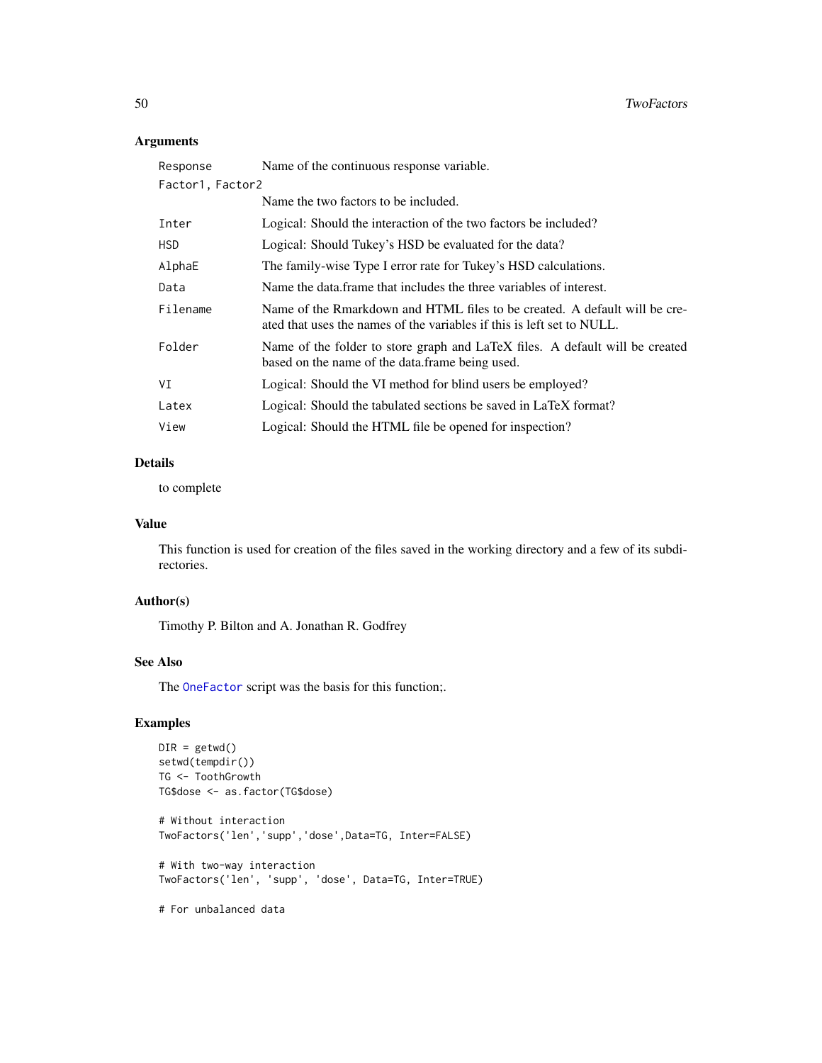## Arguments

| | |
|---|---|
| Response | Name of the continuous response variable. |
| Factor1, Factor2 | Name the two factors to be included. |
| Inter | Logical: Should the interaction of the two factors be included? |
| HSD | Logical: Should Tukey's HSD be evaluated for the data? |
| AlphaE | The family-wise Type I error rate for Tukey's HSD calculations. |
| Data | Name the data.frame that includes the three variables of interest. |
| Filename | Name of the Rmarkdown and HTML files to be created. A default will be created that uses the names of the variables if this is left set to NULL. |
| Folder | Name of the folder to store graph and LaTeX files. A default will be created based on the name of the data.frame being used. |
| VI | Logical: Should the VI method for blind users be employed? |
| Latex | Logical: Should the tabulated sections be saved in LaTeX format? |
| View | Logical: Should the HTML file be opened for inspection? |

## Details

to complete

## Value

This function is used for creation of the files saved in the working directory and a few of its subdirectories.

## Author(s)

Timothy P. Bilton and A. Jonathan R. Godfrey

## See Also

The OneFactor script was the basis for this function;.

## Examples

```
DIR = getwd()
setwd(tempdir())
TG <- ToothGrowth
TG$dose <- as.factor(TG$dose)

# Without interaction
TwoFactors('len','supp','dose',Data=TG, Inter=FALSE)

# With two-way interaction
TwoFactors('len', 'supp', 'dose', Data=TG, Inter=TRUE)

# For unbalanced data
```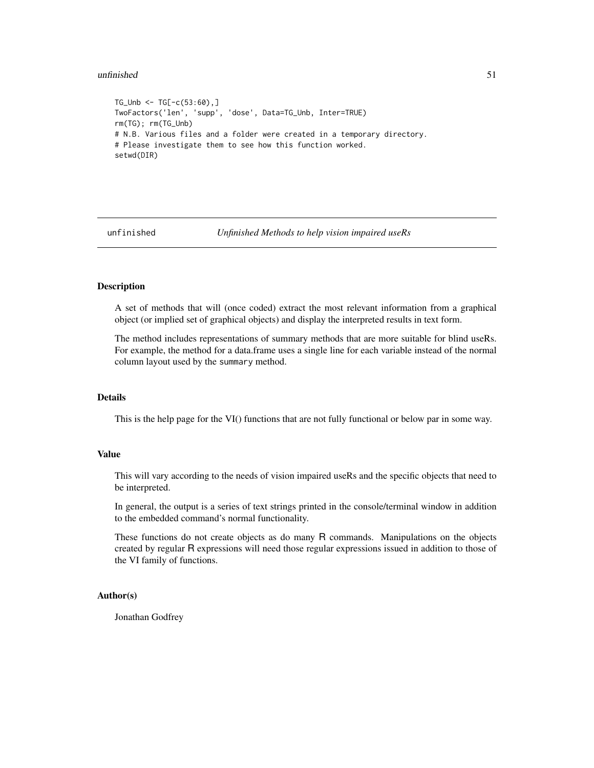```
TG_Unb <- TG[-c(53:60),]
TwoFactors('len', 'supp', 'dose', Data=TG_Unb, Inter=TRUE)
rm(TG); rm(TG_Unb)
# N.B. Various files and a folder were created in a temporary directory.
# Please investigate them to see how this function worked.
setwd(DIR)
```

---

## unfinished — *Unfinished Methods to help vision impaired useRs*

---

### Description

A set of methods that will (once coded) extract the most relevant information from a graphical object (or implied set of graphical objects) and display the interpreted results in text form.

The method includes representations of summary methods that are more suitable for blind useRs. For example, the method for a data.frame uses a single line for each variable instead of the normal column layout used by the `summary` method.

### Details

This is the help page for the VI() functions that are not fully functional or below par in some way.

### Value

This will vary according to the needs of vision impaired useRs and the specific objects that need to be interpreted.

In general, the output is a series of text strings printed in the console/terminal window in addition to the embedded command's normal functionality.

These functions do not create objects as do many R commands. Manipulations on the objects created by regular R expressions will need those regular expressions issued in addition to those of the VI family of functions.

### Author(s)

Jonathan Godfrey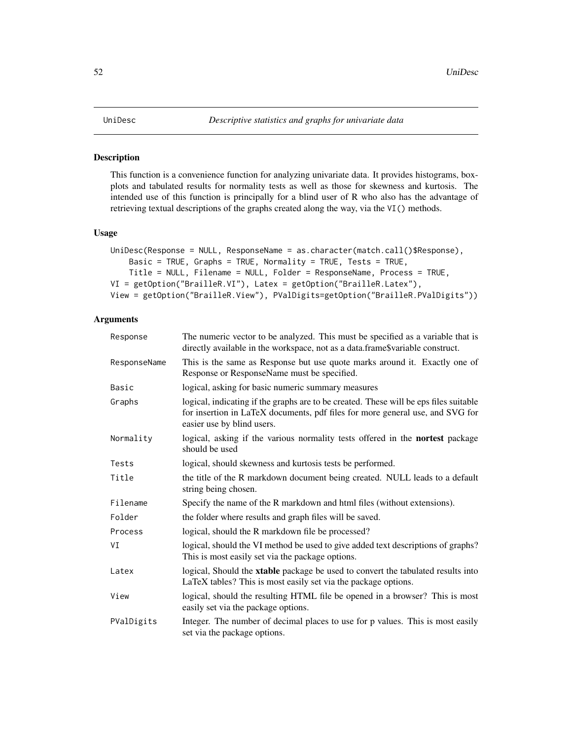## UniDesc *Descriptive statistics and graphs for univariate data*

### Description

This function is a convenience function for analyzing univariate data. It provides histograms, boxplots and tabulated results for normality tests as well as those for skewness and kurtosis. The intended use of this function is principally for a blind user of R who also has the advantage of retrieving textual descriptions of the graphs created along the way, via the VI() methods.

### Usage

```
UniDesc(Response = NULL, ResponseName = as.character(match.call()$Response),
    Basic = TRUE, Graphs = TRUE, Normality = TRUE, Tests = TRUE,
    Title = NULL, Filename = NULL, Folder = ResponseName, Process = TRUE,
VI = getOption("BrailleR.VI"), Latex = getOption("BrailleR.Latex"),
View = getOption("BrailleR.View"), PValDigits=getOption("BrailleR.PValDigits"))
```

### Arguments

| | |
|---|---|
| Response | The numeric vector to be analyzed. This must be specified as a variable that is directly available in the workspace, not as a data.frame$variable construct. |
| ResponseName | This is the same as Response but use quote marks around it. Exactly one of Response or ResponseName must be specified. |
| Basic | logical, asking for basic numeric summary measures |
| Graphs | logical, indicating if the graphs are to be created. These will be eps files suitable for insertion in LaTeX documents, pdf files for more general use, and SVG for easier use by blind users. |
| Normality | logical, asking if the various normality tests offered in the **nortest** package should be used |
| Tests | logical, should skewness and kurtosis tests be performed. |
| Title | the title of the R markdown document being created. NULL leads to a default string being chosen. |
| Filename | Specify the name of the R markdown and html files (without extensions). |
| Folder | the folder where results and graph files will be saved. |
| Process | logical, should the R markdown file be processed? |
| VI | logical, should the VI method be used to give added text descriptions of graphs? This is most easily set via the package options. |
| Latex | logical, Should the **xtable** package be used to convert the tabulated results into LaTeX tables? This is most easily set via the package options. |
| View | logical, should the resulting HTML file be opened in a browser? This is most easily set via the package options. |
| PValDigits | Integer. The number of decimal places to use for p values. This is most easily set via the package options. |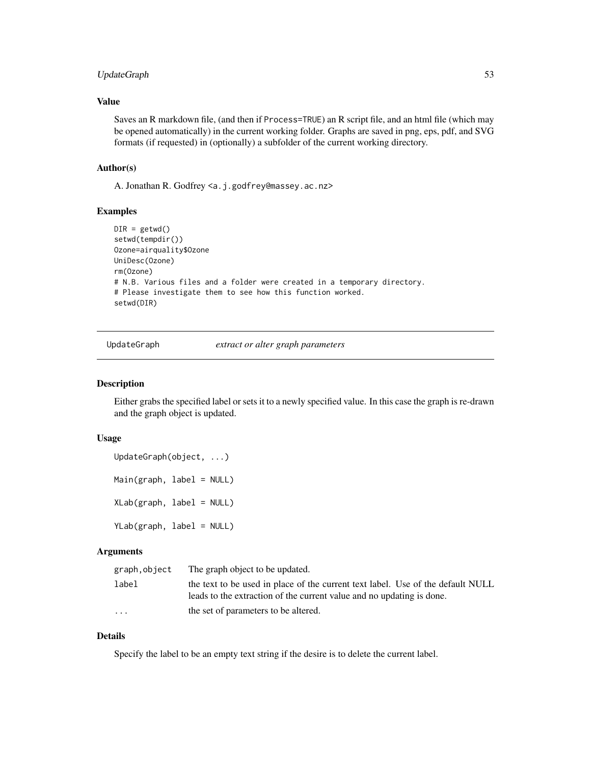### Value

Saves an R markdown file, (and then if `Process=TRUE`) an R script file, and an html file (which may be opened automatically) in the current working folder. Graphs are saved in png, eps, pdf, and SVG formats (if requested) in (optionally) a subfolder of the current working directory.

### Author(s)

A. Jonathan R. Godfrey <a.j.godfrey@massey.ac.nz>

### Examples

```
DIR = getwd()
setwd(tempdir())
Ozone=airquality$Ozone
UniDesc(Ozone)
rm(Ozone)
# N.B. Various files and a folder were created in a temporary directory.
# Please investigate them to see how this function worked.
setwd(DIR)
```

---

## UpdateGraph *extract or alter graph parameters*

---

### Description

Either grabs the specified label or sets it to a newly specified value. In this case the graph is re-drawn and the graph object is updated.

### Usage

```
UpdateGraph(object, ...)

Main(graph, label = NULL)

XLab(graph, label = NULL)

YLab(graph, label = NULL)
```

### Arguments

| | |
|---|---|
| `graph,object` | The graph object to be updated. |
| `label` | the text to be used in place of the current text label. Use of the default NULL leads to the extraction of the current value and no updating is done. |
| `...` | the set of parameters to be altered. |

### Details

Specify the label to be an empty text string if the desire is to delete the current label.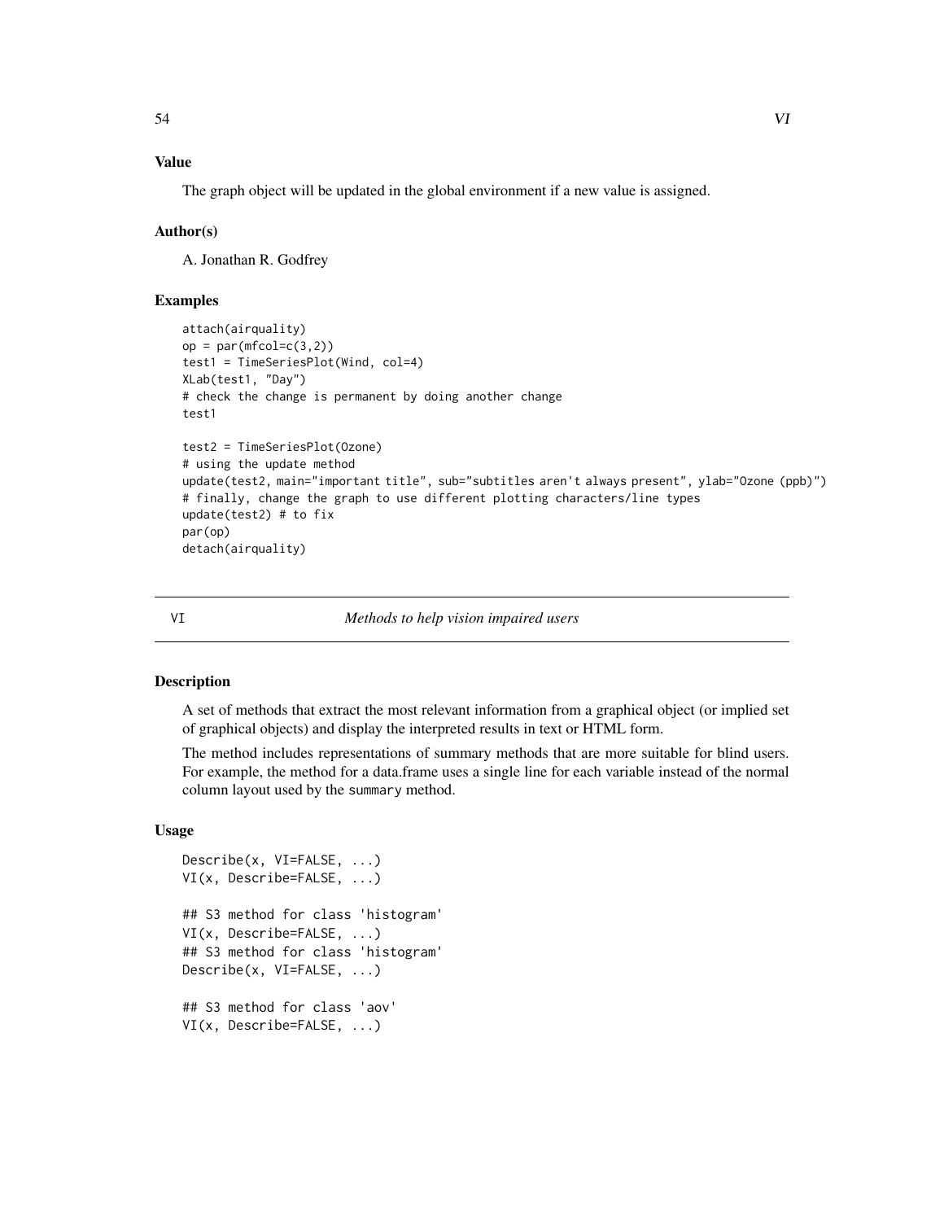### Value

The graph object will be updated in the global environment if a new value is assigned.

### Author(s)

A. Jonathan R. Godfrey

### Examples

```
attach(airquality)
op = par(mfcol=c(3,2))
test1 = TimeSeriesPlot(Wind, col=4)
XLab(test1, "Day")
# check the change is permanent by doing another change
test1

test2 = TimeSeriesPlot(Ozone)
# using the update method
update(test2, main="important title", sub="subtitles aren't always present", ylab="Ozone (ppb)")
# finally, change the graph to use different plotting characters/line types
update(test2) # to fix
par(op)
detach(airquality)
```

---

## VI — *Methods to help vision impaired users*

---

### Description

A set of methods that extract the most relevant information from a graphical object (or implied set of graphical objects) and display the interpreted results in text or HTML form.

The method includes representations of summary methods that are more suitable for blind users. For example, the method for a data.frame uses a single line for each variable instead of the normal column layout used by the `summary` method.

### Usage

```
Describe(x, VI=FALSE, ...)
VI(x, Describe=FALSE, ...)

## S3 method for class 'histogram'
VI(x, Describe=FALSE, ...)
## S3 method for class 'histogram'
Describe(x, VI=FALSE, ...)

## S3 method for class 'aov'
VI(x, Describe=FALSE, ...)
```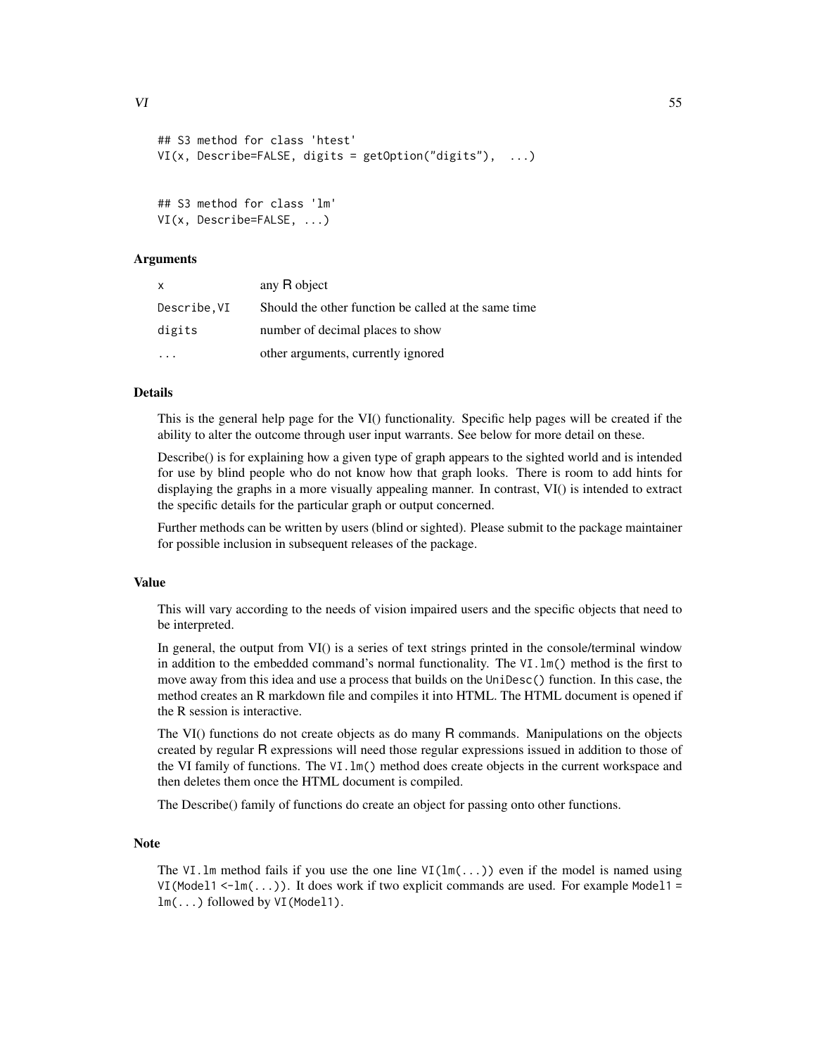```
## S3 method for class 'htest'
VI(x, Describe=FALSE, digits = getOption("digits"),  ...)


## S3 method for class 'lm'
VI(x, Describe=FALSE, ...)
```

### Arguments

| | |
|---|---|
| `x` | any R object |
| `Describe,VI` | Should the other function be called at the same time |
| `digits` | number of decimal places to show |
| `...` | other arguments, currently ignored |

### Details

This is the general help page for the VI() functionality. Specific help pages will be created if the ability to alter the outcome through user input warrants. See below for more detail on these.

Describe() is for explaining how a given type of graph appears to the sighted world and is intended for use by blind people who do not know how that graph looks. There is room to add hints for displaying the graphs in a more visually appealing manner. In contrast, VI() is intended to extract the specific details for the particular graph or output concerned.

Further methods can be written by users (blind or sighted). Please submit to the package maintainer for possible inclusion in subsequent releases of the package.

### Value

This will vary according to the needs of vision impaired users and the specific objects that need to be interpreted.

In general, the output from VI() is a series of text strings printed in the console/terminal window in addition to the embedded command's normal functionality. The `VI.lm()` method is the first to move away from this idea and use a process that builds on the `UniDesc()` function. In this case, the method creates an R markdown file and compiles it into HTML. The HTML document is opened if the R session is interactive.

The VI() functions do not create objects as do many R commands. Manipulations on the objects created by regular R expressions will need those regular expressions issued in addition to those of the VI family of functions. The `VI.lm()` method does create objects in the current workspace and then deletes them once the HTML document is compiled.

The Describe() family of functions do create an object for passing onto other functions.

### Note

The `VI.lm` method fails if you use the one line `VI(lm(...))` even if the model is named using `VI(Model1 <-lm(...))`. It does work if two explicit commands are used. For example `Model1 = lm(...)` followed by `VI(Model1)`.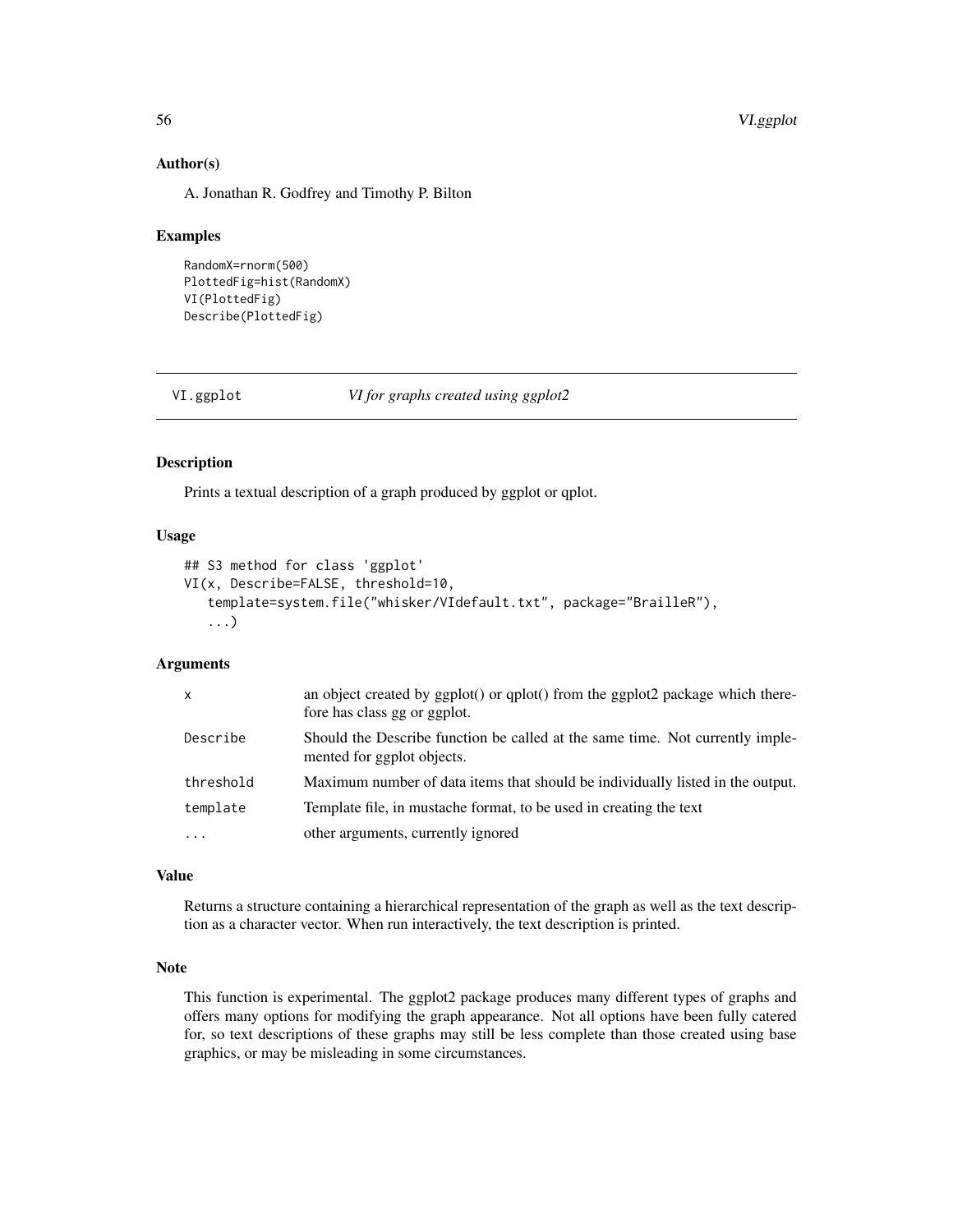### Author(s)

A. Jonathan R. Godfrey and Timothy P. Bilton

### Examples

```
RandomX=rnorm(500)
PlottedFig=hist(RandomX)
VI(PlottedFig)
Describe(PlottedFig)
```

---

## VI.ggplot *VI for graphs created using ggplot2*

---

### Description

Prints a textual description of a graph produced by ggplot or qplot.

### Usage

```
## S3 method for class 'ggplot'
VI(x, Describe=FALSE, threshold=10,
   template=system.file("whisker/VIdefault.txt", package="BrailleR"),
   ...)
```

### Arguments

| | |
|---|---|
| `x` | an object created by ggplot() or qplot() from the ggplot2 package which therefore has class gg or ggplot. |
| `Describe` | Should the Describe function be called at the same time. Not currently implemented for ggplot objects. |
| `threshold` | Maximum number of data items that should be individually listed in the output. |
| `template` | Template file, in mustache format, to be used in creating the text |
| `...` | other arguments, currently ignored |

### Value

Returns a structure containing a hierarchical representation of the graph as well as the text description as a character vector. When run interactively, the text description is printed.

### Note

This function is experimental. The ggplot2 package produces many different types of graphs and offers many options for modifying the graph appearance. Not all options have been fully catered for, so text descriptions of these graphs may still be less complete than those created using base graphics, or may be misleading in some circumstances.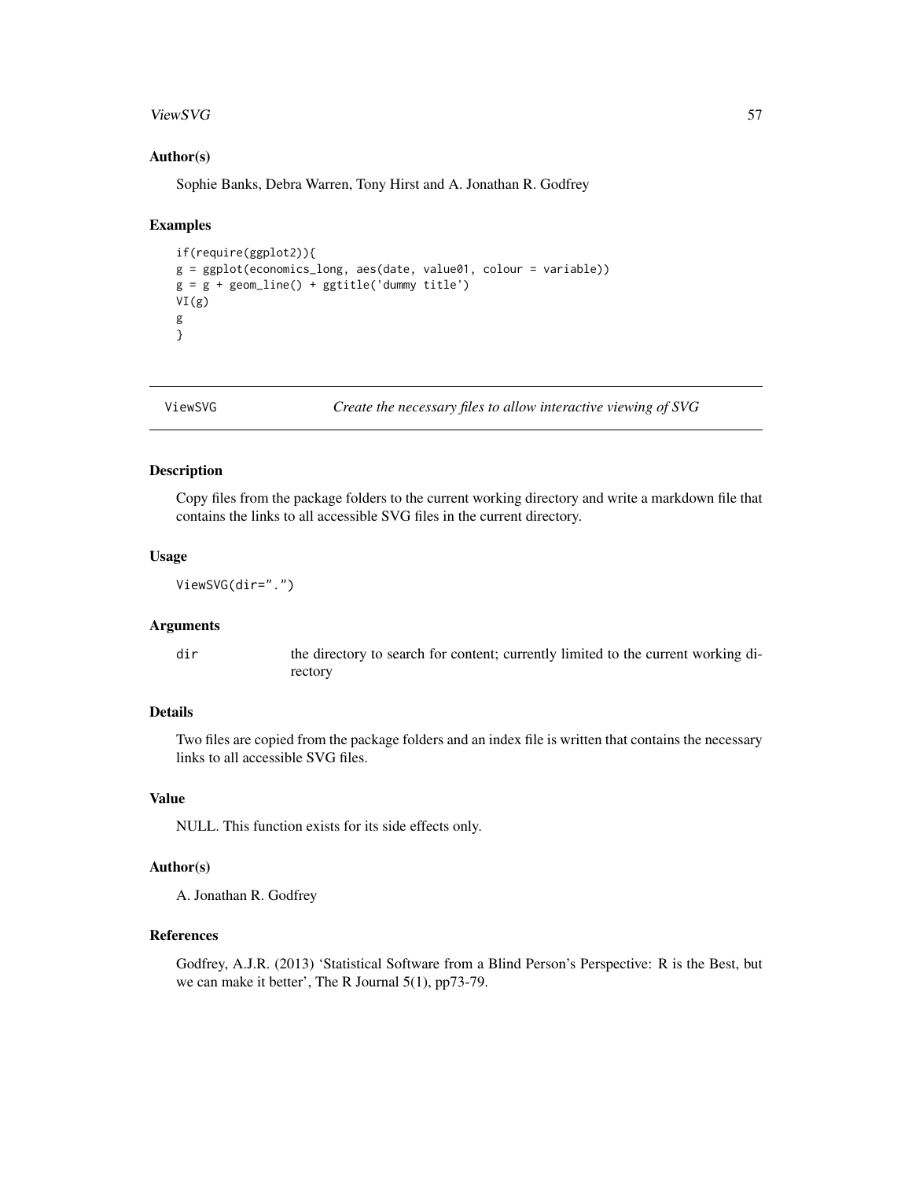### Author(s)

Sophie Banks, Debra Warren, Tony Hirst and A. Jonathan R. Godfrey

### Examples

```
if(require(ggplot2)){
g = ggplot(economics_long, aes(date, value01, colour = variable))
g = g + geom_line() + ggtitle('dummy title')
VI(g)
g
}
```

---

## ViewSVG *Create the necessary files to allow interactive viewing of SVG*

---

### Description

Copy files from the package folders to the current working directory and write a markdown file that contains the links to all accessible SVG files in the current directory.

### Usage

```
ViewSVG(dir=".")
```

### Arguments

| | |
|---|---|
| `dir` | the directory to search for content; currently limited to the current working directory |

### Details

Two files are copied from the package folders and an index file is written that contains the necessary links to all accessible SVG files.

### Value

NULL. This function exists for its side effects only.

### Author(s)

A. Jonathan R. Godfrey

### References

Godfrey, A.J.R. (2013) 'Statistical Software from a Blind Person's Perspective: R is the Best, but we can make it better', The R Journal 5(1), pp73-79.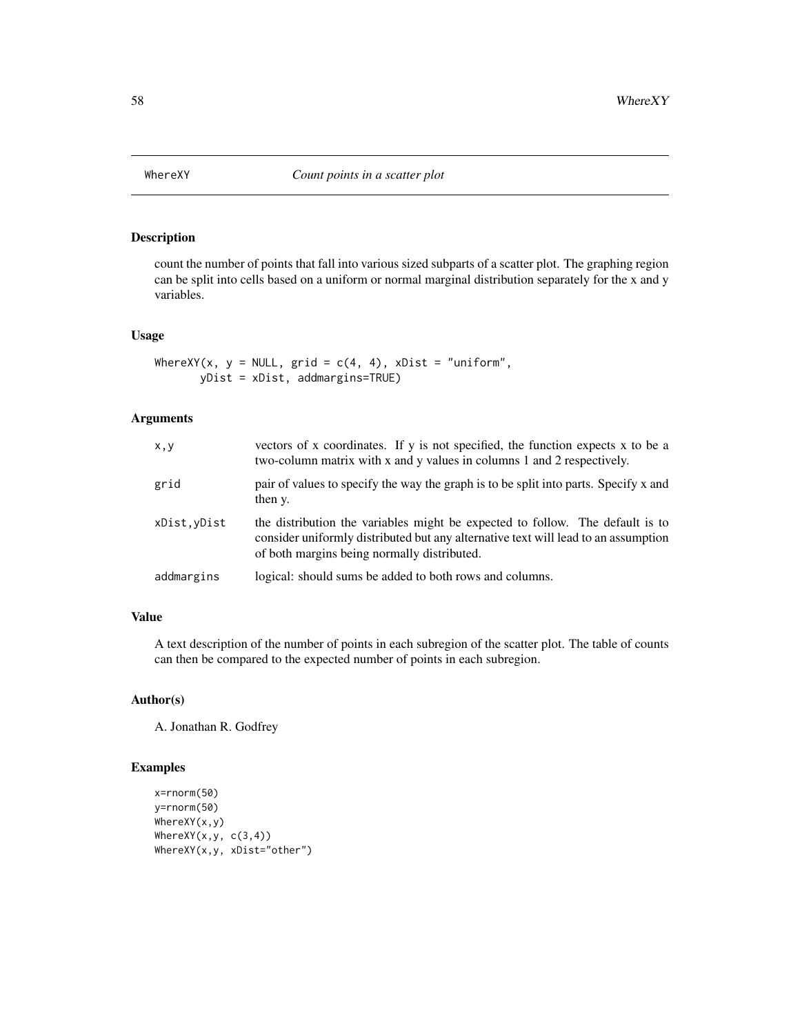# WhereXY — *Count points in a scatter plot*

## Description

count the number of points that fall into various sized subparts of a scatter plot. The graphing region can be split into cells based on a uniform or normal marginal distribution separately for the x and y variables.

## Usage

```
WhereXY(x, y = NULL, grid = c(4, 4), xDist = "uniform",
       yDist = xDist, addmargins=TRUE)
```

## Arguments

| | |
|---|---|
| `x,y` | vectors of x coordinates. If y is not specified, the function expects x to be a two-column matrix with x and y values in columns 1 and 2 respectively. |
| `grid` | pair of values to specify the way the graph is to be split into parts. Specify x and then y. |
| `xDist,yDist` | the distribution the variables might be expected to follow. The default is to consider uniformly distributed but any alternative text will lead to an assumption of both margins being normally distributed. |
| `addmargins` | logical: should sums be added to both rows and columns. |

## Value

A text description of the number of points in each subregion of the scatter plot. The table of counts can then be compared to the expected number of points in each subregion.

## Author(s)

A. Jonathan R. Godfrey

## Examples

```
x=rnorm(50)
y=rnorm(50)
WhereXY(x,y)
WhereXY(x,y, c(3,4))
WhereXY(x,y, xDist="other")
```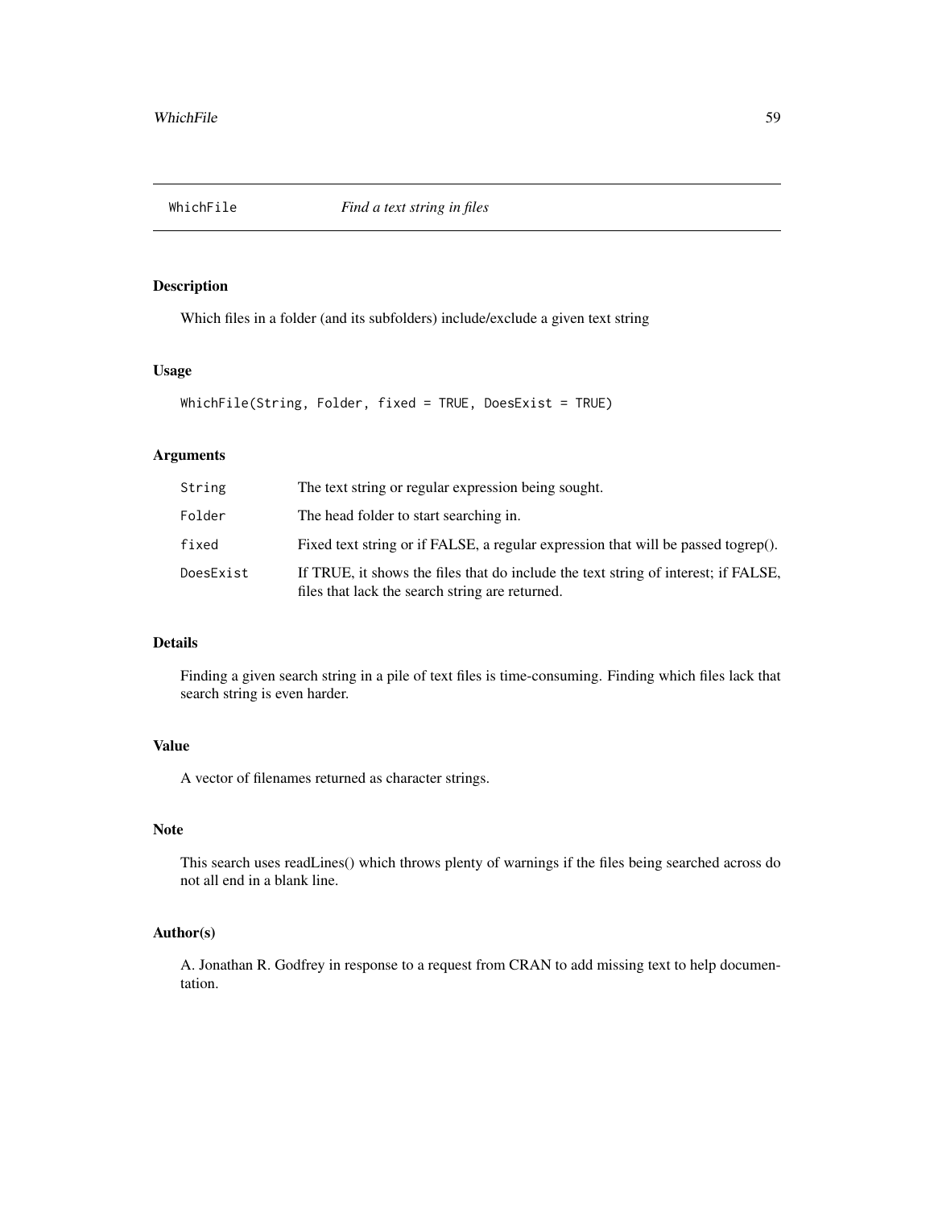## WhichFile *Find a text string in files*

### Description

Which files in a folder (and its subfolders) include/exclude a given text string

### Usage

```
WhichFile(String, Folder, fixed = TRUE, DoesExist = TRUE)
```

### Arguments

| | |
|---|---|
| String | The text string or regular expression being sought. |
| Folder | The head folder to start searching in. |
| fixed | Fixed text string or if FALSE, a regular expression that will be passed togrep(). |
| DoesExist | If TRUE, it shows the files that do include the text string of interest; if FALSE, files that lack the search string are returned. |

### Details

Finding a given search string in a pile of text files is time-consuming. Finding which files lack that search string is even harder.

### Value

A vector of filenames returned as character strings.

### Note

This search uses readLines() which throws plenty of warnings if the files being searched across do not all end in a blank line.

### Author(s)

A. Jonathan R. Godfrey in response to a request from CRAN to add missing text to help documentation.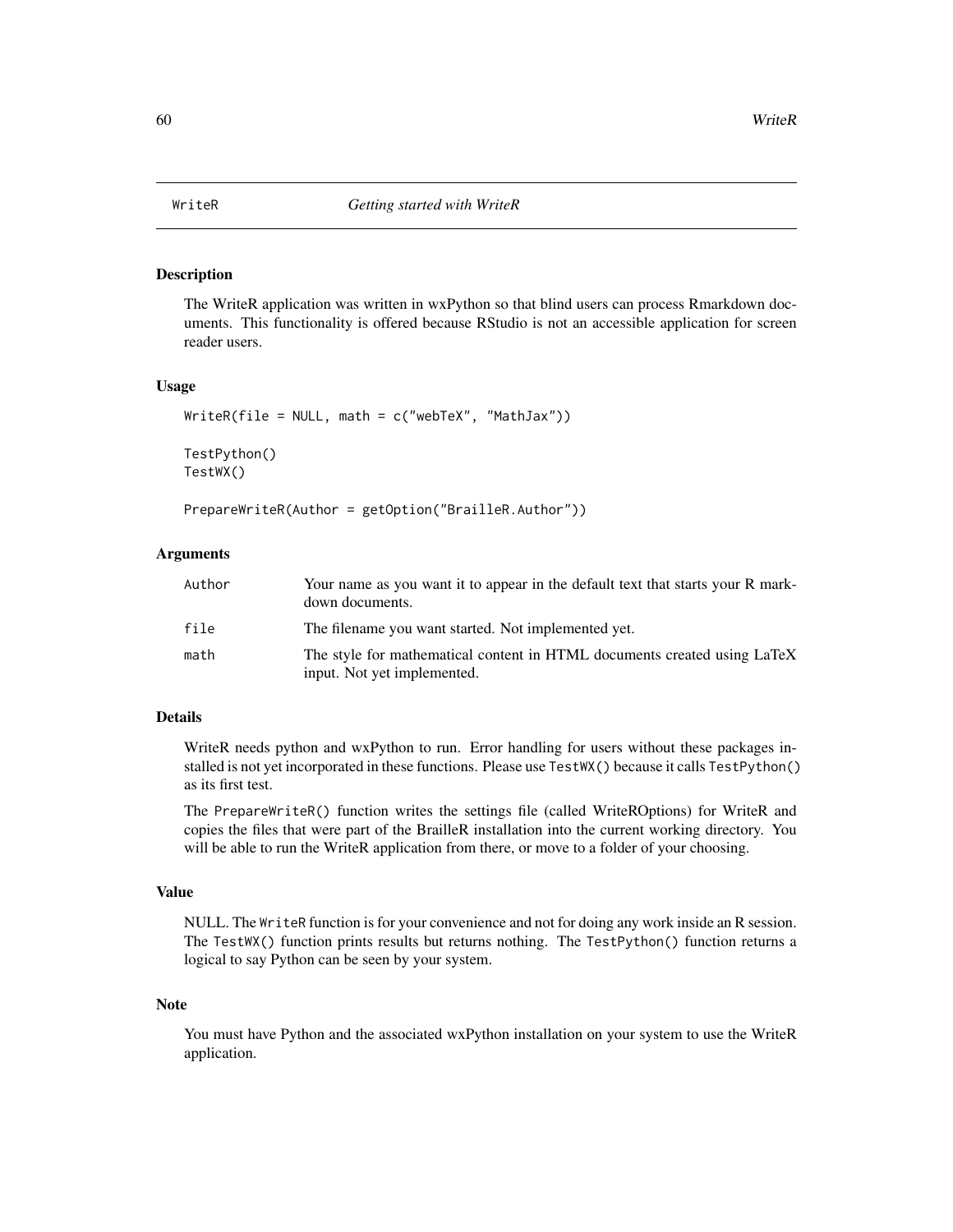# WriteR — *Getting started with WriteR*

## Description

The WriteR application was written in wxPython so that blind users can process Rmarkdown documents. This functionality is offered because RStudio is not an accessible application for screen reader users.

## Usage

```
WriteR(file = NULL, math = c("webTeX", "MathJax"))

TestPython()
TestWX()

PrepareWriteR(Author = getOption("BrailleR.Author"))
```

## Arguments

| | |
|---|---|
| `Author` | Your name as you want it to appear in the default text that starts your R markdown documents. |
| `file` | The filename you want started. Not implemented yet. |
| `math` | The style for mathematical content in HTML documents created using LaTeX input. Not yet implemented. |

## Details

WriteR needs python and wxPython to run. Error handling for users without these packages installed is not yet incorporated in these functions. Please use `TestWX()` because it calls `TestPython()` as its first test.

The `PrepareWriteR()` function writes the settings file (called WriteROptions) for WriteR and copies the files that were part of the BrailleR installation into the current working directory. You will be able to run the WriteR application from there, or move to a folder of your choosing.

## Value

NULL. The `WriteR` function is for your convenience and not for doing any work inside an R session. The `TestWX()` function prints results but returns nothing. The `TestPython()` function returns a logical to say Python can be seen by your system.

## Note

You must have Python and the associated wxPython installation on your system to use the WriteR application.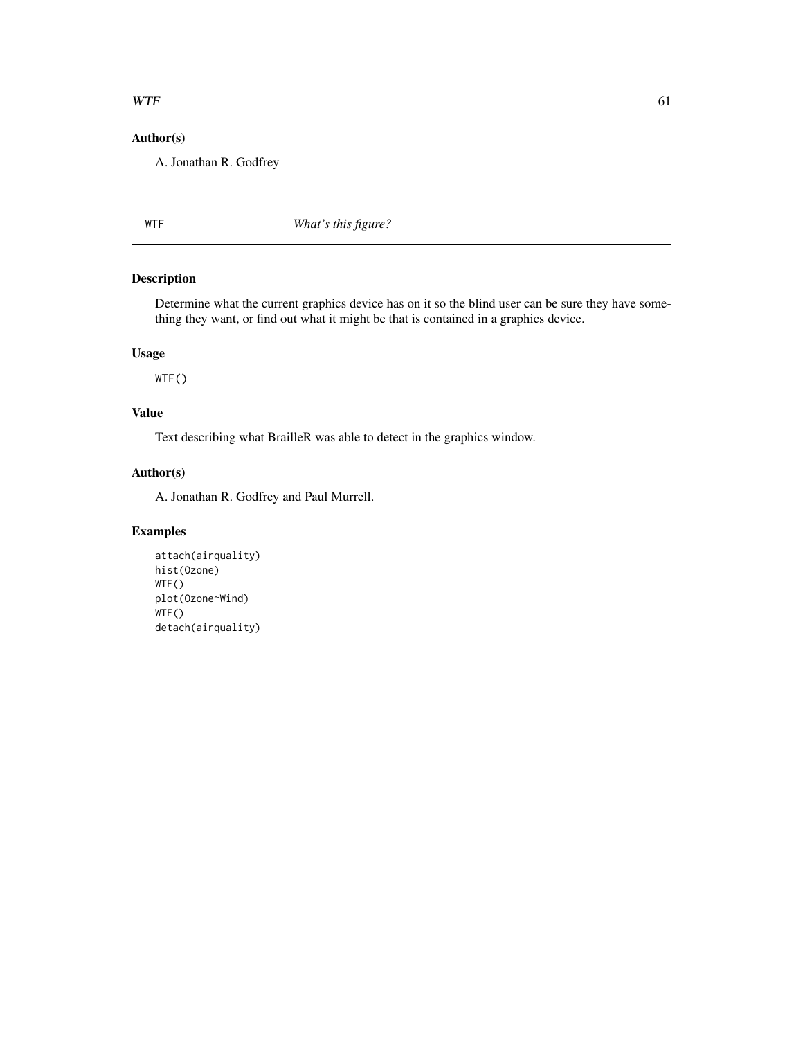### Author(s)

A. Jonathan R. Godfrey

---

## WTF *What's this figure?*

---

### Description

Determine what the current graphics device has on it so the blind user can be sure they have something they want, or find out what it might be that is contained in a graphics device.

### Usage

```
WTF()
```

### Value

Text describing what BrailleR was able to detect in the graphics window.

### Author(s)

A. Jonathan R. Godfrey and Paul Murrell.

### Examples

```
attach(airquality)
hist(Ozone)
WTF()
plot(Ozone~Wind)
WTF()
detach(airquality)
```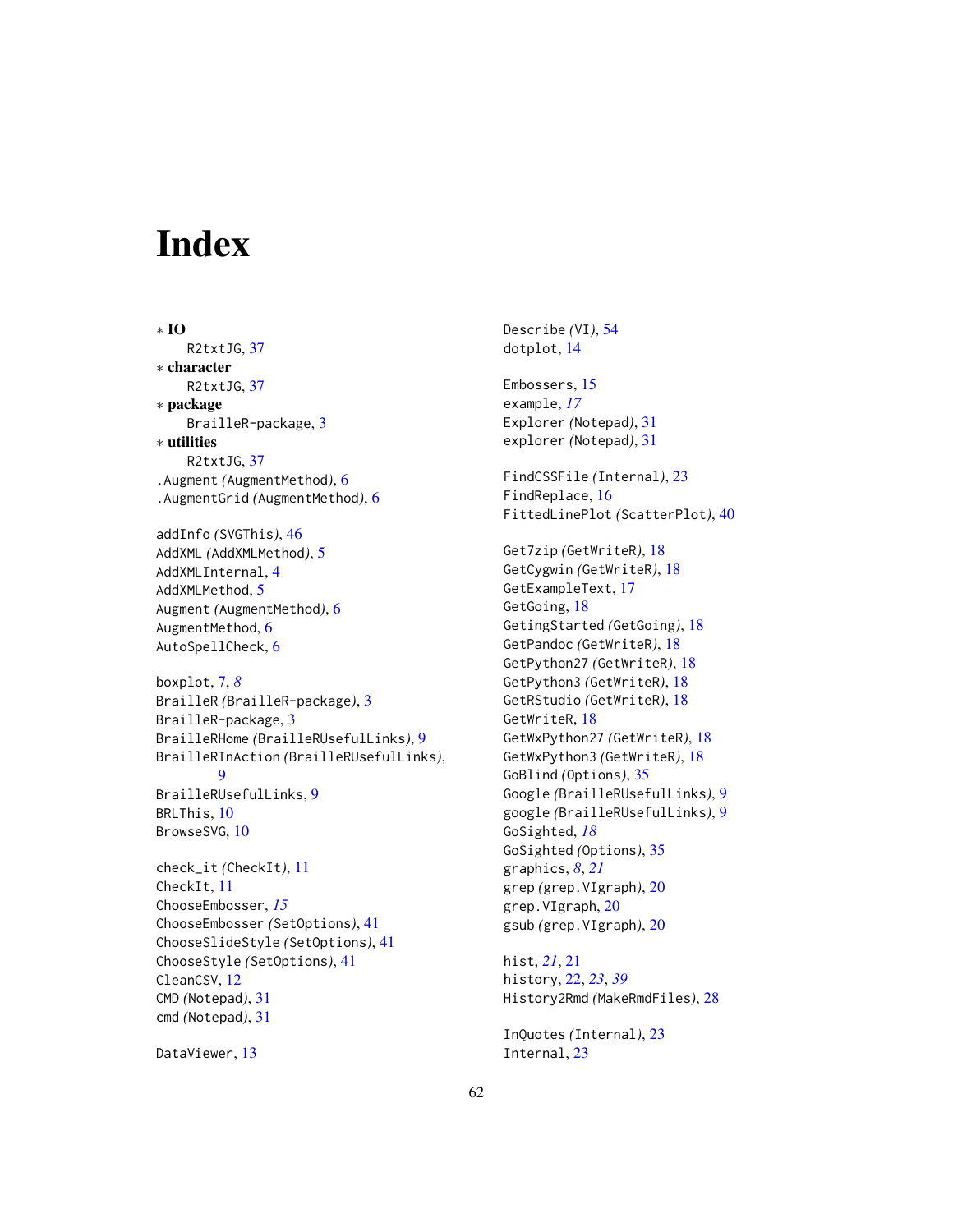# Index

∗ **IO**
  R2txtJG, 37
∗ **character**
  R2txtJG, 37
∗ **package**
  BrailleR-package, 3
∗ **utilities**
  R2txtJG, 37
.Augment *(*AugmentMethod*)*, 6
.AugmentGrid *(*AugmentMethod*)*, 6

addInfo *(*SVGThis*)*, 46
AddXML *(*AddXMLMethod*)*, 5
AddXMLInternal, 4
AddXMLMethod, 5
Augment *(*AugmentMethod*)*, 6
AugmentMethod, 6
AutoSpellCheck, 6

boxplot, 7, *8*
BrailleR *(*BrailleR-package*)*, 3
BrailleR-package, 3
BrailleRHome *(*BrailleRUsefulLinks*)*, 9
BrailleRInAction *(*BrailleRUsefulLinks*)*, 9
BrailleRUsefulLinks, 9
BRLThis, 10
BrowseSVG, 10

check_it *(*CheckIt*)*, 11
CheckIt, 11
ChooseEmbosser, *15*
ChooseEmbosser *(*SetOptions*)*, 41
ChooseSlideStyle *(*SetOptions*)*, 41
ChooseStyle *(*SetOptions*)*, 41
CleanCSV, 12
CMD *(*Notepad*)*, 31
cmd *(*Notepad*)*, 31

DataViewer, 13
Describe *(*VI*)*, 54
dotplot, 14

Embossers, 15
example, *17*
Explorer *(*Notepad*)*, 31
explorer *(*Notepad*)*, 31

FindCSSFile *(*Internal*)*, 23
FindReplace, 16
FittedLinePlot *(*ScatterPlot*)*, 40

Get7zip *(*GetWriteR*)*, 18
GetCygwin *(*GetWriteR*)*, 18
GetExampleText, 17
GetGoing, 18
GetingStarted *(*GetGoing*)*, 18
GetPandoc *(*GetWriteR*)*, 18
GetPython27 *(*GetWriteR*)*, 18
GetPython3 *(*GetWriteR*)*, 18
GetRStudio *(*GetWriteR*)*, 18
GetWriteR, 18
GetWxPython27 *(*GetWriteR*)*, 18
GetWxPython3 *(*GetWriteR*)*, 18
GoBlind *(*Options*)*, 35
Google *(*BrailleRUsefulLinks*)*, 9
google *(*BrailleRUsefulLinks*)*, 9
GoSighted, *18*
GoSighted *(*Options*)*, 35
graphics, *8*, *21*
grep *(*grep.VIgraph*)*, 20
grep.VIgraph, 20
gsub *(*grep.VIgraph*)*, 20

hist, *21*, 21
history, 22, *23*, *39*
History2Rmd *(*MakeRmdFiles*)*, 28

InQuotes *(*Internal*)*, 23
Internal, 23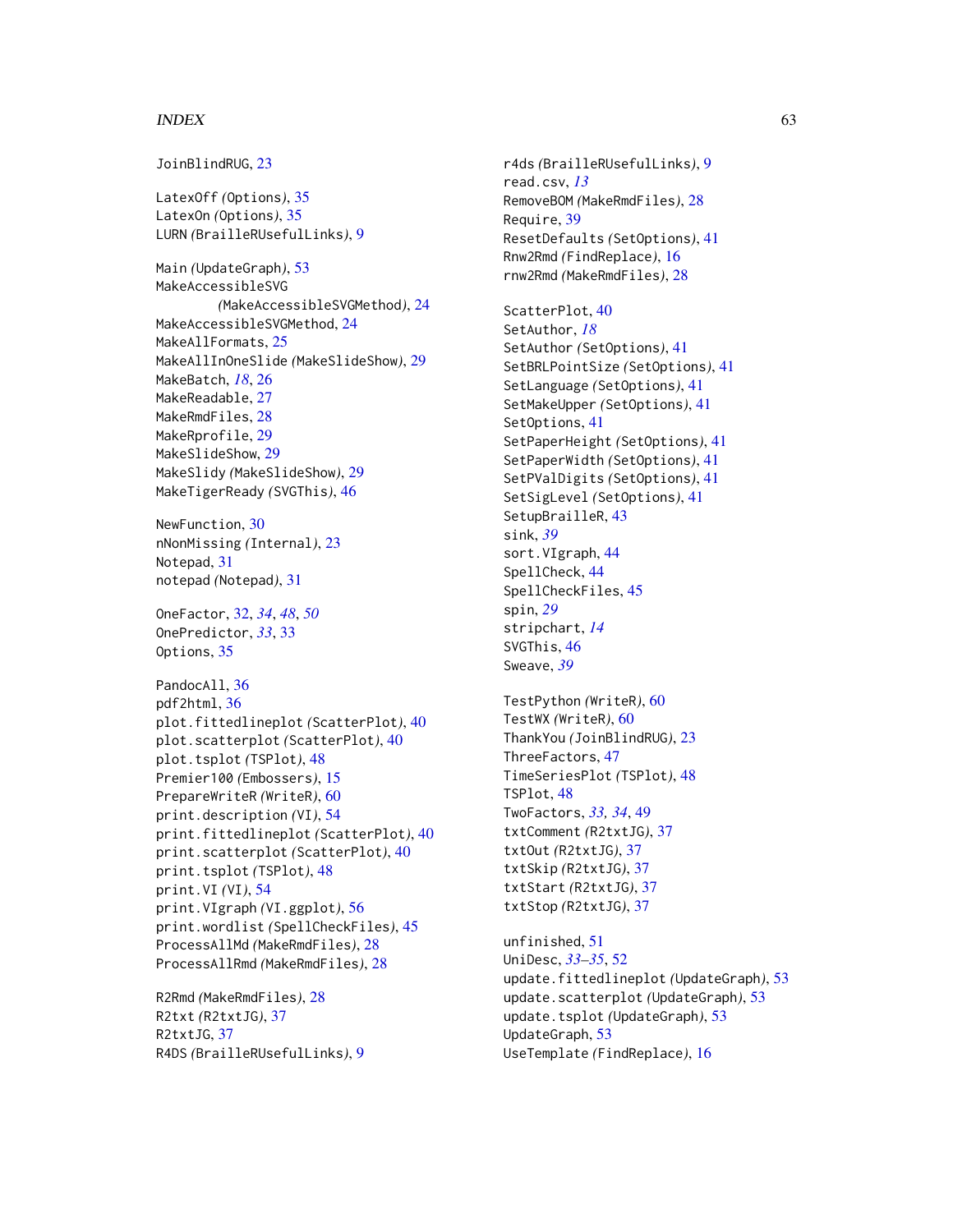JoinBlindRUG, 23

LatexOff *(Options)*, 35
LatexOn *(Options)*, 35
LURN *(BrailleRUsefulLinks)*, 9

Main *(UpdateGraph)*, 53
MakeAccessibleSVG *(MakeAccessibleSVGMethod)*, 24
MakeAccessibleSVGMethod, 24
MakeAllFormats, 25
MakeAllInOneSlide *(MakeSlideShow)*, 29
MakeBatch, *18*, 26
MakeReadable, 27
MakeRmdFiles, 28
MakeRprofile, 29
MakeSlideShow, 29
MakeSlidy *(MakeSlideShow)*, 29
MakeTigerReady *(SVGThis)*, 46

NewFunction, 30
nNonMissing *(Internal)*, 23
Notepad, 31
notepad *(Notepad)*, 31

OneFactor, 32, *34*, *48*, *50*
OnePredictor, *33*, 33
Options, 35

PandocAll, 36
pdf2html, 36
plot.fittedlineplot *(ScatterPlot)*, 40
plot.scatterplot *(ScatterPlot)*, 40
plot.tsplot *(TSPlot)*, 48
Premier100 *(Embossers)*, 15
PrepareWriteR *(WriteR)*, 60
print.description *(VI)*, 54
print.fittedlineplot *(ScatterPlot)*, 40
print.scatterplot *(ScatterPlot)*, 40
print.tsplot *(TSPlot)*, 48
print.VI *(VI)*, 54
print.VIgraph *(VI.ggplot)*, 56
print.wordlist *(SpellCheckFiles)*, 45
ProcessAllMd *(MakeRmdFiles)*, 28
ProcessAllRmd *(MakeRmdFiles)*, 28

R2Rmd *(MakeRmdFiles)*, 28
R2txt *(R2txtJG)*, 37
R2txtJG, 37
R4DS *(BrailleRUsefulLinks)*, 9
r4ds *(BrailleRUsefulLinks)*, 9
read.csv, *13*
RemoveBOM *(MakeRmdFiles)*, 28
Require, 39
ResetDefaults *(SetOptions)*, 41
Rnw2Rmd *(FindReplace)*, 16
rnw2Rmd *(MakeRmdFiles)*, 28

ScatterPlot, 40
SetAuthor, *18*
SetAuthor *(SetOptions)*, 41
SetBRLPointSize *(SetOptions)*, 41
SetLanguage *(SetOptions)*, 41
SetMakeUpper *(SetOptions)*, 41
SetOptions, 41
SetPaperHeight *(SetOptions)*, 41
SetPaperWidth *(SetOptions)*, 41
SetPValDigits *(SetOptions)*, 41
SetSigLevel *(SetOptions)*, 41
SetupBrailleR, 43
sink, *39*
sort.VIgraph, 44
SpellCheck, 44
SpellCheckFiles, 45
spin, *29*
stripchart, *14*
SVGThis, 46
Sweave, *39*

TestPython *(WriteR)*, 60
TestWX *(WriteR)*, 60
ThankYou *(JoinBlindRUG)*, 23
ThreeFactors, 47
TimeSeriesPlot *(TSPlot)*, 48
TSPlot, 48
TwoFactors, *33*, *34*, 49
txtComment *(R2txtJG)*, 37
txtOut *(R2txtJG)*, 37
txtSkip *(R2txtJG)*, 37
txtStart *(R2txtJG)*, 37
txtStop *(R2txtJG)*, 37

unfinished, 51
UniDesc, *33–35*, 52
update.fittedlineplot *(UpdateGraph)*, 53
update.scatterplot *(UpdateGraph)*, 53
update.tsplot *(UpdateGraph)*, 53
UpdateGraph, 53
UseTemplate *(FindReplace)*, 16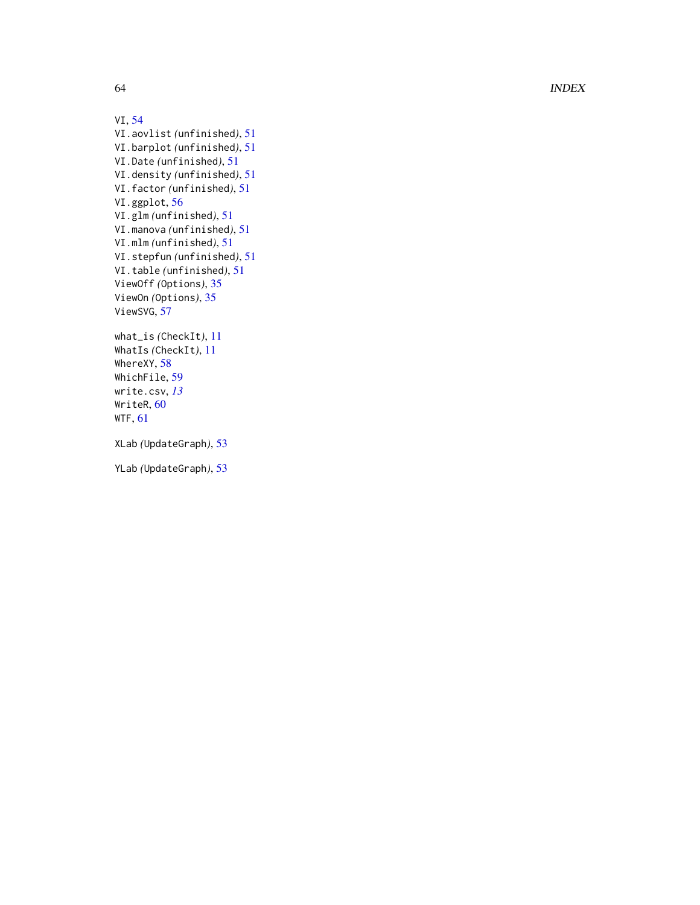VI, 54
VI.aovlist *(*unfinished*)*, 51
VI.barplot *(*unfinished*)*, 51
VI.Date *(*unfinished*)*, 51
VI.density *(*unfinished*)*, 51
VI.factor *(*unfinished*)*, 51
VI.ggplot, 56
VI.glm *(*unfinished*)*, 51
VI.manova *(*unfinished*)*, 51
VI.mlm *(*unfinished*)*, 51
VI.stepfun *(*unfinished*)*, 51
VI.table *(*unfinished*)*, 51
ViewOff *(*Options*)*, 35
ViewOn *(*Options*)*, 35
ViewSVG, 57

what_is *(*CheckIt*)*, 11
WhatIs *(*CheckIt*)*, 11
WhereXY, 58
WhichFile, 59
write.csv, *13*
WriteR, 60
WTF, 61

XLab *(*UpdateGraph*)*, 53

YLab *(*UpdateGraph*)*, 53